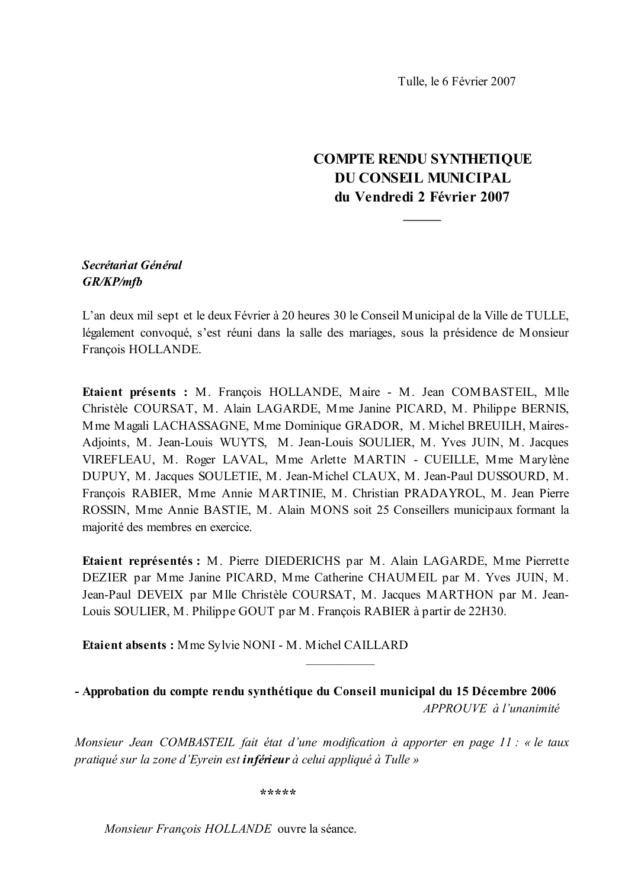Tulle, le 6 Février 2007

# COMPTE RENDU SYNTHETIQUE DU CONSEIL MUNICIPAL du Vendredi 2 Février 2007

***Secrétariat Général***
***GR/KP/mfb***

L'an deux mil sept et le deux Février à 20 heures 30 le Conseil Municipal de la Ville de TULLE, légalement convoqué, s'est réuni dans la salle des mariages, sous la présidence de Monsieur François HOLLANDE.

**Etaient présents :** M. François HOLLANDE, Maire - M. Jean COMBASTEIL, Mlle Christèle COURSAT, M. Alain LAGARDE, Mme Janine PICARD, M. Philippe BERNIS, Mme Magali LACHASSAGNE, Mme Dominique GRADOR, M. Michel BREUILH, Maires-Adjoints, M. Jean-Louis WUYTS, M. Jean-Louis SOULIER, M. Yves JUIN, M. Jacques VIREFLEAU, M. Roger LAVAL, Mme Arlette MARTIN - CUEILLE, Mme Marylène DUPUY, M. Jacques SOULETIE, M. Jean-Michel CLAUX, M. Jean-Paul DUSSOURD, M. François RABIER, Mme Annie MARTINIE, M. Christian PRADAYROL, M. Jean Pierre ROSSIN, Mme Annie BASTIE, M. Alain MONS soit 25 Conseillers municipaux formant la majorité des membres en exercice.

**Etaient représentés :** M. Pierre DIEDERICHS par M. Alain LAGARDE, Mme Pierrette DEZIER par Mme Janine PICARD, Mme Catherine CHAUMEIL par M. Yves JUIN, M. Jean-Paul DEVEIX par Mlle Christèle COURSAT, M. Jacques MARTHON par M. Jean-Louis SOULIER, M. Philippe GOUT par M. François RABIER à partir de 22H30.

**Etaient absents :** Mme Sylvie NONI - M. Michel CAILLARD

---

**- Approbation du compte rendu synthétique du Conseil municipal du 15 Décembre 2006**

*APPROUVE à l'unanimité*

*Monsieur Jean COMBASTEIL fait état d'une modification à apporter en page 11 : « le taux pratiqué sur la zone d'Eyrein est **inférieur** à celui appliqué à Tulle »*

\*\*\*\*\*

*Monsieur François HOLLANDE* ouvre la séance.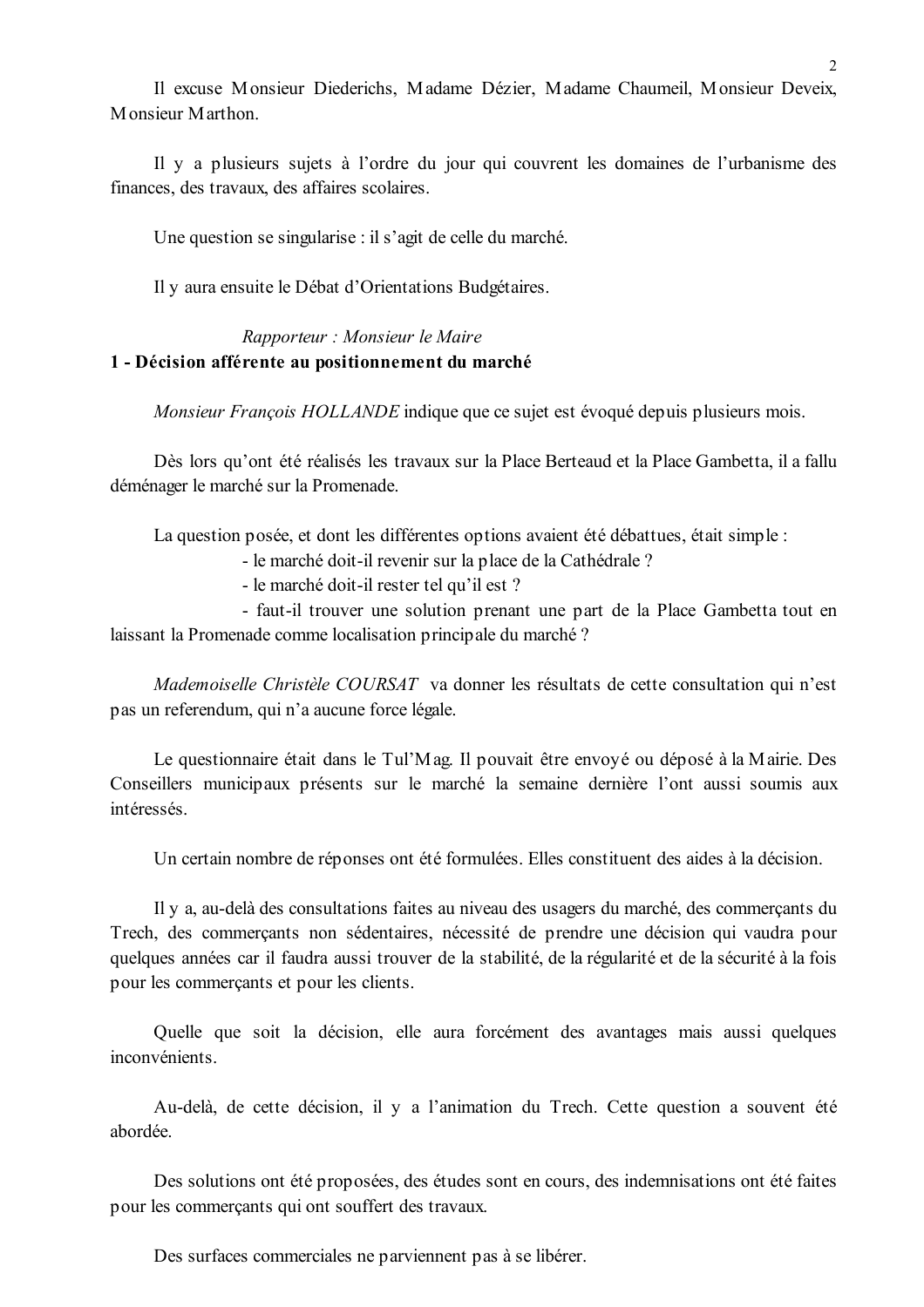Il excuse Monsieur Diederichs, Madame Dézier, Madame Chaumeil, Monsieur Deveix, Monsieur Marthon.

Il y a plusieurs sujets à l'ordre du jour qui couvrent les domaines de l'urbanisme des finances, des travaux, des affaires scolaires.

Une question se singularise : il s'agit de celle du marché.

Il y aura ensuite le Débat d'Orientations Budgétaires.

*Rapporteur : Monsieur le Maire*

**1 - Décision afférente au positionnement du marché**

*Monsieur François HOLLANDE* indique que ce sujet est évoqué depuis plusieurs mois.

Dès lors qu'ont été réalisés les travaux sur la Place Berteaud et la Place Gambetta, il a fallu déménager le marché sur la Promenade.

La question posée, et dont les différentes options avaient été débattues, était simple :

- le marché doit-il revenir sur la place de la Cathédrale ?
- le marché doit-il rester tel qu'il est ?
- faut-il trouver une solution prenant une part de la Place Gambetta tout en laissant la Promenade comme localisation principale du marché ?

*Mademoiselle Christèle COURSAT* va donner les résultats de cette consultation qui n'est pas un referendum, qui n'a aucune force légale.

Le questionnaire était dans le Tul'Mag. Il pouvait être envoyé ou déposé à la Mairie. Des Conseillers municipaux présents sur le marché la semaine dernière l'ont aussi soumis aux intéressés.

Un certain nombre de réponses ont été formulées. Elles constituent des aides à la décision.

Il y a, au-delà des consultations faites au niveau des usagers du marché, des commerçants du Trech, des commerçants non sédentaires, nécessité de prendre une décision qui vaudra pour quelques années car il faudra aussi trouver de la stabilité, de la régularité et de la sécurité à la fois pour les commerçants et pour les clients.

Quelle que soit la décision, elle aura forcément des avantages mais aussi quelques inconvénients.

Au-delà, de cette décision, il y a l'animation du Trech. Cette question a souvent été abordée.

Des solutions ont été proposées, des études sont en cours, des indemnisations ont été faites pour les commerçants qui ont souffert des travaux.

Des surfaces commerciales ne parviennent pas à se libérer.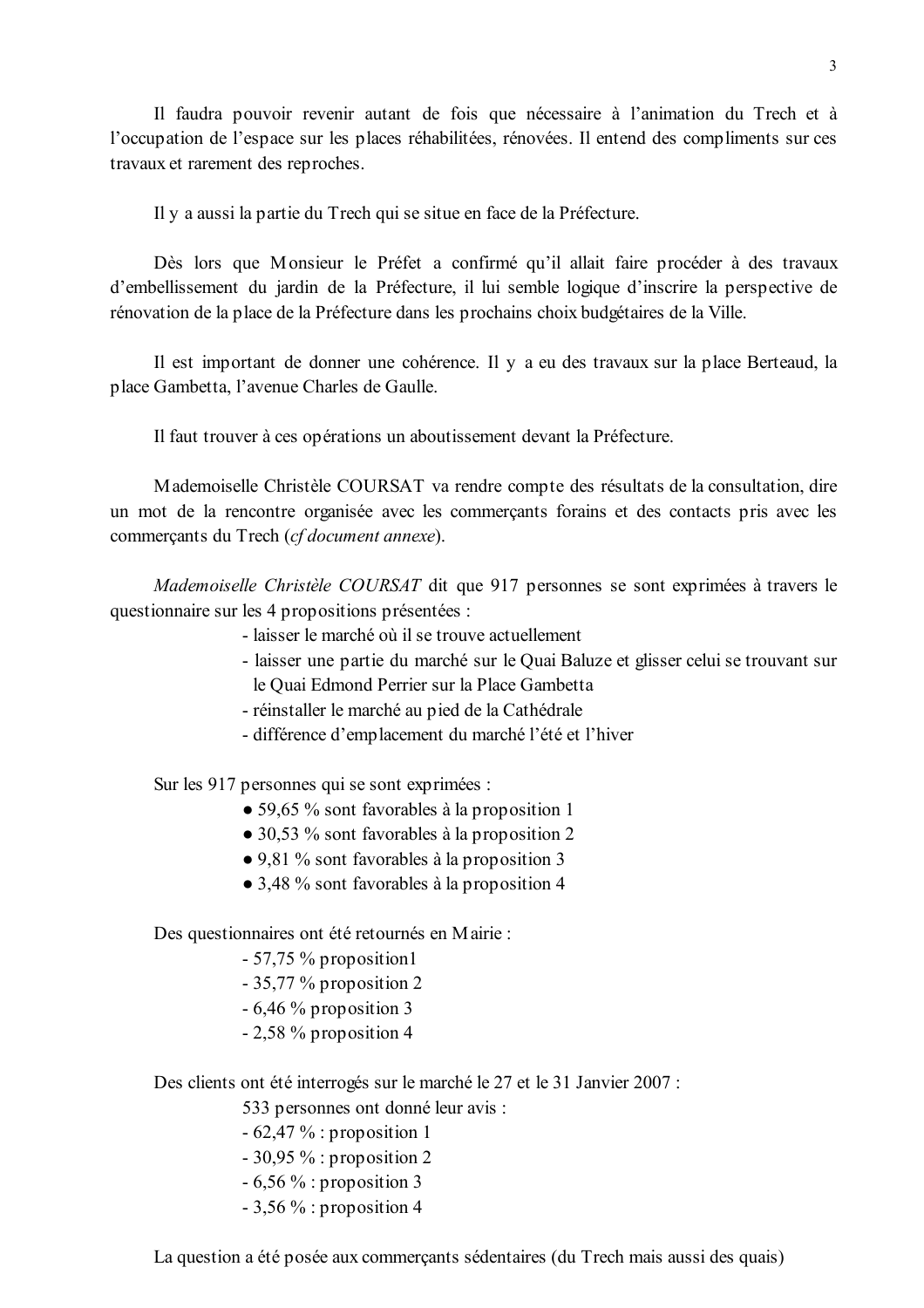Il faudra pouvoir revenir autant de fois que nécessaire à l'animation du Trech et à l'occupation de l'espace sur les places réhabilitées, rénovées. Il entend des compliments sur ces travaux et rarement des reproches.

Il y a aussi la partie du Trech qui se situe en face de la Préfecture.

Dès lors que Monsieur le Préfet a confirmé qu'il allait faire procéder à des travaux d'embellissement du jardin de la Préfecture, il lui semble logique d'inscrire la perspective de rénovation de la place de la Préfecture dans les prochains choix budgétaires de la Ville.

Il est important de donner une cohérence. Il y a eu des travaux sur la place Berteaud, la place Gambetta, l'avenue Charles de Gaulle.

Il faut trouver à ces opérations un aboutissement devant la Préfecture.

Mademoiselle Christèle COURSAT va rendre compte des résultats de la consultation, dire un mot de la rencontre organisée avec les commerçants forains et des contacts pris avec les commerçants du Trech (*cf document annexe*).

*Mademoiselle Christèle COURSAT* dit que 917 personnes se sont exprimées à travers le questionnaire sur les 4 propositions présentées :

- laisser le marché où il se trouve actuellement
- laisser une partie du marché sur le Quai Baluze et glisser celui se trouvant sur le Quai Edmond Perrier sur la Place Gambetta
- réinstaller le marché au pied de la Cathédrale
- différence d'emplacement du marché l'été et l'hiver

Sur les 917 personnes qui se sont exprimées :

- 59,65 % sont favorables à la proposition 1
- 30,53 % sont favorables à la proposition 2
- 9,81 % sont favorables à la proposition 3
- 3,48 % sont favorables à la proposition 4

Des questionnaires ont été retournés en Mairie :

- 57,75 % proposition1
- 35,77 % proposition 2
- 6,46 % proposition 3
- 2,58 % proposition 4

Des clients ont été interrogés sur le marché le 27 et le 31 Janvier 2007 :

533 personnes ont donné leur avis :

- 62,47 % : proposition 1
- 30,95 % : proposition 2
- 6,56 % : proposition 3
- 3,56 % : proposition 4

La question a été posée aux commerçants sédentaires (du Trech mais aussi des quais)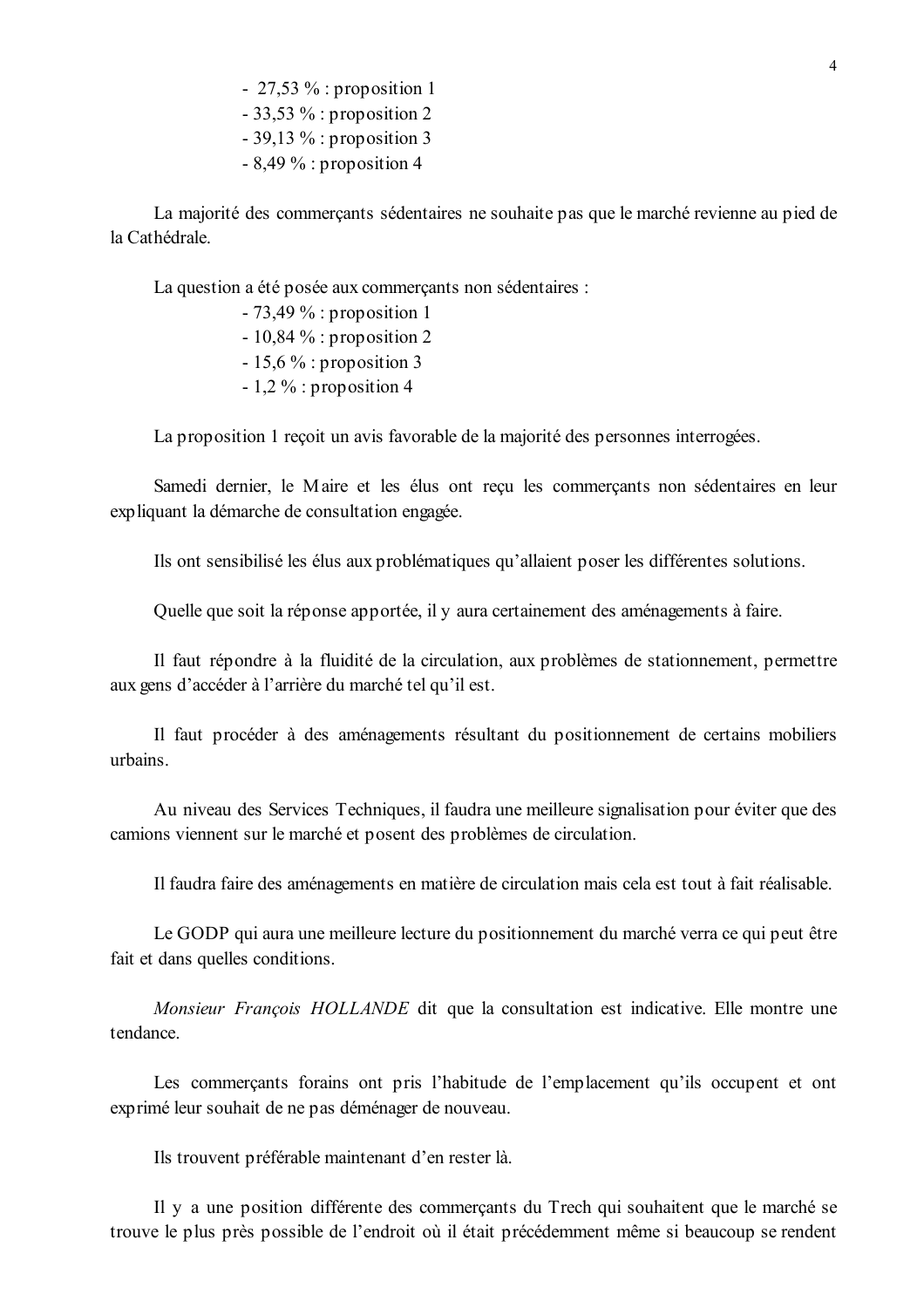- 27,53 % : proposition 1
- 33,53 % : proposition 2
- 39,13 % : proposition 3
- 8,49 % : proposition 4

La majorité des commerçants sédentaires ne souhaite pas que le marché revienne au pied de la Cathédrale.

La question a été posée aux commerçants non sédentaires :

- 73,49 % : proposition 1
- 10,84 % : proposition 2
- 15,6 % : proposition 3
- 1,2 % : proposition 4

La proposition 1 reçoit un avis favorable de la majorité des personnes interrogées.

Samedi dernier, le Maire et les élus ont reçu les commerçants non sédentaires en leur expliquant la démarche de consultation engagée.

Ils ont sensibilisé les élus aux problématiques qu'allaient poser les différentes solutions.

Quelle que soit la réponse apportée, il y aura certainement des aménagements à faire.

Il faut répondre à la fluidité de la circulation, aux problèmes de stationnement, permettre aux gens d'accéder à l'arrière du marché tel qu'il est.

Il faut procéder à des aménagements résultant du positionnement de certains mobiliers urbains.

Au niveau des Services Techniques, il faudra une meilleure signalisation pour éviter que des camions viennent sur le marché et posent des problèmes de circulation.

Il faudra faire des aménagements en matière de circulation mais cela est tout à fait réalisable.

Le GODP qui aura une meilleure lecture du positionnement du marché verra ce qui peut être fait et dans quelles conditions.

*Monsieur François HOLLANDE* dit que la consultation est indicative. Elle montre une tendance.

Les commerçants forains ont pris l'habitude de l'emplacement qu'ils occupent et ont exprimé leur souhait de ne pas déménager de nouveau.

Ils trouvent préférable maintenant d'en rester là.

Il y a une position différente des commerçants du Trech qui souhaitent que le marché se trouve le plus près possible de l'endroit où il était précédemment même si beaucoup se rendent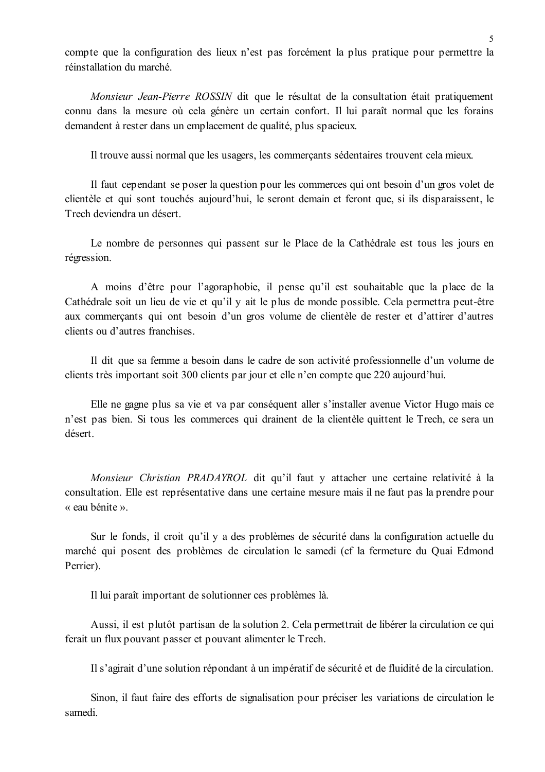compte que la configuration des lieux n'est pas forcément la plus pratique pour permettre la réinstallation du marché.

*Monsieur Jean-Pierre ROSSIN* dit que le résultat de la consultation était pratiquement connu dans la mesure où cela génère un certain confort. Il lui paraît normal que les forains demandent à rester dans un emplacement de qualité, plus spacieux.

Il trouve aussi normal que les usagers, les commerçants sédentaires trouvent cela mieux.

Il faut cependant se poser la question pour les commerces qui ont besoin d'un gros volet de clientèle et qui sont touchés aujourd'hui, le seront demain et feront que, si ils disparaissent, le Trech deviendra un désert.

Le nombre de personnes qui passent sur le Place de la Cathédrale est tous les jours en régression.

A moins d'être pour l'agoraphobie, il pense qu'il est souhaitable que la place de la Cathédrale soit un lieu de vie et qu'il y ait le plus de monde possible. Cela permettra peut-être aux commerçants qui ont besoin d'un gros volume de clientèle de rester et d'attirer d'autres clients ou d'autres franchises.

Il dit que sa femme a besoin dans le cadre de son activité professionnelle d'un volume de clients très important soit 300 clients par jour et elle n'en compte que 220 aujourd'hui.

Elle ne gagne plus sa vie et va par conséquent aller s'installer avenue Victor Hugo mais ce n'est pas bien. Si tous les commerces qui drainent de la clientèle quittent le Trech, ce sera un désert.

*Monsieur Christian PRADAYROL* dit qu'il faut y attacher une certaine relativité à la consultation. Elle est représentative dans une certaine mesure mais il ne faut pas la prendre pour « eau bénite ».

Sur le fonds, il croit qu'il y a des problèmes de sécurité dans la configuration actuelle du marché qui posent des problèmes de circulation le samedi (cf la fermeture du Quai Edmond Perrier).

Il lui paraît important de solutionner ces problèmes là.

Aussi, il est plutôt partisan de la solution 2. Cela permettrait de libérer la circulation ce qui ferait un flux pouvant passer et pouvant alimenter le Trech.

Il s'agirait d'une solution répondant à un impératif de sécurité et de fluidité de la circulation.

Sinon, il faut faire des efforts de signalisation pour préciser les variations de circulation le samedi.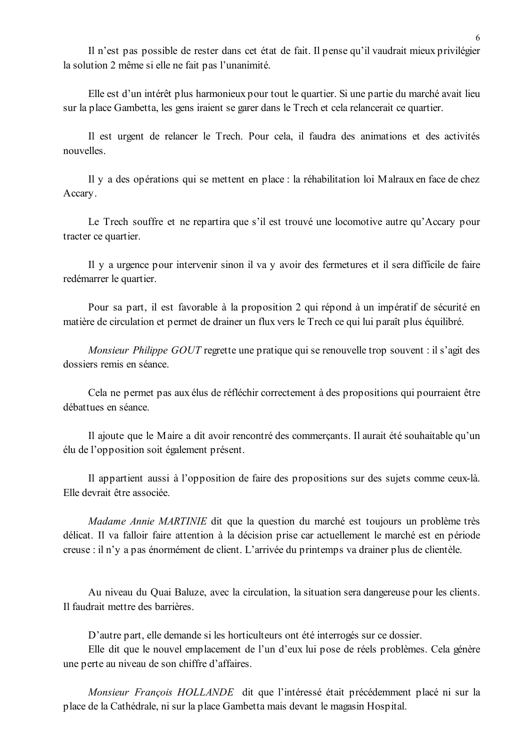Il n'est pas possible de rester dans cet état de fait. Il pense qu'il vaudrait mieux privilégier la solution 2 même si elle ne fait pas l'unanimité.

Elle est d'un intérêt plus harmonieux pour tout le quartier. Si une partie du marché avait lieu sur la place Gambetta, les gens iraient se garer dans le Trech et cela relancerait ce quartier.

Il est urgent de relancer le Trech. Pour cela, il faudra des animations et des activités nouvelles.

Il y a des opérations qui se mettent en place : la réhabilitation loi Malraux en face de chez Accary.

Le Trech souffre et ne repartira que s'il est trouvé une locomotive autre qu'Accary pour tracter ce quartier.

Il y a urgence pour intervenir sinon il va y avoir des fermetures et il sera difficile de faire redémarrer le quartier.

Pour sa part, il est favorable à la proposition 2 qui répond à un impératif de sécurité en matière de circulation et permet de drainer un flux vers le Trech ce qui lui paraît plus équilibré.

*Monsieur Philippe GOUT* regrette une pratique qui se renouvelle trop souvent : il s'agit des dossiers remis en séance.

Cela ne permet pas aux élus de réfléchir correctement à des propositions qui pourraient être débattues en séance.

Il ajoute que le Maire a dit avoir rencontré des commerçants. Il aurait été souhaitable qu'un élu de l'opposition soit également présent.

Il appartient aussi à l'opposition de faire des propositions sur des sujets comme ceux-là. Elle devrait être associée.

*Madame Annie MARTINIE* dit que la question du marché est toujours un problème très délicat. Il va falloir faire attention à la décision prise car actuellement le marché est en période creuse : il n'y a pas énormément de client. L'arrivée du printemps va drainer plus de clientèle.

Au niveau du Quai Baluze, avec la circulation, la situation sera dangereuse pour les clients. Il faudrait mettre des barrières.

D'autre part, elle demande si les horticulteurs ont été interrogés sur ce dossier.
Elle dit que le nouvel emplacement de l'un d'eux lui pose de réels problèmes. Cela génère une perte au niveau de son chiffre d'affaires.

*Monsieur François HOLLANDE* dit que l'intéressé était précédemment placé ni sur la place de la Cathédrale, ni sur la place Gambetta mais devant le magasin Hospital.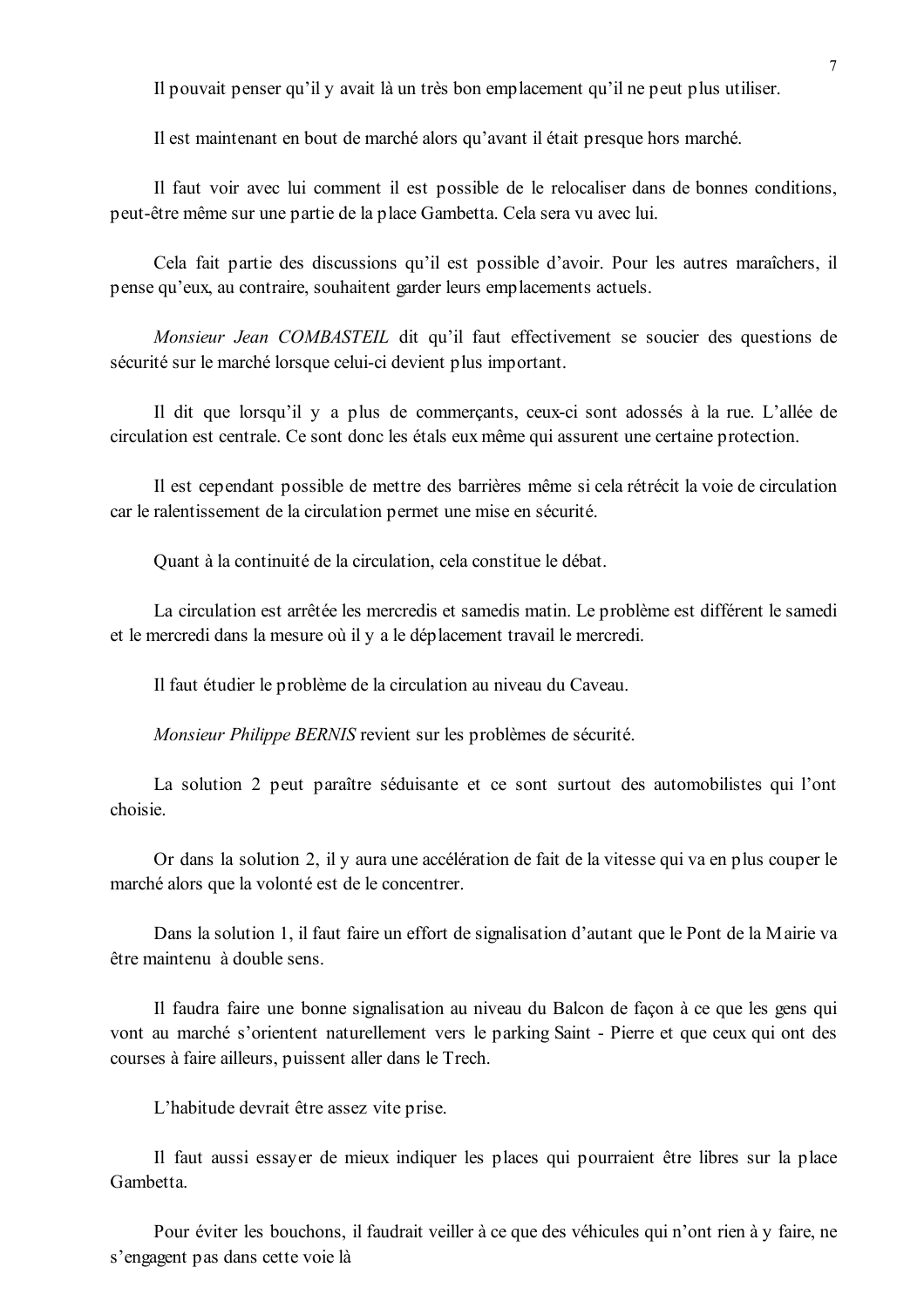Il pouvait penser qu'il y avait là un très bon emplacement qu'il ne peut plus utiliser.

Il est maintenant en bout de marché alors qu'avant il était presque hors marché.

Il faut voir avec lui comment il est possible de le relocaliser dans de bonnes conditions, peut-être même sur une partie de la place Gambetta. Cela sera vu avec lui.

Cela fait partie des discussions qu'il est possible d'avoir. Pour les autres maraîchers, il pense qu'eux, au contraire, souhaitent garder leurs emplacements actuels.

*Monsieur Jean COMBASTEIL* dit qu'il faut effectivement se soucier des questions de sécurité sur le marché lorsque celui-ci devient plus important.

Il dit que lorsqu'il y a plus de commerçants, ceux-ci sont adossés à la rue. L'allée de circulation est centrale. Ce sont donc les étals eux même qui assurent une certaine protection.

Il est cependant possible de mettre des barrières même si cela rétrécit la voie de circulation car le ralentissement de la circulation permet une mise en sécurité.

Quant à la continuité de la circulation, cela constitue le débat.

La circulation est arrêtée les mercredis et samedis matin. Le problème est différent le samedi et le mercredi dans la mesure où il y a le déplacement travail le mercredi.

Il faut étudier le problème de la circulation au niveau du Caveau.

*Monsieur Philippe BERNIS* revient sur les problèmes de sécurité.

La solution 2 peut paraître séduisante et ce sont surtout des automobilistes qui l'ont choisie.

Or dans la solution 2, il y aura une accélération de fait de la vitesse qui va en plus couper le marché alors que la volonté est de le concentrer.

Dans la solution 1, il faut faire un effort de signalisation d'autant que le Pont de la Mairie va être maintenu à double sens.

Il faudra faire une bonne signalisation au niveau du Balcon de façon à ce que les gens qui vont au marché s'orientent naturellement vers le parking Saint - Pierre et que ceux qui ont des courses à faire ailleurs, puissent aller dans le Trech.

L'habitude devrait être assez vite prise.

Il faut aussi essayer de mieux indiquer les places qui pourraient être libres sur la place Gambetta.

Pour éviter les bouchons, il faudrait veiller à ce que des véhicules qui n'ont rien à y faire, ne s'engagent pas dans cette voie là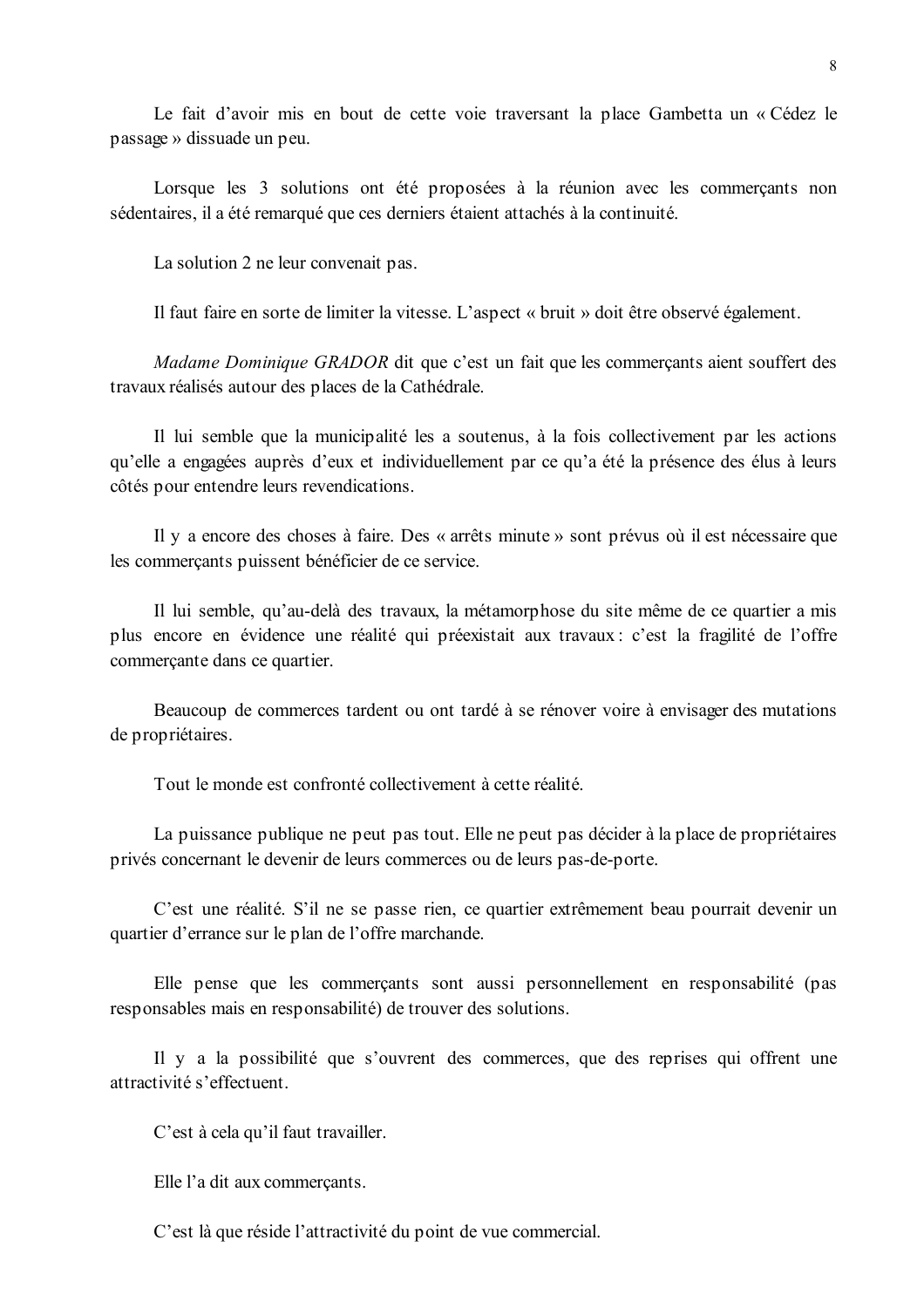Le fait d'avoir mis en bout de cette voie traversant la place Gambetta un « Cédez le passage » dissuade un peu.

Lorsque les 3 solutions ont été proposées à la réunion avec les commerçants non sédentaires, il a été remarqué que ces derniers étaient attachés à la continuité.

La solution 2 ne leur convenait pas.

Il faut faire en sorte de limiter la vitesse. L'aspect « bruit » doit être observé également.

*Madame Dominique GRADOR* dit que c'est un fait que les commerçants aient souffert des travaux réalisés autour des places de la Cathédrale.

Il lui semble que la municipalité les a soutenus, à la fois collectivement par les actions qu'elle a engagées auprès d'eux et individuellement par ce qu'a été la présence des élus à leurs côtés pour entendre leurs revendications.

Il y a encore des choses à faire. Des « arrêts minute » sont prévus où il est nécessaire que les commerçants puissent bénéficier de ce service.

Il lui semble, qu'au-delà des travaux, la métamorphose du site même de ce quartier a mis plus encore en évidence une réalité qui préexistait aux travaux : c'est la fragilité de l'offre commerçante dans ce quartier.

Beaucoup de commerces tardent ou ont tardé à se rénover voire à envisager des mutations de propriétaires.

Tout le monde est confronté collectivement à cette réalité.

La puissance publique ne peut pas tout. Elle ne peut pas décider à la place de propriétaires privés concernant le devenir de leurs commerces ou de leurs pas-de-porte.

C'est une réalité. S'il ne se passe rien, ce quartier extrêmement beau pourrait devenir un quartier d'errance sur le plan de l'offre marchande.

Elle pense que les commerçants sont aussi personnellement en responsabilité (pas responsables mais en responsabilité) de trouver des solutions.

Il y a la possibilité que s'ouvrent des commerces, que des reprises qui offrent une attractivité s'effectuent.

C'est à cela qu'il faut travailler.

Elle l'a dit aux commerçants.

C'est là que réside l'attractivité du point de vue commercial.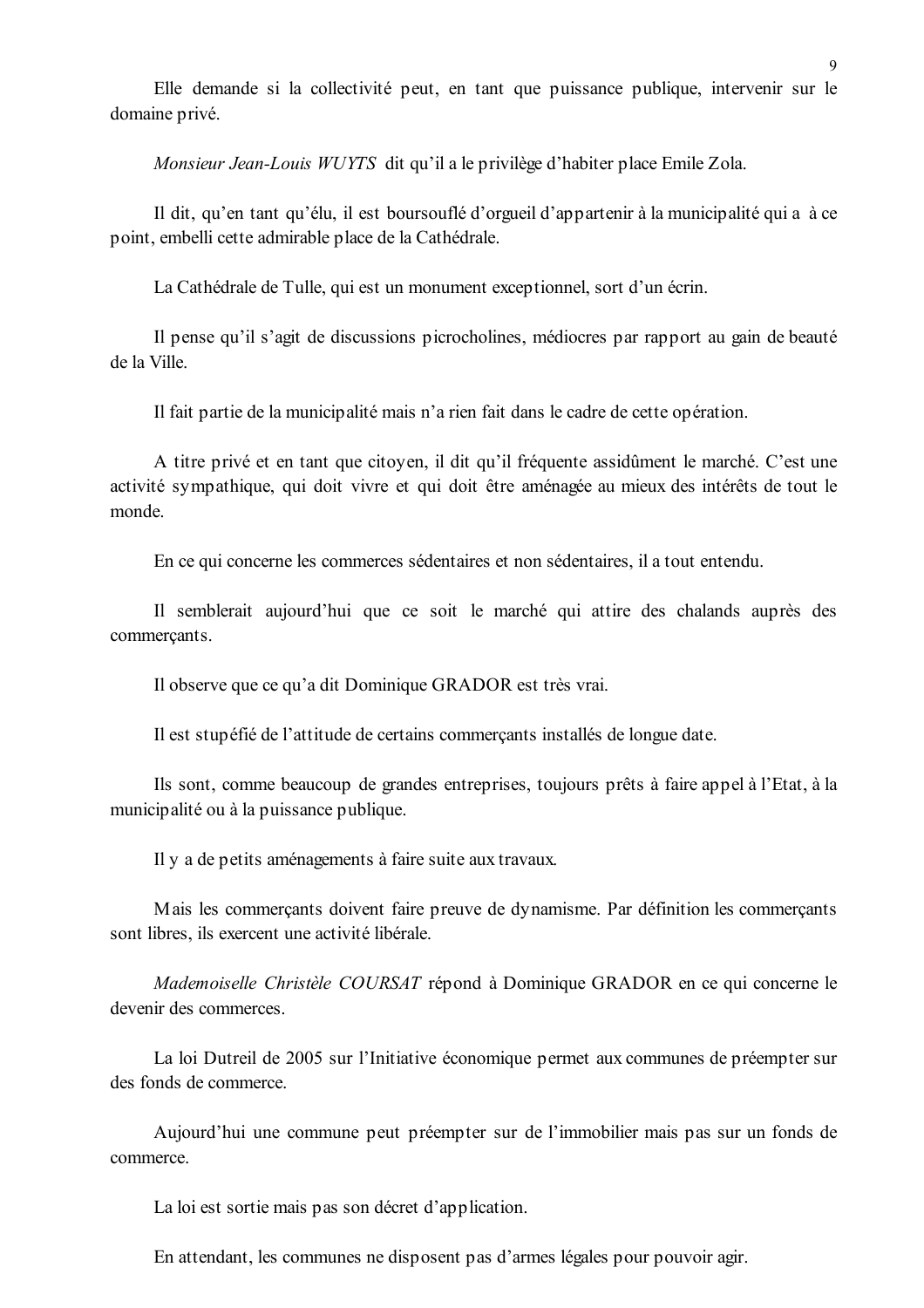Elle demande si la collectivité peut, en tant que puissance publique, intervenir sur le domaine privé.

*Monsieur Jean-Louis WUYTS* dit qu'il a le privilège d'habiter place Emile Zola.

Il dit, qu'en tant qu'élu, il est boursouflé d'orgueil d'appartenir à la municipalité qui a à ce point, embelli cette admirable place de la Cathédrale.

La Cathédrale de Tulle, qui est un monument exceptionnel, sort d'un écrin.

Il pense qu'il s'agit de discussions picrocholines, médiocres par rapport au gain de beauté de la Ville.

Il fait partie de la municipalité mais n'a rien fait dans le cadre de cette opération.

A titre privé et en tant que citoyen, il dit qu'il fréquente assidûment le marché. C'est une activité sympathique, qui doit vivre et qui doit être aménagée au mieux des intérêts de tout le monde.

En ce qui concerne les commerces sédentaires et non sédentaires, il a tout entendu.

Il semblerait aujourd'hui que ce soit le marché qui attire des chalands auprès des commerçants.

Il observe que ce qu'a dit Dominique GRADOR est très vrai.

Il est stupéfié de l'attitude de certains commerçants installés de longue date.

Ils sont, comme beaucoup de grandes entreprises, toujours prêts à faire appel à l'Etat, à la municipalité ou à la puissance publique.

Il y a de petits aménagements à faire suite aux travaux.

Mais les commerçants doivent faire preuve de dynamisme. Par définition les commerçants sont libres, ils exercent une activité libérale.

*Mademoiselle Christèle COURSAT* répond à Dominique GRADOR en ce qui concerne le devenir des commerces.

La loi Dutreil de 2005 sur l'Initiative économique permet aux communes de préempter sur des fonds de commerce.

Aujourd'hui une commune peut préempter sur de l'immobilier mais pas sur un fonds de commerce.

La loi est sortie mais pas son décret d'application.

En attendant, les communes ne disposent pas d'armes légales pour pouvoir agir.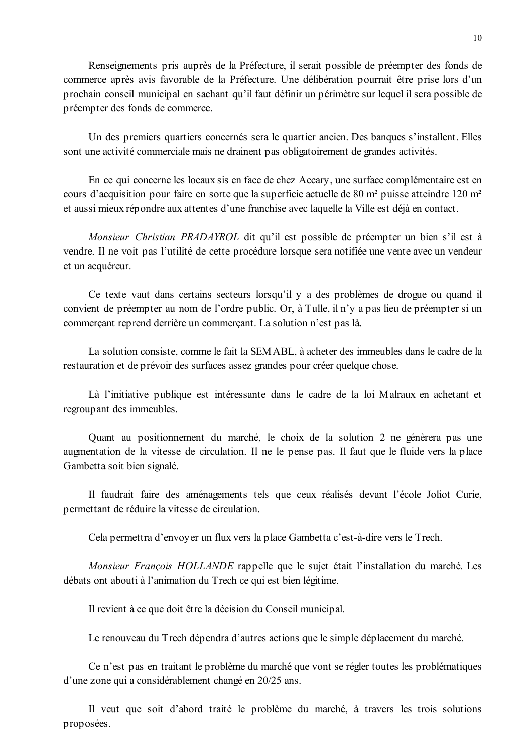Renseignements pris auprès de la Préfecture, il serait possible de préempter des fonds de commerce après avis favorable de la Préfecture. Une délibération pourrait être prise lors d'un prochain conseil municipal en sachant qu'il faut définir un périmètre sur lequel il sera possible de préempter des fonds de commerce.

Un des premiers quartiers concernés sera le quartier ancien. Des banques s'installent. Elles sont une activité commerciale mais ne drainent pas obligatoirement de grandes activités.

En ce qui concerne les locaux sis en face de chez Accary, une surface complémentaire est en cours d'acquisition pour faire en sorte que la superficie actuelle de 80 m² puisse atteindre 120 m² et aussi mieux répondre aux attentes d'une franchise avec laquelle la Ville est déjà en contact.

*Monsieur Christian PRADAYROL* dit qu'il est possible de préempter un bien s'il est à vendre. Il ne voit pas l'utilité de cette procédure lorsque sera notifiée une vente avec un vendeur et un acquéreur.

Ce texte vaut dans certains secteurs lorsqu'il y a des problèmes de drogue ou quand il convient de préempter au nom de l'ordre public. Or, à Tulle, il n'y a pas lieu de préempter si un commerçant reprend derrière un commerçant. La solution n'est pas là.

La solution consiste, comme le fait la SEMABL, à acheter des immeubles dans le cadre de la restauration et de prévoir des surfaces assez grandes pour créer quelque chose.

Là l'initiative publique est intéressante dans le cadre de la loi Malraux en achetant et regroupant des immeubles.

Quant au positionnement du marché, le choix de la solution 2 ne génèrera pas une augmentation de la vitesse de circulation. Il ne le pense pas. Il faut que le fluide vers la place Gambetta soit bien signalé.

Il faudrait faire des aménagements tels que ceux réalisés devant l'école Joliot Curie, permettant de réduire la vitesse de circulation.

Cela permettra d'envoyer un flux vers la place Gambetta c'est-à-dire vers le Trech.

*Monsieur François HOLLANDE* rappelle que le sujet était l'installation du marché. Les débats ont abouti à l'animation du Trech ce qui est bien légitime.

Il revient à ce que doit être la décision du Conseil municipal.

Le renouveau du Trech dépendra d'autres actions que le simple déplacement du marché.

Ce n'est pas en traitant le problème du marché que vont se régler toutes les problématiques d'une zone qui a considérablement changé en 20/25 ans.

Il veut que soit d'abord traité le problème du marché, à travers les trois solutions proposées.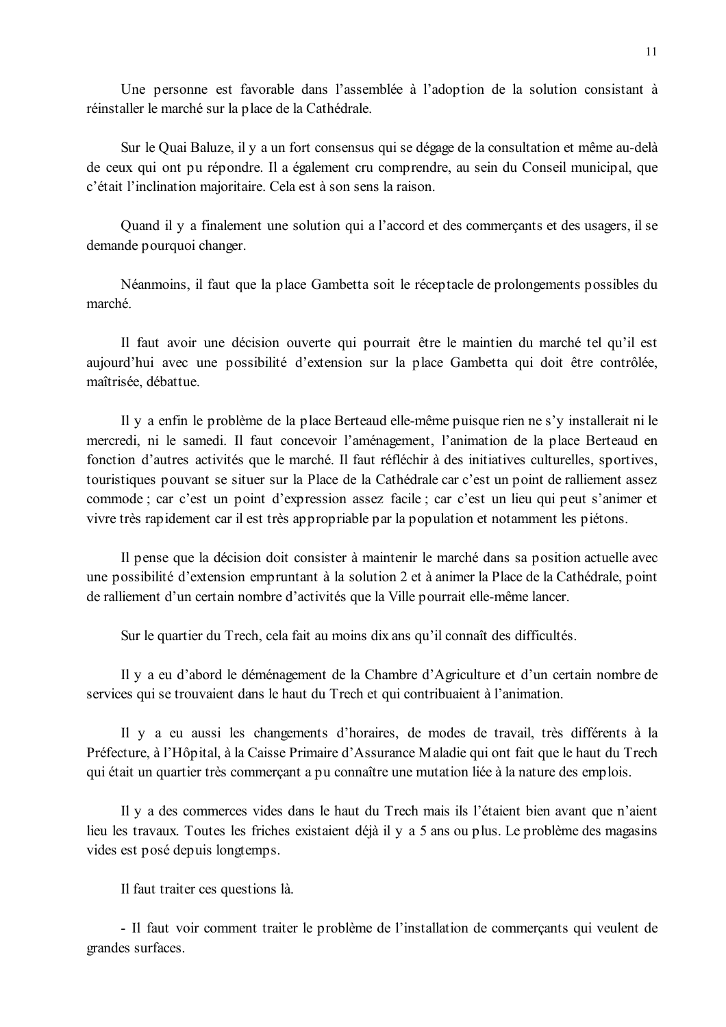Une personne est favorable dans l'assemblée à l'adoption de la solution consistant à réinstaller le marché sur la place de la Cathédrale.

Sur le Quai Baluze, il y a un fort consensus qui se dégage de la consultation et même au-delà de ceux qui ont pu répondre. Il a également cru comprendre, au sein du Conseil municipal, que c'était l'inclination majoritaire. Cela est à son sens la raison.

Quand il y a finalement une solution qui a l'accord et des commerçants et des usagers, il se demande pourquoi changer.

Néanmoins, il faut que la place Gambetta soit le réceptacle de prolongements possibles du marché.

Il faut avoir une décision ouverte qui pourrait être le maintien du marché tel qu'il est aujourd'hui avec une possibilité d'extension sur la place Gambetta qui doit être contrôlée, maîtrisée, débattue.

Il y a enfin le problème de la place Berteaud elle-même puisque rien ne s'y installerait ni le mercredi, ni le samedi. Il faut concevoir l'aménagement, l'animation de la place Berteaud en fonction d'autres activités que le marché. Il faut réfléchir à des initiatives culturelles, sportives, touristiques pouvant se situer sur la Place de la Cathédrale car c'est un point de ralliement assez commode ; car c'est un point d'expression assez facile ; car c'est un lieu qui peut s'animer et vivre très rapidement car il est très appropriable par la population et notamment les piétons.

Il pense que la décision doit consister à maintenir le marché dans sa position actuelle avec une possibilité d'extension empruntant à la solution 2 et à animer la Place de la Cathédrale, point de ralliement d'un certain nombre d'activités que la Ville pourrait elle-même lancer.

Sur le quartier du Trech, cela fait au moins dix ans qu'il connaît des difficultés.

Il y a eu d'abord le déménagement de la Chambre d'Agriculture et d'un certain nombre de services qui se trouvaient dans le haut du Trech et qui contribuaient à l'animation.

Il y a eu aussi les changements d'horaires, de modes de travail, très différents à la Préfecture, à l'Hôpital, à la Caisse Primaire d'Assurance Maladie qui ont fait que le haut du Trech qui était un quartier très commerçant a pu connaître une mutation liée à la nature des emplois.

Il y a des commerces vides dans le haut du Trech mais ils l'étaient bien avant que n'aient lieu les travaux. Toutes les friches existaient déjà il y a 5 ans ou plus. Le problème des magasins vides est posé depuis longtemps.

Il faut traiter ces questions là.

- Il faut voir comment traiter le problème de l'installation de commerçants qui veulent de grandes surfaces.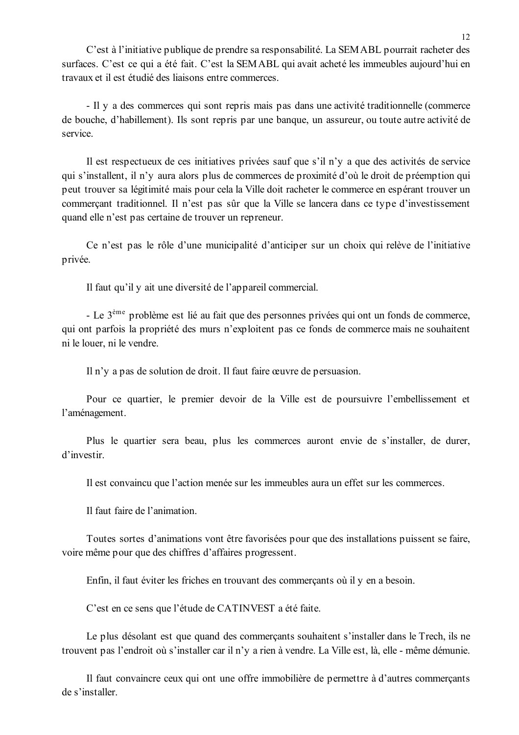C'est à l'initiative publique de prendre sa responsabilité. La SEMABL pourrait racheter des surfaces. C'est ce qui a été fait. C'est la SEMABL qui avait acheté les immeubles aujourd'hui en travaux et il est étudié des liaisons entre commerces.

- Il y a des commerces qui sont repris mais pas dans une activité traditionnelle (commerce de bouche, d'habillement). Ils sont repris par une banque, un assureur, ou toute autre activité de service.

Il est respectueux de ces initiatives privées sauf que s'il n'y a que des activités de service qui s'installent, il n'y aura alors plus de commerces de proximité d'où le droit de préemption qui peut trouver sa légitimité mais pour cela la Ville doit racheter le commerce en espérant trouver un commerçant traditionnel. Il n'est pas sûr que la Ville se lancera dans ce type d'investissement quand elle n'est pas certaine de trouver un repreneur.

Ce n'est pas le rôle d'une municipalité d'anticiper sur un choix qui relève de l'initiative privée.

Il faut qu'il y ait une diversité de l'appareil commercial.

- Le 3ème problème est lié au fait que des personnes privées qui ont un fonds de commerce, qui ont parfois la propriété des murs n'exploitent pas ce fonds de commerce mais ne souhaitent ni le louer, ni le vendre.

Il n'y a pas de solution de droit. Il faut faire œuvre de persuasion.

Pour ce quartier, le premier devoir de la Ville est de poursuivre l'embellissement et l'aménagement.

Plus le quartier sera beau, plus les commerces auront envie de s'installer, de durer, d'investir.

Il est convaincu que l'action menée sur les immeubles aura un effet sur les commerces.

Il faut faire de l'animation.

Toutes sortes d'animations vont être favorisées pour que des installations puissent se faire, voire même pour que des chiffres d'affaires progressent.

Enfin, il faut éviter les friches en trouvant des commerçants où il y en a besoin.

C'est en ce sens que l'étude de CATINVEST a été faite.

Le plus désolant est que quand des commerçants souhaitent s'installer dans le Trech, ils ne trouvent pas l'endroit où s'installer car il n'y a rien à vendre. La Ville est, là, elle - même démunie.

Il faut convaincre ceux qui ont une offre immobilière de permettre à d'autres commerçants de s'installer.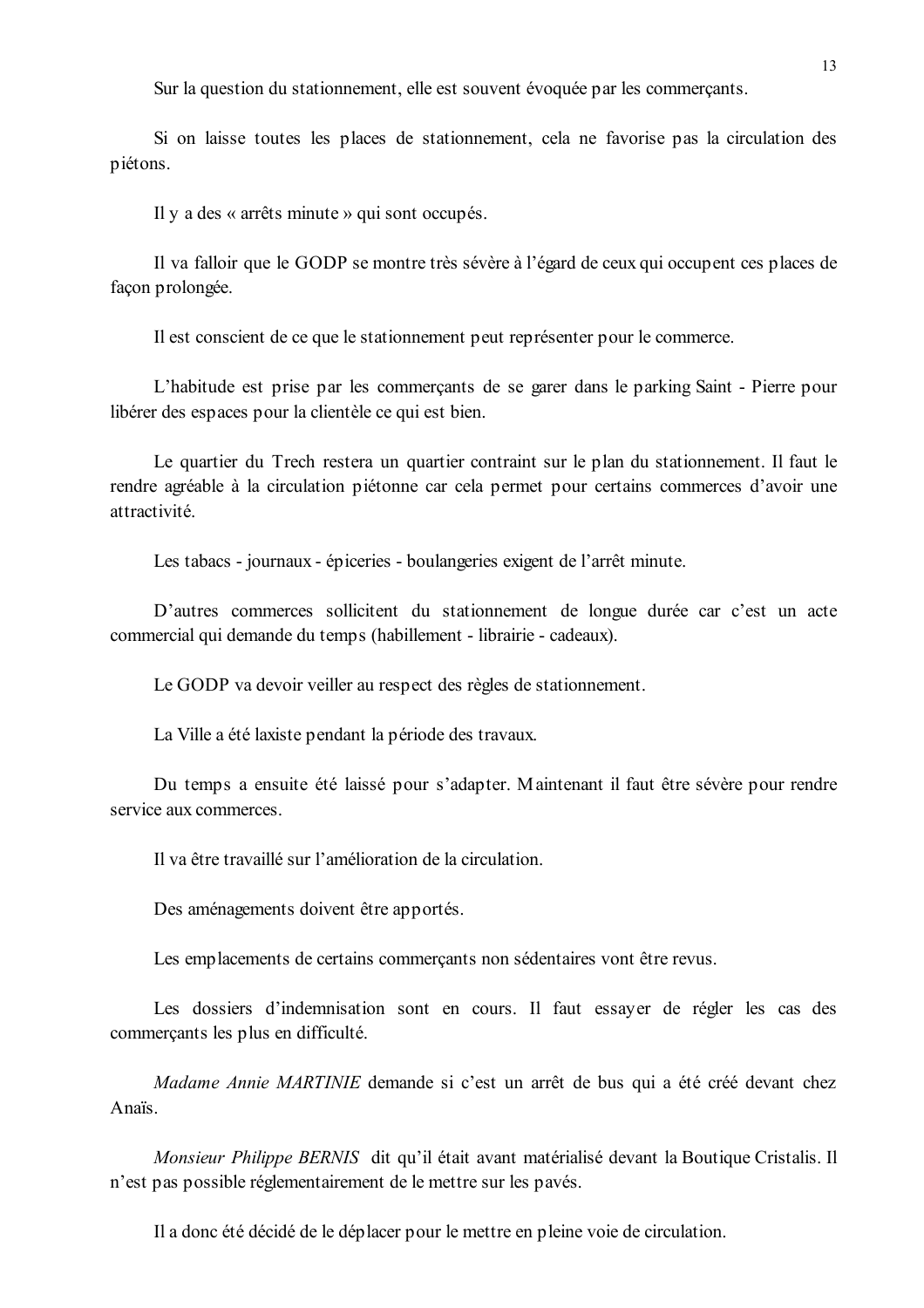Sur la question du stationnement, elle est souvent évoquée par les commerçants.

Si on laisse toutes les places de stationnement, cela ne favorise pas la circulation des piétons.

Il y a des « arrêts minute » qui sont occupés.

Il va falloir que le GODP se montre très sévère à l'égard de ceux qui occupent ces places de façon prolongée.

Il est conscient de ce que le stationnement peut représenter pour le commerce.

L'habitude est prise par les commerçants de se garer dans le parking Saint - Pierre pour libérer des espaces pour la clientèle ce qui est bien.

Le quartier du Trech restera un quartier contraint sur le plan du stationnement. Il faut le rendre agréable à la circulation piétonne car cela permet pour certains commerces d'avoir une attractivité.

Les tabacs - journaux - épiceries - boulangeries exigent de l'arrêt minute.

D'autres commerces sollicitent du stationnement de longue durée car c'est un acte commercial qui demande du temps (habillement - librairie - cadeaux).

Le GODP va devoir veiller au respect des règles de stationnement.

La Ville a été laxiste pendant la période des travaux.

Du temps a ensuite été laissé pour s'adapter. Maintenant il faut être sévère pour rendre service aux commerces.

Il va être travaillé sur l'amélioration de la circulation.

Des aménagements doivent être apportés.

Les emplacements de certains commerçants non sédentaires vont être revus.

Les dossiers d'indemnisation sont en cours. Il faut essayer de régler les cas des commerçants les plus en difficulté.

*Madame Annie MARTINIE* demande si c'est un arrêt de bus qui a été créé devant chez Anaïs.

*Monsieur Philippe BERNIS* dit qu'il était avant matérialisé devant la Boutique Cristalis. Il n'est pas possible réglementairement de le mettre sur les pavés.

Il a donc été décidé de le déplacer pour le mettre en pleine voie de circulation.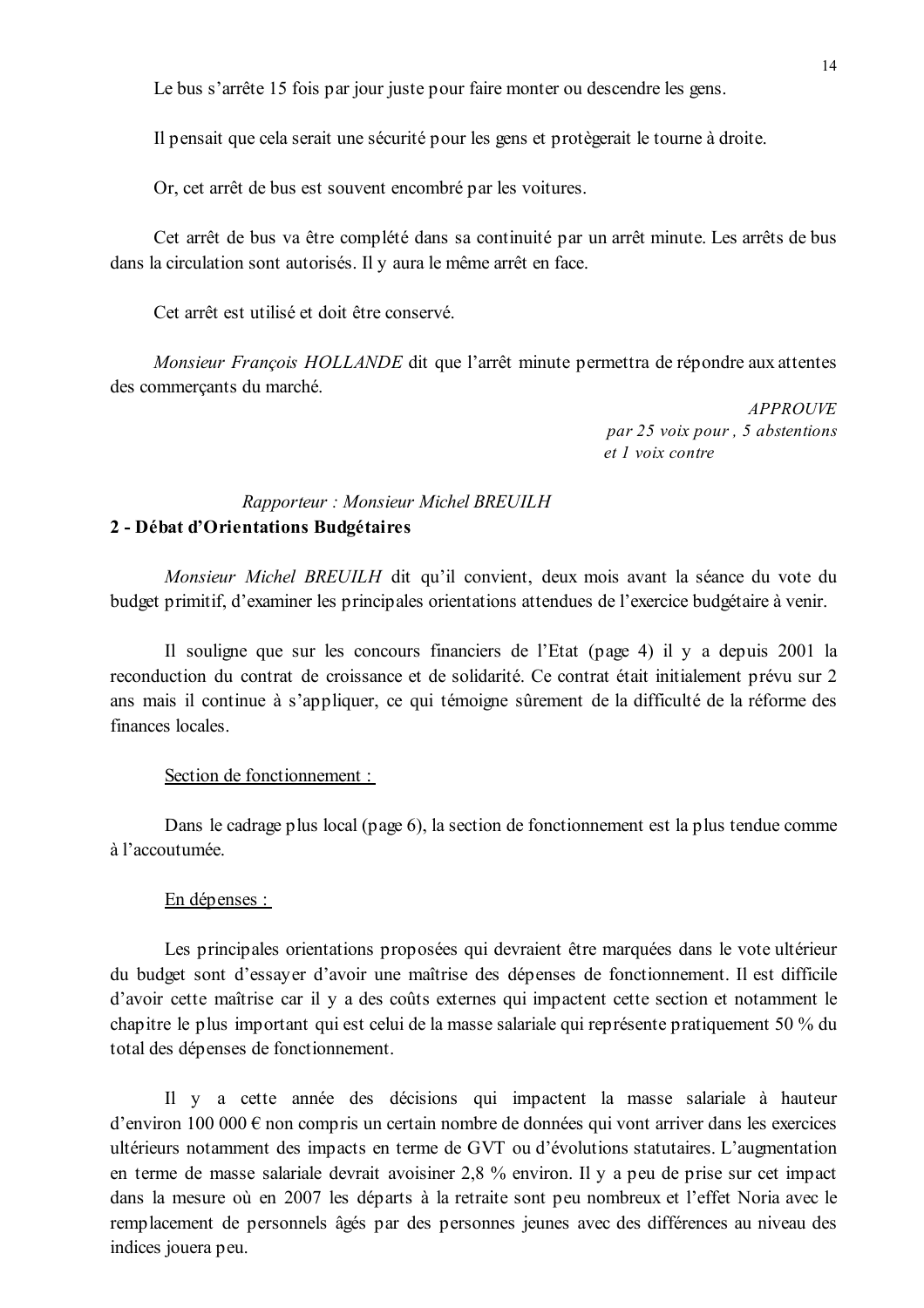Le bus s'arrête 15 fois par jour juste pour faire monter ou descendre les gens.

Il pensait que cela serait une sécurité pour les gens et protègerait le tourne à droite.

Or, cet arrêt de bus est souvent encombré par les voitures.

Cet arrêt de bus va être complété dans sa continuité par un arrêt minute. Les arrêts de bus dans la circulation sont autorisés. Il y aura le même arrêt en face.

Cet arrêt est utilisé et doit être conservé.

*Monsieur François HOLLANDE* dit que l'arrêt minute permettra de répondre aux attentes des commerçants du marché.

*APPROUVE*
*par 25 voix pour , 5 abstentions*
*et 1 voix contre*

*Rapporteur : Monsieur Michel BREUILH*

**2 - Débat d'Orientations Budgétaires**

*Monsieur Michel BREUILH* dit qu'il convient, deux mois avant la séance du vote du budget primitif, d'examiner les principales orientations attendues de l'exercice budgétaire à venir.

Il souligne que sur les concours financiers de l'Etat (page 4) il y a depuis 2001 la reconduction du contrat de croissance et de solidarité. Ce contrat était initialement prévu sur 2 ans mais il continue à s'appliquer, ce qui témoigne sûrement de la difficulté de la réforme des finances locales.

<u>Section de fonctionnement :</u>

Dans le cadrage plus local (page 6), la section de fonctionnement est la plus tendue comme à l'accoutumée.

<u>En dépenses :</u>

Les principales orientations proposées qui devraient être marquées dans le vote ultérieur du budget sont d'essayer d'avoir une maîtrise des dépenses de fonctionnement. Il est difficile d'avoir cette maîtrise car il y a des coûts externes qui impactent cette section et notamment le chapitre le plus important qui est celui de la masse salariale qui représente pratiquement 50 % du total des dépenses de fonctionnement.

Il y a cette année des décisions qui impactent la masse salariale à hauteur d'environ 100 000 € non compris un certain nombre de données qui vont arriver dans les exercices ultérieurs notamment des impacts en terme de GVT ou d'évolutions statutaires. L'augmentation en terme de masse salariale devrait avoisiner 2,8 % environ. Il y a peu de prise sur cet impact dans la mesure où en 2007 les départs à la retraite sont peu nombreux et l'effet Noria avec le remplacement de personnels âgés par des personnes jeunes avec des différences au niveau des indices jouera peu.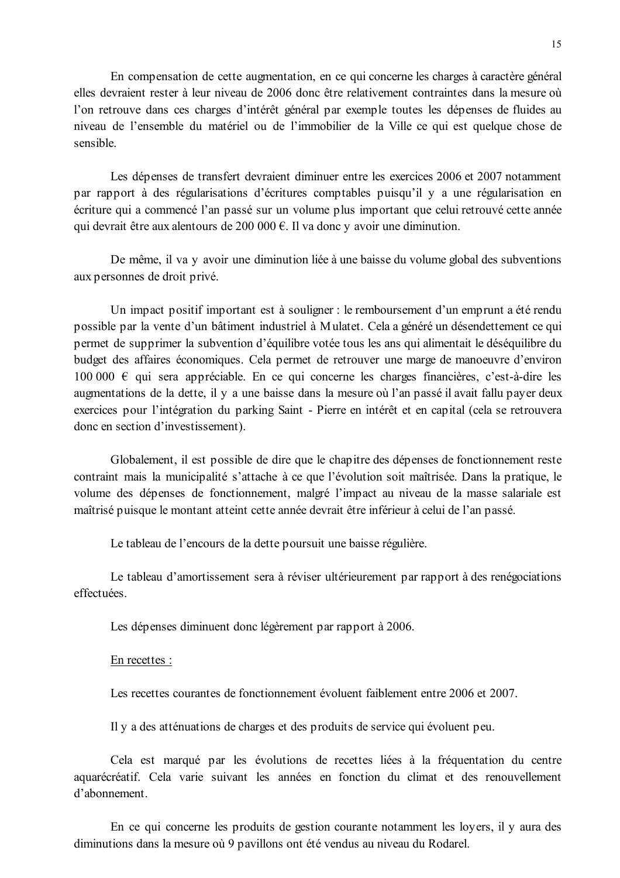En compensation de cette augmentation, en ce qui concerne les charges à caractère général elles devraient rester à leur niveau de 2006 donc être relativement contraintes dans la mesure où l'on retrouve dans ces charges d'intérêt général par exemple toutes les dépenses de fluides au niveau de l'ensemble du matériel ou de l'immobilier de la Ville ce qui est quelque chose de sensible.

Les dépenses de transfert devraient diminuer entre les exercices 2006 et 2007 notamment par rapport à des régularisations d'écritures comptables puisqu'il y a une régularisation en écriture qui a commencé l'an passé sur un volume plus important que celui retrouvé cette année qui devrait être aux alentours de 200 000 €. Il va donc y avoir une diminution.

De même, il va y avoir une diminution liée à une baisse du volume global des subventions aux personnes de droit privé.

Un impact positif important est à souligner : le remboursement d'un emprunt a été rendu possible par la vente d'un bâtiment industriel à Mulatet. Cela a généré un désendettement ce qui permet de supprimer la subvention d'équilibre votée tous les ans qui alimentait le déséquilibre du budget des affaires économiques. Cela permet de retrouver une marge de manoeuvre d'environ 100 000 € qui sera appréciable. En ce qui concerne les charges financières, c'est-à-dire les augmentations de la dette, il y a une baisse dans la mesure où l'an passé il avait fallu payer deux exercices pour l'intégration du parking Saint - Pierre en intérêt et en capital (cela se retrouvera donc en section d'investissement).

Globalement, il est possible de dire que le chapitre des dépenses de fonctionnement reste contraint mais la municipalité s'attache à ce que l'évolution soit maîtrisée. Dans la pratique, le volume des dépenses de fonctionnement, malgré l'impact au niveau de la masse salariale est maîtrisé puisque le montant atteint cette année devrait être inférieur à celui de l'an passé.

Le tableau de l'encours de la dette poursuit une baisse régulière.

Le tableau d'amortissement sera à réviser ultérieurement par rapport à des renégociations effectuées.

Les dépenses diminuent donc légèrement par rapport à 2006.

<u>En recettes :</u>

Les recettes courantes de fonctionnement évoluent faiblement entre 2006 et 2007.

Il y a des atténuations de charges et des produits de service qui évoluent peu.

Cela est marqué par les évolutions de recettes liées à la fréquentation du centre aquarécréatif. Cela varie suivant les années en fonction du climat et des renouvellement d'abonnement.

En ce qui concerne les produits de gestion courante notamment les loyers, il y aura des diminutions dans la mesure où 9 pavillons ont été vendus au niveau du Rodarel.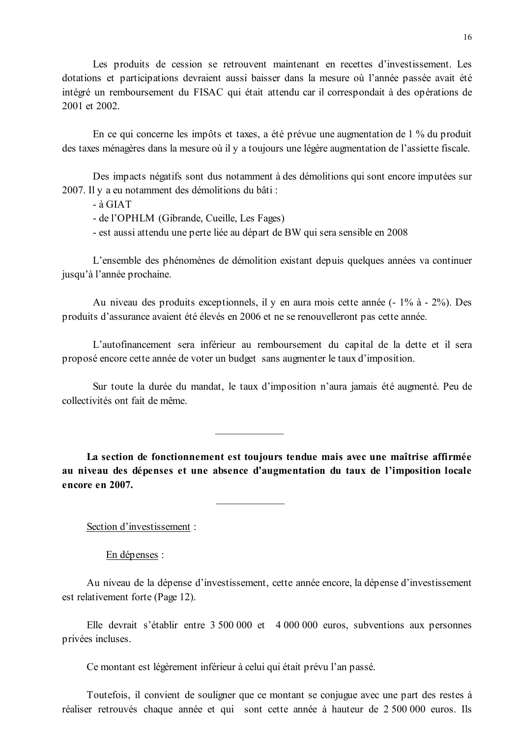Les produits de cession se retrouvent maintenant en recettes d'investissement. Les dotations et participations devraient aussi baisser dans la mesure où l'année passée avait été intégré un remboursement du FISAC qui était attendu car il correspondait à des opérations de 2001 et 2002.

En ce qui concerne les impôts et taxes, a été prévue une augmentation de 1 % du produit des taxes ménagères dans la mesure où il y a toujours une légère augmentation de l'assiette fiscale.

Des impacts négatifs sont dus notamment à des démolitions qui sont encore imputées sur 2007. Il y a eu notamment des démolitions du bâti :

- à GIAT
- de l'OPHLM (Gibrande, Cueille, Les Fages)
- est aussi attendu une perte liée au départ de BW qui sera sensible en 2008

L'ensemble des phénomènes de démolition existant depuis quelques années va continuer jusqu'à l'année prochaine.

Au niveau des produits exceptionnels, il y en aura mois cette année (- 1% à - 2%). Des produits d'assurance avaient été élevés en 2006 et ne se renouvelleront pas cette année.

L'autofinancement sera inférieur au remboursement du capital de la dette et il sera proposé encore cette année de voter un budget sans augmenter le taux d'imposition.

Sur toute la durée du mandat, le taux d'imposition n'aura jamais été augmenté. Peu de collectivités ont fait de même.

---

**La section de fonctionnement est toujours tendue mais avec une maîtrise affirmée au niveau des dépenses et une absence d'augmentation du taux de l'imposition locale encore en 2007.**

---

Section d'investissement :

En dépenses :

Au niveau de la dépense d'investissement, cette année encore, la dépense d'investissement est relativement forte (Page 12).

Elle devrait s'établir entre 3 500 000 et 4 000 000 euros, subventions aux personnes privées incluses.

Ce montant est légèrement inférieur à celui qui était prévu l'an passé.

Toutefois, il convient de souligner que ce montant se conjugue avec une part des restes à réaliser retrouvés chaque année et qui sont cette année à hauteur de 2 500 000 euros. Ils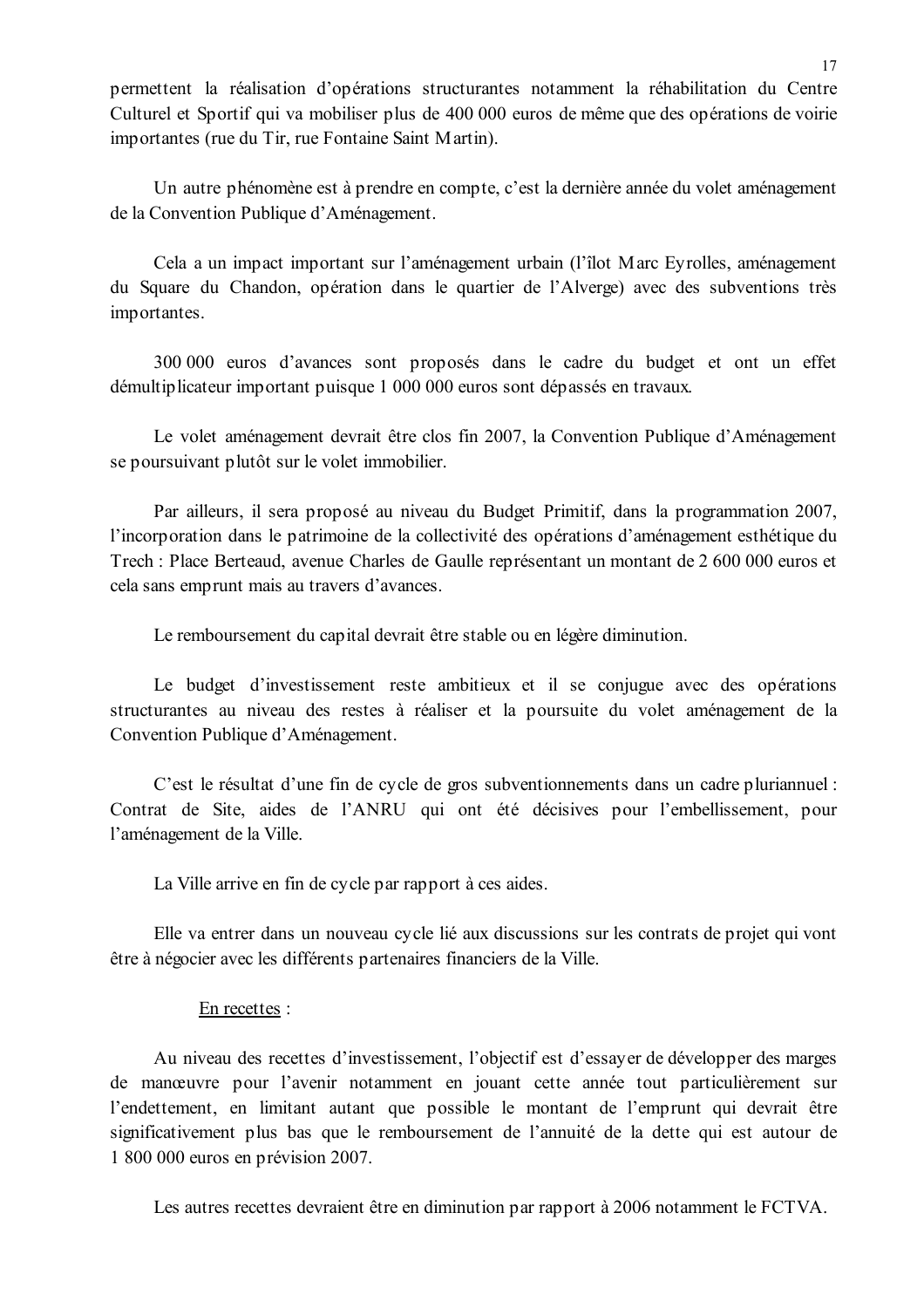permettent la réalisation d'opérations structurantes notamment la réhabilitation du Centre Culturel et Sportif qui va mobiliser plus de 400 000 euros de même que des opérations de voirie importantes (rue du Tir, rue Fontaine Saint Martin).

Un autre phénomène est à prendre en compte, c'est la dernière année du volet aménagement de la Convention Publique d'Aménagement.

Cela a un impact important sur l'aménagement urbain (l'îlot Marc Eyrolles, aménagement du Square du Chandon, opération dans le quartier de l'Alverge) avec des subventions très importantes.

300 000 euros d'avances sont proposés dans le cadre du budget et ont un effet démultiplicateur important puisque 1 000 000 euros sont dépassés en travaux.

Le volet aménagement devrait être clos fin 2007, la Convention Publique d'Aménagement se poursuivant plutôt sur le volet immobilier.

Par ailleurs, il sera proposé au niveau du Budget Primitif, dans la programmation 2007, l'incorporation dans le patrimoine de la collectivité des opérations d'aménagement esthétique du Trech : Place Berteaud, avenue Charles de Gaulle représentant un montant de 2 600 000 euros et cela sans emprunt mais au travers d'avances.

Le remboursement du capital devrait être stable ou en légère diminution.

Le budget d'investissement reste ambitieux et il se conjugue avec des opérations structurantes au niveau des restes à réaliser et la poursuite du volet aménagement de la Convention Publique d'Aménagement.

C'est le résultat d'une fin de cycle de gros subventionnements dans un cadre pluriannuel : Contrat de Site, aides de l'ANRU qui ont été décisives pour l'embellissement, pour l'aménagement de la Ville.

La Ville arrive en fin de cycle par rapport à ces aides.

Elle va entrer dans un nouveau cycle lié aux discussions sur les contrats de projet qui vont être à négocier avec les différents partenaires financiers de la Ville.

En recettes :

Au niveau des recettes d'investissement, l'objectif est d'essayer de développer des marges de manœuvre pour l'avenir notamment en jouant cette année tout particulièrement sur l'endettement, en limitant autant que possible le montant de l'emprunt qui devrait être significativement plus bas que le remboursement de l'annuité de la dette qui est autour de 1 800 000 euros en prévision 2007.

Les autres recettes devraient être en diminution par rapport à 2006 notamment le FCTVA.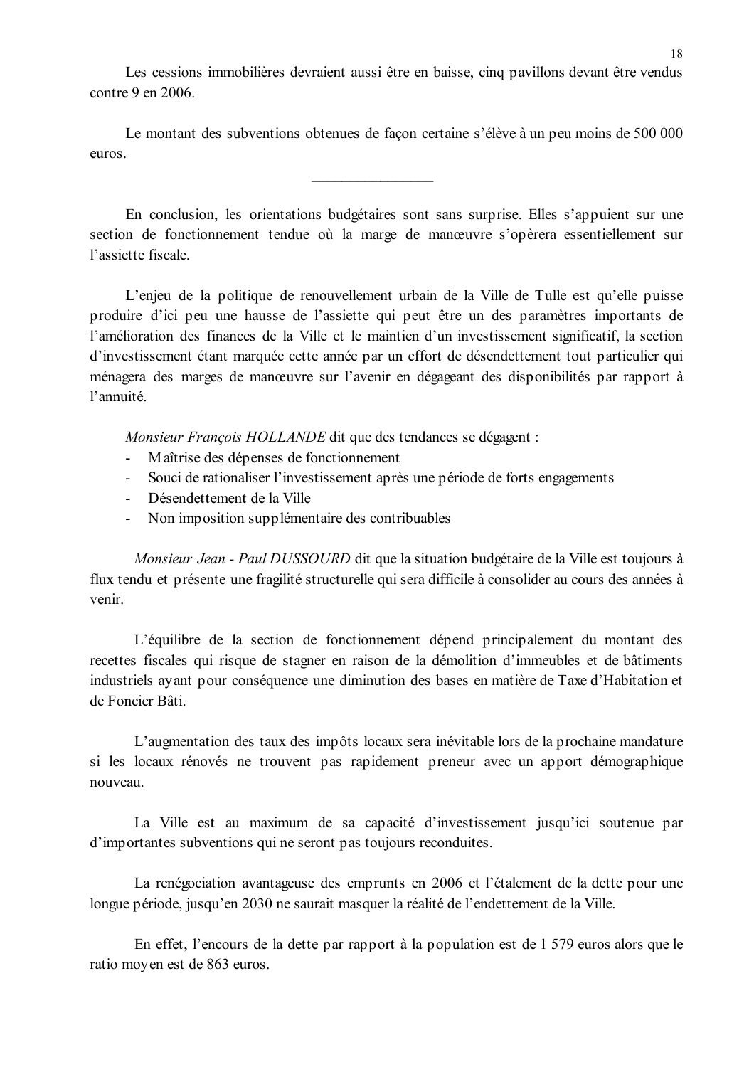Les cessions immobilières devraient aussi être en baisse, cinq pavillons devant être vendus contre 9 en 2006.

Le montant des subventions obtenues de façon certaine s'élève à un peu moins de 500 000 euros.

---

En conclusion, les orientations budgétaires sont sans surprise. Elles s'appuient sur une section de fonctionnement tendue où la marge de manœuvre s'opèrera essentiellement sur l'assiette fiscale.

L'enjeu de la politique de renouvellement urbain de la Ville de Tulle est qu'elle puisse produire d'ici peu une hausse de l'assiette qui peut être un des paramètres importants de l'amélioration des finances de la Ville et le maintien d'un investissement significatif, la section d'investissement étant marquée cette année par un effort de désendettement tout particulier qui ménagera des marges de manœuvre sur l'avenir en dégageant des disponibilités par rapport à l'annuité.

*Monsieur François HOLLANDE* dit que des tendances se dégagent :

- Maîtrise des dépenses de fonctionnement
- Souci de rationaliser l'investissement après une période de forts engagements
- Désendettement de la Ville
- Non imposition supplémentaire des contribuables

*Monsieur Jean - Paul DUSSOURD* dit que la situation budgétaire de la Ville est toujours à flux tendu et présente une fragilité structurelle qui sera difficile à consolider au cours des années à venir.

L'équilibre de la section de fonctionnement dépend principalement du montant des recettes fiscales qui risque de stagner en raison de la démolition d'immeubles et de bâtiments industriels ayant pour conséquence une diminution des bases en matière de Taxe d'Habitation et de Foncier Bâti.

L'augmentation des taux des impôts locaux sera inévitable lors de la prochaine mandature si les locaux rénovés ne trouvent pas rapidement preneur avec un apport démographique nouveau.

La Ville est au maximum de sa capacité d'investissement jusqu'ici soutenue par d'importantes subventions qui ne seront pas toujours reconduites.

La renégociation avantageuse des emprunts en 2006 et l'étalement de la dette pour une longue période, jusqu'en 2030 ne saurait masquer la réalité de l'endettement de la Ville.

En effet, l'encours de la dette par rapport à la population est de 1 579 euros alors que le ratio moyen est de 863 euros.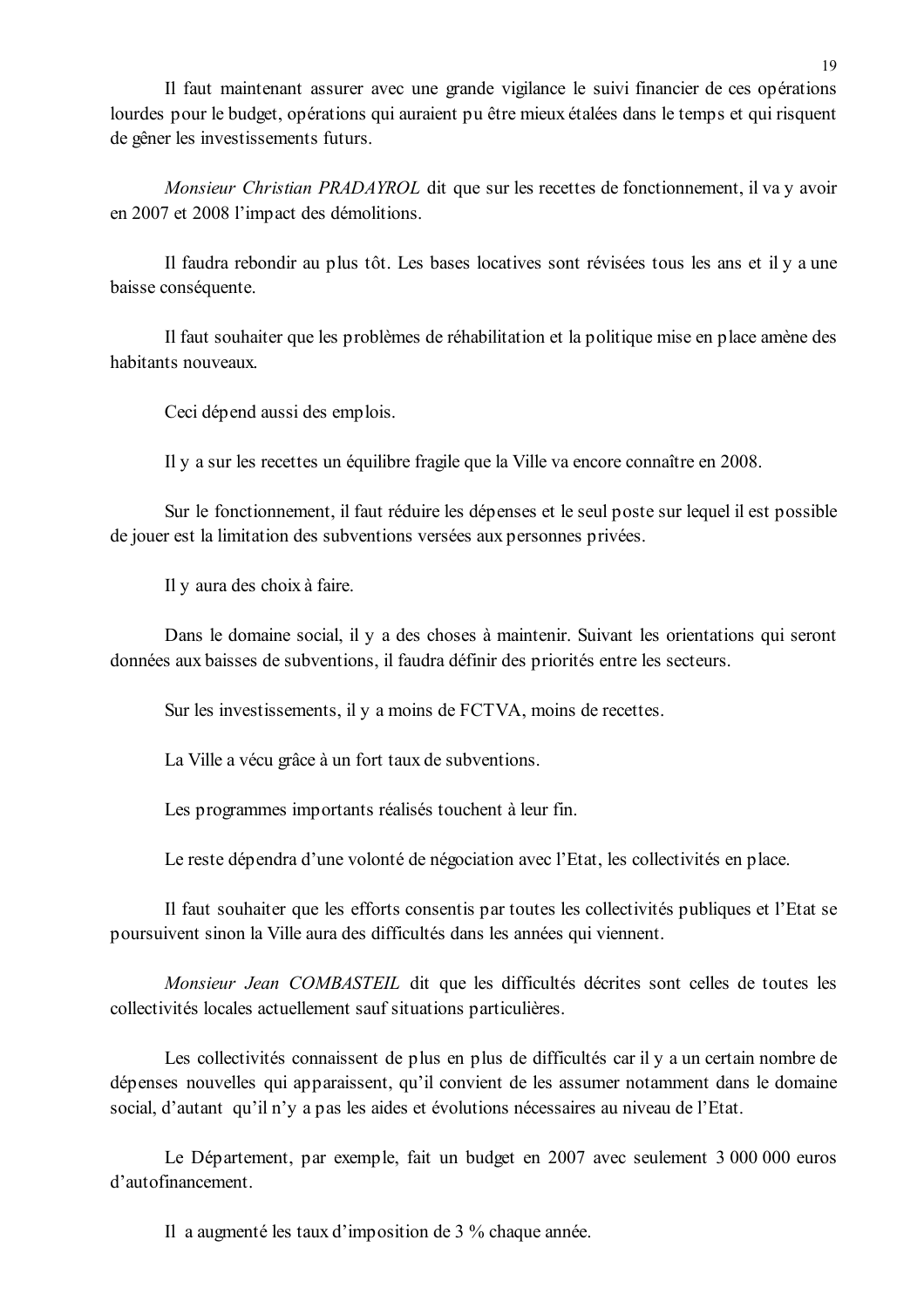Il faut maintenant assurer avec une grande vigilance le suivi financier de ces opérations lourdes pour le budget, opérations qui auraient pu être mieux étalées dans le temps et qui risquent de gêner les investissements futurs.

*Monsieur Christian PRADAYROL* dit que sur les recettes de fonctionnement, il va y avoir en 2007 et 2008 l'impact des démolitions.

Il faudra rebondir au plus tôt. Les bases locatives sont révisées tous les ans et il y a une baisse conséquente.

Il faut souhaiter que les problèmes de réhabilitation et la politique mise en place amène des habitants nouveaux.

Ceci dépend aussi des emplois.

Il y a sur les recettes un équilibre fragile que la Ville va encore connaître en 2008.

Sur le fonctionnement, il faut réduire les dépenses et le seul poste sur lequel il est possible de jouer est la limitation des subventions versées aux personnes privées.

Il y aura des choix à faire.

Dans le domaine social, il y a des choses à maintenir. Suivant les orientations qui seront données aux baisses de subventions, il faudra définir des priorités entre les secteurs.

Sur les investissements, il y a moins de FCTVA, moins de recettes.

La Ville a vécu grâce à un fort taux de subventions.

Les programmes importants réalisés touchent à leur fin.

Le reste dépendra d'une volonté de négociation avec l'Etat, les collectivités en place.

Il faut souhaiter que les efforts consentis par toutes les collectivités publiques et l'Etat se poursuivent sinon la Ville aura des difficultés dans les années qui viennent.

*Monsieur Jean COMBASTEIL* dit que les difficultés décrites sont celles de toutes les collectivités locales actuellement sauf situations particulières.

Les collectivités connaissent de plus en plus de difficultés car il y a un certain nombre de dépenses nouvelles qui apparaissent, qu'il convient de les assumer notamment dans le domaine social, d'autant qu'il n'y a pas les aides et évolutions nécessaires au niveau de l'Etat.

Le Département, par exemple, fait un budget en 2007 avec seulement 3 000 000 euros d'autofinancement.

Il a augmenté les taux d'imposition de 3 % chaque année.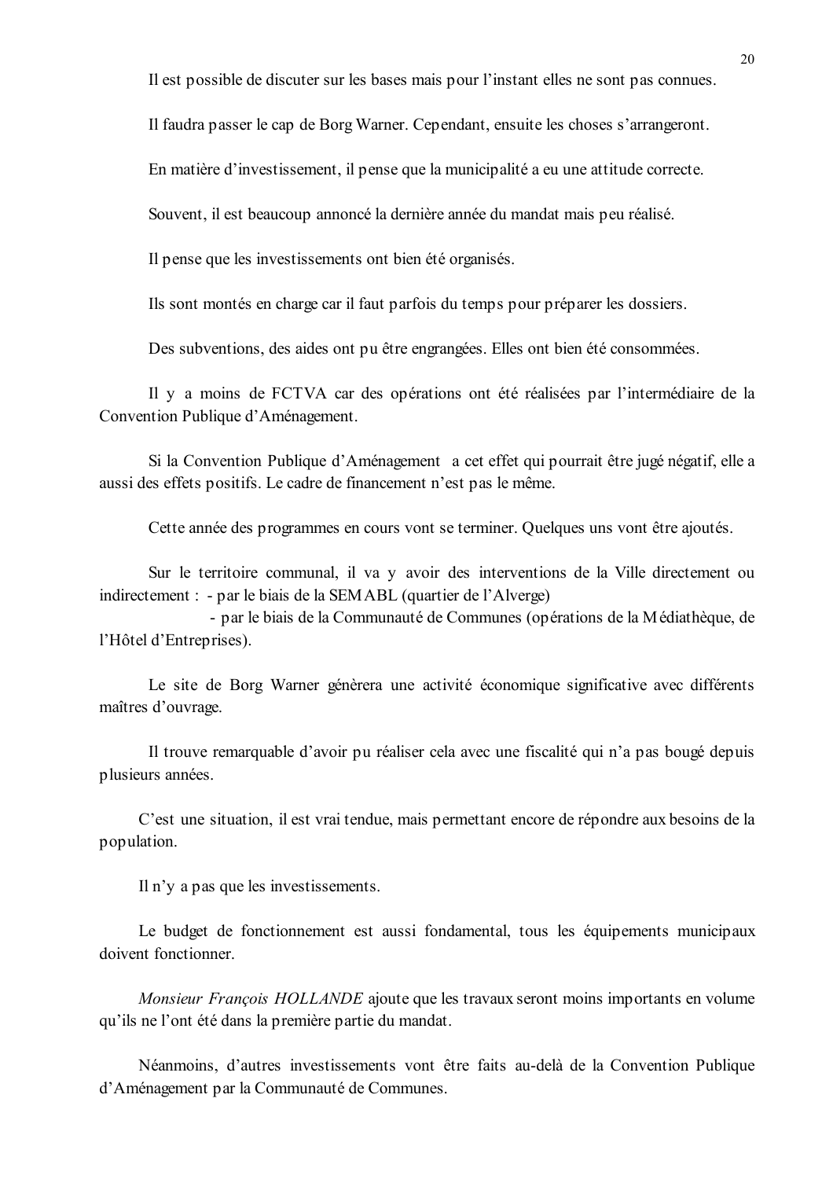Il est possible de discuter sur les bases mais pour l'instant elles ne sont pas connues.

Il faudra passer le cap de Borg Warner. Cependant, ensuite les choses s'arrangeront.

En matière d'investissement, il pense que la municipalité a eu une attitude correcte.

Souvent, il est beaucoup annoncé la dernière année du mandat mais peu réalisé.

Il pense que les investissements ont bien été organisés.

Ils sont montés en charge car il faut parfois du temps pour préparer les dossiers.

Des subventions, des aides ont pu être engrangées. Elles ont bien été consommées.

Il y a moins de FCTVA car des opérations ont été réalisées par l'intermédiaire de la Convention Publique d'Aménagement.

Si la Convention Publique d'Aménagement a cet effet qui pourrait être jugé négatif, elle a aussi des effets positifs. Le cadre de financement n'est pas le même.

Cette année des programmes en cours vont se terminer. Quelques uns vont être ajoutés.

Sur le territoire communal, il va y avoir des interventions de la Ville directement ou indirectement :
- par le biais de la SEMABL (quartier de l'Alverge)
- par le biais de la Communauté de Communes (opérations de la Médiathèque, de l'Hôtel d'Entreprises).

Le site de Borg Warner génèrera une activité économique significative avec différents maîtres d'ouvrage.

Il trouve remarquable d'avoir pu réaliser cela avec une fiscalité qui n'a pas bougé depuis plusieurs années.

C'est une situation, il est vrai tendue, mais permettant encore de répondre aux besoins de la population.

Il n'y a pas que les investissements.

Le budget de fonctionnement est aussi fondamental, tous les équipements municipaux doivent fonctionner.

*Monsieur François HOLLANDE* ajoute que les travaux seront moins importants en volume qu'ils ne l'ont été dans la première partie du mandat.

Néanmoins, d'autres investissements vont être faits au-delà de la Convention Publique d'Aménagement par la Communauté de Communes.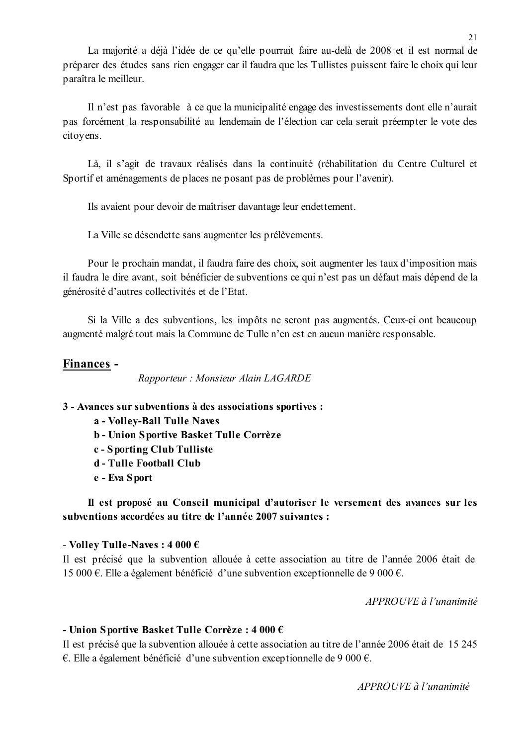La majorité a déjà l'idée de ce qu'elle pourrait faire au-delà de 2008 et il est normal de préparer des études sans rien engager car il faudra que les Tullistes puissent faire le choix qui leur paraîtra le meilleur.

Il n'est pas favorable à ce que la municipalité engage des investissements dont elle n'aurait pas forcément la responsabilité au lendemain de l'élection car cela serait préempter le vote des citoyens.

Là, il s'agit de travaux réalisés dans la continuité (réhabilitation du Centre Culturel et Sportif et aménagements de places ne posant pas de problèmes pour l'avenir).

Ils avaient pour devoir de maîtriser davantage leur endettement.

La Ville se désendette sans augmenter les prélèvements.

Pour le prochain mandat, il faudra faire des choix, soit augmenter les taux d'imposition mais il faudra le dire avant, soit bénéficier de subventions ce qui n'est pas un défaut mais dépend de la générosité d'autres collectivités et de l'Etat.

Si la Ville a des subventions, les impôts ne seront pas augmentés. Ceux-ci ont beaucoup augmenté malgré tout mais la Commune de Tulle n'en est en aucun manière responsable.

## Finances -

*Rapporteur : Monsieur Alain LAGARDE*

**3 - Avances sur subventions à des associations sportives :**

- **a - Volley-Ball Tulle Naves**
- **b - Union Sportive Basket Tulle Corrèze**
- **c - Sporting Club Tulliste**
- **d - Tulle Football Club**
- **e - Eva Sport**

**Il est proposé au Conseil municipal d'autoriser le versement des avances sur les subventions accordées au titre de l'année 2007 suivantes :**

**- Volley Tulle-Naves : 4 000 €**

Il est précisé que la subvention allouée à cette association au titre de l'année 2006 était de 15 000 €. Elle a également bénéficié d'une subvention exceptionnelle de 9 000 €.

*APPROUVE à l'unanimité*

**- Union Sportive Basket Tulle Corrèze : 4 000 €**

Il est précisé que la subvention allouée à cette association au titre de l'année 2006 était de 15 245 €. Elle a également bénéficié d'une subvention exceptionnelle de 9 000 €.

*APPROUVE à l'unanimité*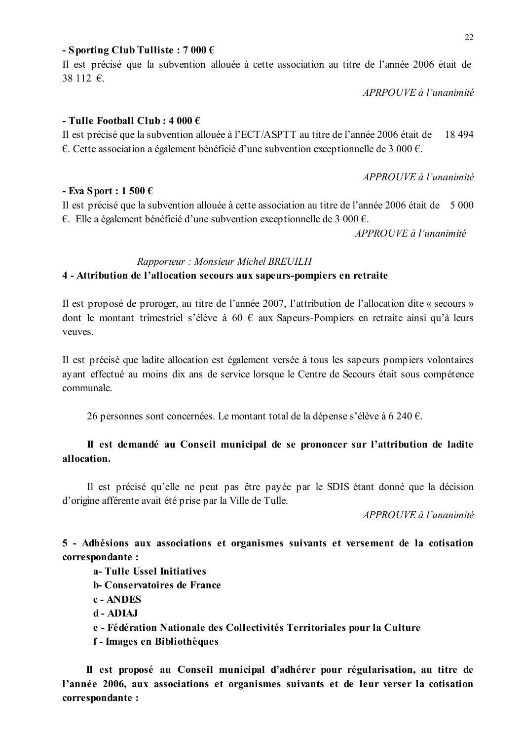**- Sporting Club Tulliste : 7 000 €**

Il est précisé que la subvention allouée à cette association au titre de l'année 2006 était de 38 112 €.

*APRPOUVE à l'unanimité*

**- Tulle Football Club : 4 000 €**

Il est précisé que la subvention allouée à l'ECT/ASPTT au titre de l'année 2006 était de 18 494 €. Cette association a également bénéficié d'une subvention exceptionnelle de 3 000 €.

*APPROUVE à l'unanimité*

**- Eva Sport : 1 500 €**

Il est précisé que la subvention allouée à cette association au titre de l'année 2006 était de 5 000 €. Elle a également bénéficié d'une subvention exceptionnelle de 3 000 €.

*APPROUVE à l'unanimité*

*Rapporteur : Monsieur Michel BREUILH*

**4 - Attribution de l'allocation secours aux sapeurs-pompiers en retraite**

Il est proposé de proroger, au titre de l'année 2007, l'attribution de l'allocation dite « secours » dont le montant trimestriel s'élève à 60 € aux Sapeurs-Pompiers en retraite ainsi qu'à leurs veuves.

Il est précisé que ladite allocation est également versée à tous les sapeurs pompiers volontaires ayant effectué au moins dix ans de service lorsque le Centre de Secours était sous compétence communale.

26 personnes sont concernées. Le montant total de la dépense s'élève à 6 240 €.

**Il est demandé au Conseil municipal de se prononcer sur l'attribution de ladite allocation.**

Il est précisé qu'elle ne peut pas être payée par le SDIS étant donné que la décision d'origine afférente avait été prise par la Ville de Tulle.

*APPROUVE à l'unanimité*

**5 - Adhésions aux associations et organismes suivants et versement de la cotisation correspondante :**

**a- Tulle Ussel Initiatives**
**b- Conservatoires de France**
**c - ANDES**
**d - ADIAJ**
**e - Fédération Nationale des Collectivités Territoriales pour la Culture**
**f - Images en Bibliothèques**

**Il est proposé au Conseil municipal d'adhérer pour régularisation, au titre de l'année 2006, aux associations et organismes suivants et de leur verser la cotisation correspondante :**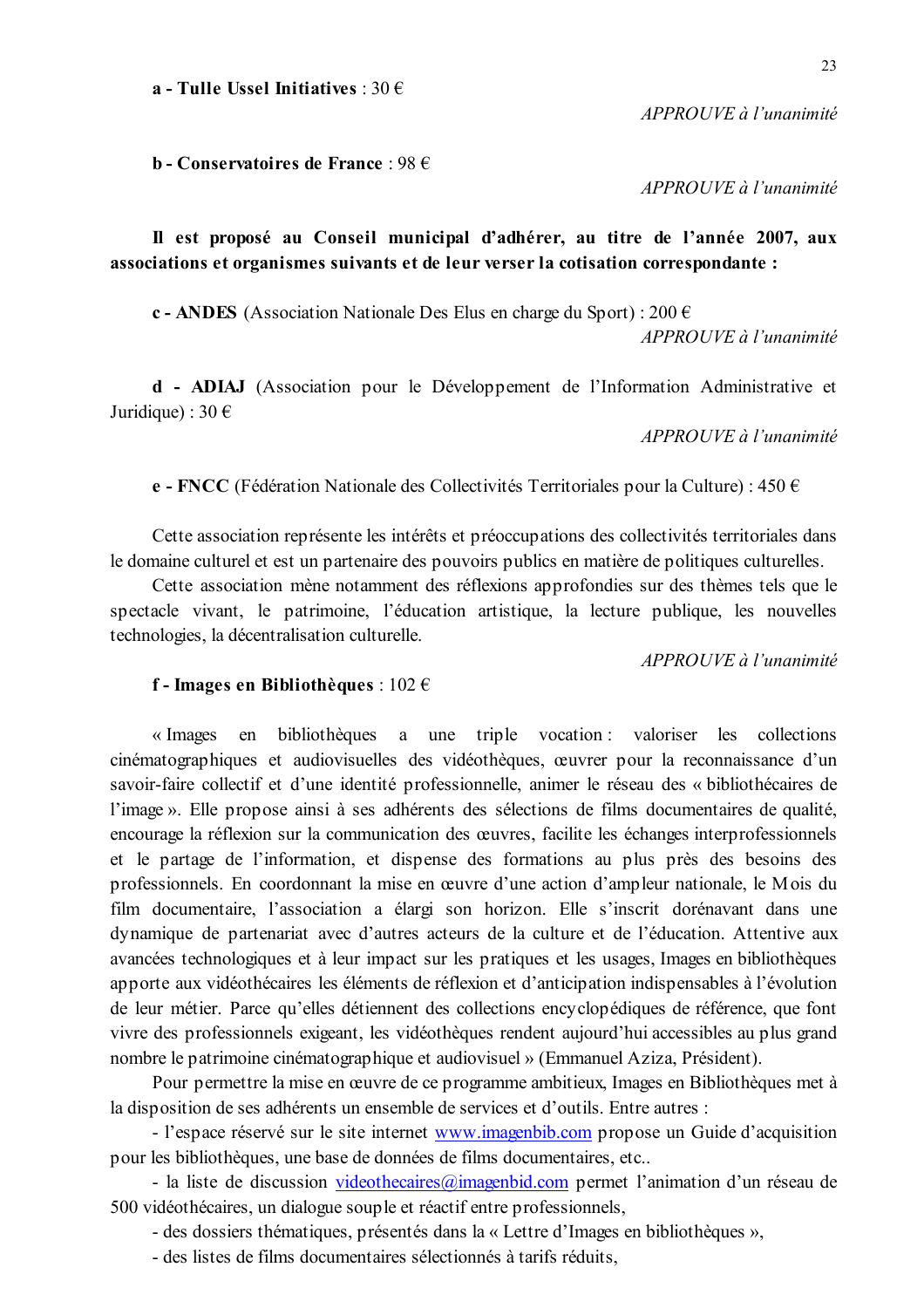**a - Tulle Ussel Initiatives** : 30 €

*APPROUVE à l'unanimité*

**b - Conservatoires de France** : 98 €

*APPROUVE à l'unanimité*

**Il est proposé au Conseil municipal d'adhérer, au titre de l'année 2007, aux associations et organismes suivants et de leur verser la cotisation correspondante :**

**c - ANDES** (Association Nationale Des Elus en charge du Sport) : 200 €

*APPROUVE à l'unanimité*

**d - ADIAJ** (Association pour le Développement de l'Information Administrative et Juridique) : 30 €

*APPROUVE à l'unanimité*

**e - FNCC** (Fédération Nationale des Collectivités Territoriales pour la Culture) : 450 €

Cette association représente les intérêts et préoccupations des collectivités territoriales dans le domaine culturel et est un partenaire des pouvoirs publics en matière de politiques culturelles.

Cette association mène notamment des réflexions approfondies sur des thèmes tels que le spectacle vivant, le patrimoine, l'éducation artistique, la lecture publique, les nouvelles technologies, la décentralisation culturelle.

*APPROUVE à l'unanimité*

**f - Images en Bibliothèques** : 102 €

« Images en bibliothèques a une triple vocation : valoriser les collections cinématographiques et audiovisuelles des vidéothèques, œuvrer pour la reconnaissance d'un savoir-faire collectif et d'une identité professionnelle, animer le réseau des « bibliothécaires de l'image ». Elle propose ainsi à ses adhérents des sélections de films documentaires de qualité, encourage la réflexion sur la communication des œuvres, facilite les échanges interprofessionnels et le partage de l'information, et dispense des formations au plus près des besoins des professionnels. En coordonnant la mise en œuvre d'une action d'ampleur nationale, le Mois du film documentaire, l'association a élargi son horizon. Elle s'inscrit dorénavant dans une dynamique de partenariat avec d'autres acteurs de la culture et de l'éducation. Attentive aux avancées technologiques et à leur impact sur les pratiques et les usages, Images en bibliothèques apporte aux vidéothécaires les éléments de réflexion et d'anticipation indispensables à l'évolution de leur métier. Parce qu'elles détiennent des collections encyclopédiques de référence, que font vivre des professionnels exigeant, les vidéothèques rendent aujourd'hui accessibles au plus grand nombre le patrimoine cinématographique et audiovisuel » (Emmanuel Aziza, Président).

Pour permettre la mise en œuvre de ce programme ambitieux, Images en Bibliothèques met à la disposition de ses adhérents un ensemble de services et d'outils. Entre autres :

- l'espace réservé sur le site internet www.imagenbib.com propose un Guide d'acquisition pour les bibliothèques, une base de données de films documentaires, etc..
- la liste de discussion videothecaires@imagenbid.com permet l'animation d'un réseau de 500 vidéothécaires, un dialogue souple et réactif entre professionnels,
- des dossiers thématiques, présentés dans la « Lettre d'Images en bibliothèques »,
- des listes de films documentaires sélectionnés à tarifs réduits,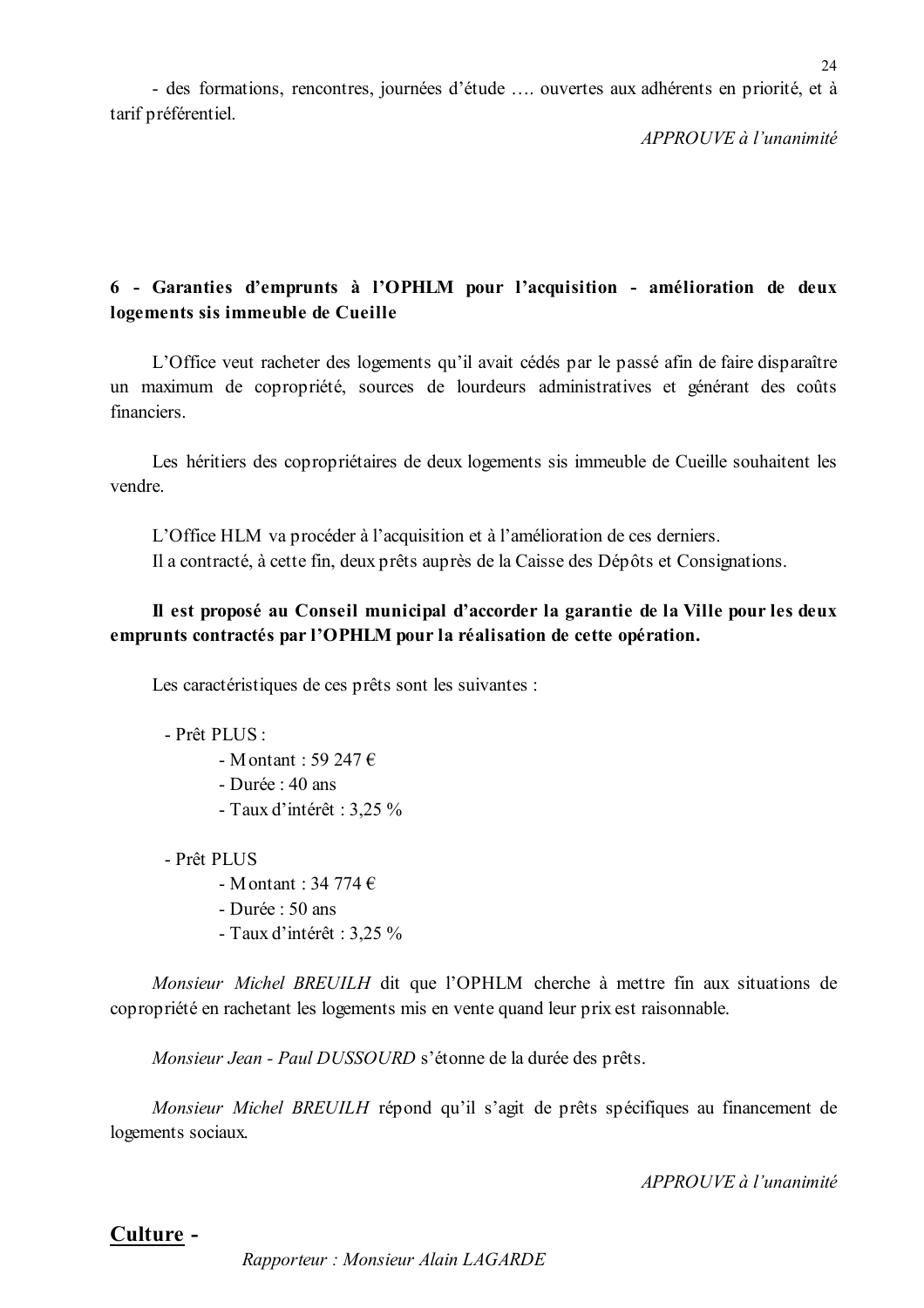- des formations, rencontres, journées d'étude …. ouvertes aux adhérents en priorité, et à tarif préférentiel.

*APPROUVE à l'unanimité*

**6 - Garanties d'emprunts à l'OPHLM pour l'acquisition - amélioration de deux logements sis immeuble de Cueille**

L'Office veut racheter des logements qu'il avait cédés par le passé afin de faire disparaître un maximum de copropriété, sources de lourdeurs administratives et générant des coûts financiers.

Les héritiers des copropriétaires de deux logements sis immeuble de Cueille souhaitent les vendre.

L'Office HLM va procéder à l'acquisition et à l'amélioration de ces derniers.
Il a contracté, à cette fin, deux prêts auprès de la Caisse des Dépôts et Consignations.

**Il est proposé au Conseil municipal d'accorder la garantie de la Ville pour les deux emprunts contractés par l'OPHLM pour la réalisation de cette opération.**

Les caractéristiques de ces prêts sont les suivantes :

- Prêt PLUS :
  - Montant : 59 247 €
  - Durée : 40 ans
  - Taux d'intérêt : 3,25 %

- Prêt PLUS
  - Montant : 34 774 €
  - Durée : 50 ans
  - Taux d'intérêt : 3,25 %

*Monsieur Michel BREUILH* dit que l'OPHLM cherche à mettre fin aux situations de copropriété en rachetant les logements mis en vente quand leur prix est raisonnable.

*Monsieur Jean - Paul DUSSOURD* s'étonne de la durée des prêts.

*Monsieur Michel BREUILH* répond qu'il s'agit de prêts spécifiques au financement de logements sociaux.

*APPROUVE à l'unanimité*

## Culture -

*Rapporteur : Monsieur Alain LAGARDE*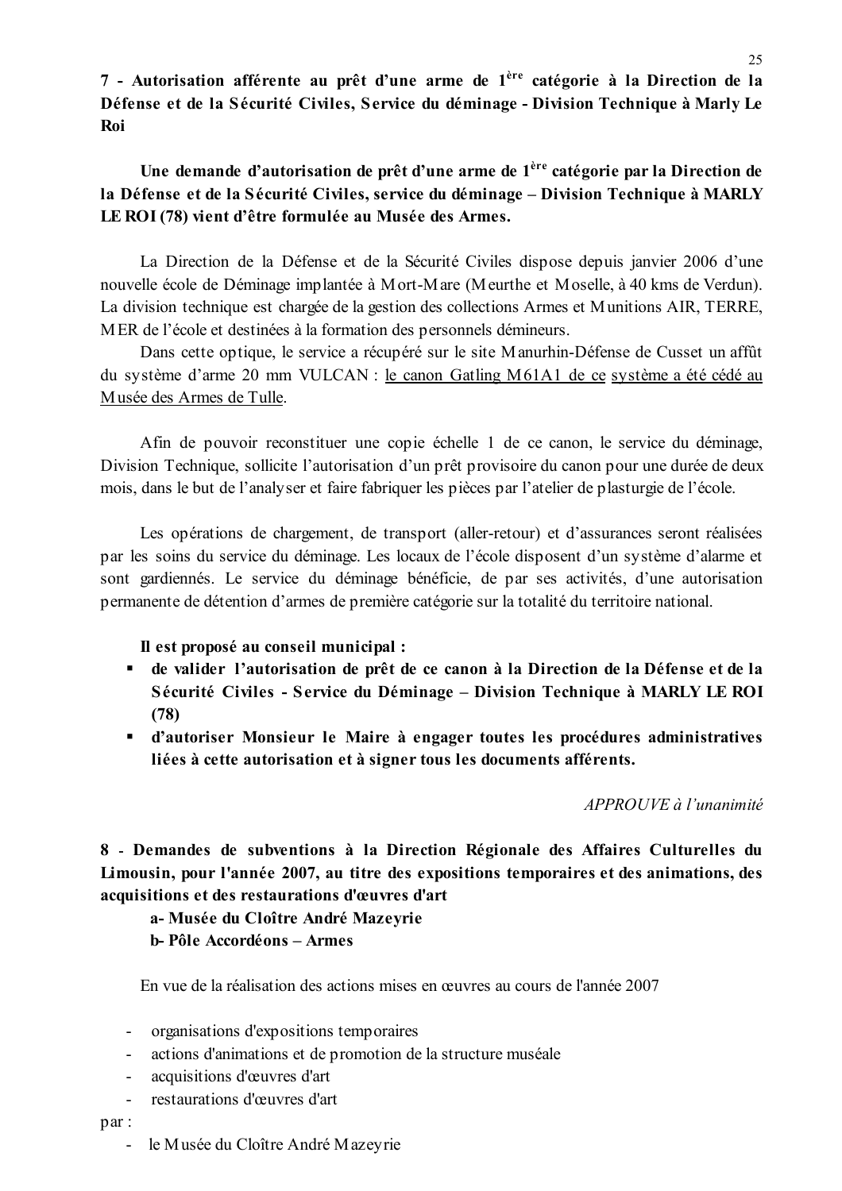**7 - Autorisation afférente au prêt d'une arme de 1ère catégorie à la Direction de la Défense et de la Sécurité Civiles, Service du déminage - Division Technique à Marly Le Roi**

**Une demande d'autorisation de prêt d'une arme de 1ère catégorie par la Direction de la Défense et de la Sécurité Civiles, service du déminage – Division Technique à MARLY LE ROI (78) vient d'être formulée au Musée des Armes.**

La Direction de la Défense et de la Sécurité Civiles dispose depuis janvier 2006 d'une nouvelle école de Déminage implantée à Mort-Mare (Meurthe et Moselle, à 40 kms de Verdun). La division technique est chargée de la gestion des collections Armes et Munitions AIR, TERRE, MER de l'école et destinées à la formation des personnels démineurs.

Dans cette optique, le service a récupéré sur le site Manurhin-Défense de Cusset un affût du système d'arme 20 mm VULCAN : le canon Gatling M61A1 de ce système a été cédé au Musée des Armes de Tulle.

Afin de pouvoir reconstituer une copie échelle 1 de ce canon, le service du déminage, Division Technique, sollicite l'autorisation d'un prêt provisoire du canon pour une durée de deux mois, dans le but de l'analyser et faire fabriquer les pièces par l'atelier de plasturgie de l'école.

Les opérations de chargement, de transport (aller-retour) et d'assurances seront réalisées par les soins du service du déminage. Les locaux de l'école disposent d'un système d'alarme et sont gardiennés. Le service du déminage bénéficie, de par ses activités, d'une autorisation permanente de détention d'armes de première catégorie sur la totalité du territoire national.

**Il est proposé au conseil municipal :**

- **de valider l'autorisation de prêt de ce canon à la Direction de la Défense et de la Sécurité Civiles - Service du Déminage – Division Technique à MARLY LE ROI (78)**
- **d'autoriser Monsieur le Maire à engager toutes les procédures administratives liées à cette autorisation et à signer tous les documents afférents.**

*APPROUVE à l'unanimité*

**8 - Demandes de subventions à la Direction Régionale des Affaires Culturelles du Limousin, pour l'année 2007, au titre des expositions temporaires et des animations, des acquisitions et des restaurations d'œuvres d'art**

**a- Musée du Cloître André Mazeyrie**

**b- Pôle Accordéons – Armes**

En vue de la réalisation des actions mises en œuvres au cours de l'année 2007

- organisations d'expositions temporaires
- actions d'animations et de promotion de la structure muséale
- acquisitions d'œuvres d'art
- restaurations d'œuvres d'art

par :

- le Musée du Cloître André Mazeyrie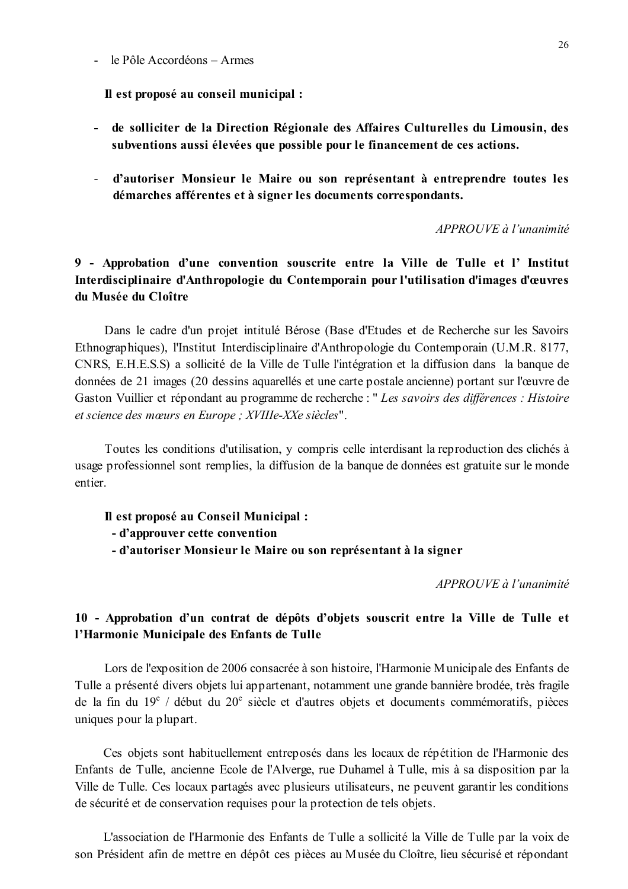- le Pôle Accordéons – Armes

**Il est proposé au conseil municipal :**

- **de solliciter de la Direction Régionale des Affaires Culturelles du Limousin, des subventions aussi élevées que possible pour le financement de ces actions.**
- **d'autoriser Monsieur le Maire ou son représentant à entreprendre toutes les démarches afférentes et à signer les documents correspondants.**

*APPROUVE à l'unanimité*

### 9 - Approbation d'une convention souscrite entre la Ville de Tulle et l' Institut Interdisciplinaire d'Anthropologie du Contemporain pour l'utilisation d'images d'œuvres du Musée du Cloître

Dans le cadre d'un projet intitulé Bérose (Base d'Etudes et de Recherche sur les Savoirs Ethnographiques), l'Institut Interdisciplinaire d'Anthropologie du Contemporain (U.M.R. 8177, CNRS, E.H.E.S.S) a sollicité de la Ville de Tulle l'intégration et la diffusion dans la banque de données de 21 images (20 dessins aquarellés et une carte postale ancienne) portant sur l'œuvre de Gaston Vuillier et répondant au programme de recherche : " *Les savoirs des différences : Histoire et science des mœurs en Europe ; XVIIIe-XXe siècles*".

Toutes les conditions d'utilisation, y compris celle interdisant la reproduction des clichés à usage professionnel sont remplies, la diffusion de la banque de données est gratuite sur le monde entier.

**Il est proposé au Conseil Municipal :**
**- d'approuver cette convention**
**- d'autoriser Monsieur le Maire ou son représentant à la signer**

*APPROUVE à l'unanimité*

### 10 - Approbation d'un contrat de dépôts d'objets souscrit entre la Ville de Tulle et l'Harmonie Municipale des Enfants de Tulle

Lors de l'exposition de 2006 consacrée à son histoire, l'Harmonie Municipale des Enfants de Tulle a présenté divers objets lui appartenant, notamment une grande bannière brodée, très fragile de la fin du 19[e] / début du 20[e] siècle et d'autres objets et documents commémoratifs, pièces uniques pour la plupart.

Ces objets sont habituellement entreposés dans les locaux de répétition de l'Harmonie des Enfants de Tulle, ancienne Ecole de l'Alverge, rue Duhamel à Tulle, mis à sa disposition par la Ville de Tulle. Ces locaux partagés avec plusieurs utilisateurs, ne peuvent garantir les conditions de sécurité et de conservation requises pour la protection de tels objets.

L'association de l'Harmonie des Enfants de Tulle a sollicité la Ville de Tulle par la voix de son Président afin de mettre en dépôt ces pièces au Musée du Cloître, lieu sécurisé et répondant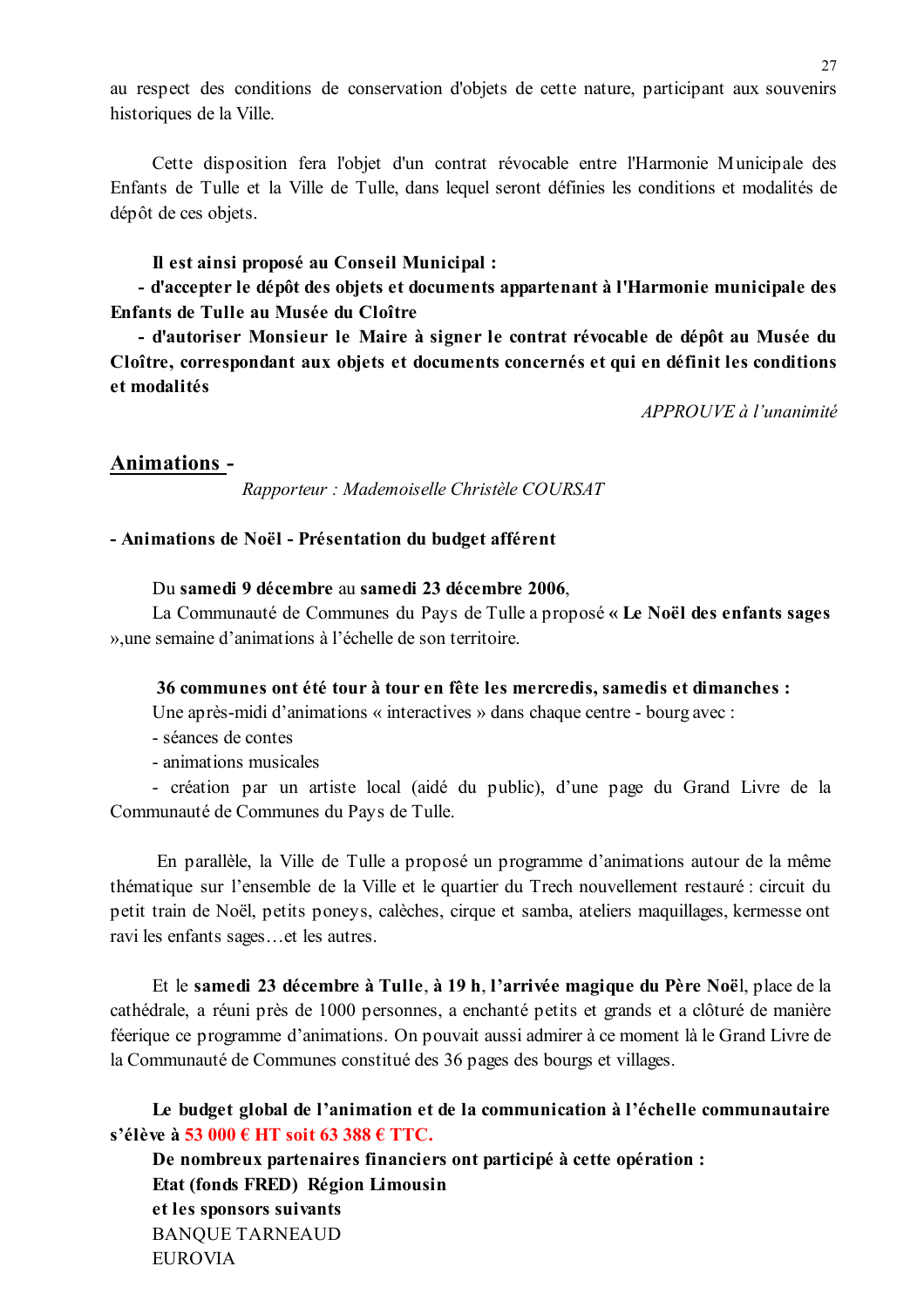au respect des conditions de conservation d'objets de cette nature, participant aux souvenirs historiques de la Ville.

Cette disposition fera l'objet d'un contrat révocable entre l'Harmonie Municipale des Enfants de Tulle et la Ville de Tulle, dans lequel seront définies les conditions et modalités de dépôt de ces objets.

**Il est ainsi proposé au Conseil Municipal :**

**- d'accepter le dépôt des objets et documents appartenant à l'Harmonie municipale des Enfants de Tulle au Musée du Cloître**

**- d'autoriser Monsieur le Maire à signer le contrat révocable de dépôt au Musée du Cloître, correspondant aux objets et documents concernés et qui en définit les conditions et modalités**

*APPROUVE à l'unanimité*

## Animations -

*Rapporteur : Mademoiselle Christèle COURSAT*

**- Animations de Noël - Présentation du budget afférent**

Du **samedi 9 décembre** au **samedi 23 décembre 2006**,

La Communauté de Communes du Pays de Tulle a proposé **« Le Noël des enfants sages »**,une semaine d'animations à l'échelle de son territoire.

**36 communes ont été tour à tour en fête les mercredis, samedis et dimanches :**

Une après-midi d'animations « interactives » dans chaque centre - bourg avec :

- séances de contes
- animations musicales
- création par un artiste local (aidé du public), d'une page du Grand Livre de la Communauté de Communes du Pays de Tulle.

En parallèle, la Ville de Tulle a proposé un programme d'animations autour de la même thématique sur l'ensemble de la Ville et le quartier du Trech nouvellement restauré : circuit du petit train de Noël, petits poneys, calèches, cirque et samba, ateliers maquillages, kermesse ont ravi les enfants sages…et les autres.

Et le **samedi 23 décembre à Tulle**, **à 19 h**, **l'arrivée magique du Père Noë**l, place de la cathédrale, a réuni près de 1000 personnes, a enchanté petits et grands et a clôturé de manière féerique ce programme d'animations. On pouvait aussi admirer à ce moment là le Grand Livre de la Communauté de Communes constitué des 36 pages des bourgs et villages.

**Le budget global de l'animation et de la communication à l'échelle communautaire s'élève à 53 000 € HT soit 63 388 € TTC.**

**De nombreux partenaires financiers ont participé à cette opération :**

**Etat (fonds FRED) Région Limousin**

**et les sponsors suivants**

BANQUE TARNEAUD

EUROVIA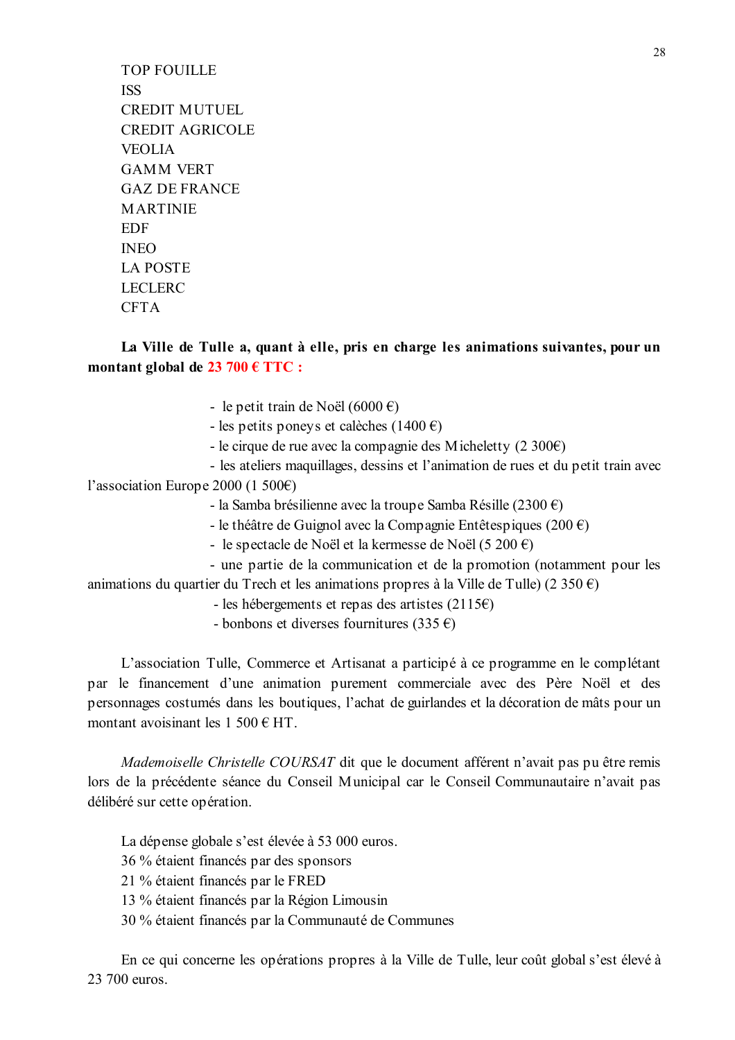TOP FOUILLE
ISS
CREDIT MUTUEL
CREDIT AGRICOLE
VEOLIA
GAMM VERT
GAZ DE FRANCE
MARTINIE
EDF
INEO
LA POSTE
LECLERC
CFTA

**La Ville de Tulle a, quant à elle, pris en charge les animations suivantes, pour un montant global de 23 700 € TTC :**

- le petit train de Noël (6000 €)
- les petits poneys et calèches (1400 €)
- le cirque de rue avec la compagnie des Micheletty (2 300€)
- les ateliers maquillages, dessins et l'animation de rues et du petit train avec l'association Europe 2000 (1 500€)
- la Samba brésilienne avec la troupe Samba Résille (2300 €)
- le théâtre de Guignol avec la Compagnie Entêtespiques (200 €)
- le spectacle de Noël et la kermesse de Noël (5 200 €)
- une partie de la communication et de la promotion (notamment pour les animations du quartier du Trech et les animations propres à la Ville de Tulle) (2 350 €)
- les hébergements et repas des artistes (2115€)
- bonbons et diverses fournitures (335 €)

L'association Tulle, Commerce et Artisanat a participé à ce programme en le complétant par le financement d'une animation purement commerciale avec des Père Noël et des personnages costumés dans les boutiques, l'achat de guirlandes et la décoration de mâts pour un montant avoisinant les 1 500 € HT.

*Mademoiselle Christelle COURSAT* dit que le document afférent n'avait pas pu être remis lors de la précédente séance du Conseil Municipal car le Conseil Communautaire n'avait pas délibéré sur cette opération.

La dépense globale s'est élevée à 53 000 euros.
36 % étaient financés par des sponsors
21 % étaient financés par le FRED
13 % étaient financés par la Région Limousin
30 % étaient financés par la Communauté de Communes

En ce qui concerne les opérations propres à la Ville de Tulle, leur coût global s'est élevé à 23 700 euros.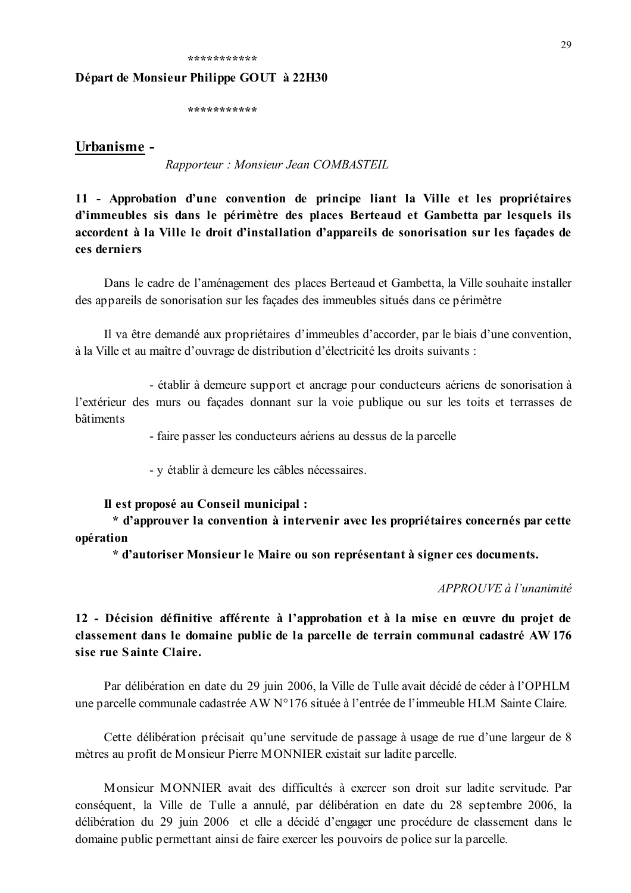\*\*\*\*\*\*\*\*\*\*\*

**Départ de Monsieur Philippe GOUT à 22H30**

\*\*\*\*\*\*\*\*\*\*\*

## Urbanisme -

*Rapporteur : Monsieur Jean COMBASTEIL*

**11 - Approbation d'une convention de principe liant la Ville et les propriétaires d'immeubles sis dans le périmètre des places Berteaud et Gambetta par lesquels ils accordent à la Ville le droit d'installation d'appareils de sonorisation sur les façades de ces derniers**

Dans le cadre de l'aménagement des places Berteaud et Gambetta, la Ville souhaite installer des appareils de sonorisation sur les façades des immeubles situés dans ce périmètre

Il va être demandé aux propriétaires d'immeubles d'accorder, par le biais d'une convention, à la Ville et au maître d'ouvrage de distribution d'électricité les droits suivants :

- établir à demeure support et ancrage pour conducteurs aériens de sonorisation à l'extérieur des murs ou façades donnant sur la voie publique ou sur les toits et terrasses de bâtiments
- faire passer les conducteurs aériens au dessus de la parcelle
- y établir à demeure les câbles nécessaires.

**Il est proposé au Conseil municipal :**

**\* d'approuver la convention à intervenir avec les propriétaires concernés par cette opération**

**\* d'autoriser Monsieur le Maire ou son représentant à signer ces documents.**

*APPROUVE à l'unanimité*

**12 - Décision définitive afférente à l'approbation et à la mise en œuvre du projet de classement dans le domaine public de la parcelle de terrain communal cadastré AW 176 sise rue Sainte Claire.**

Par délibération en date du 29 juin 2006, la Ville de Tulle avait décidé de céder à l'OPHLM une parcelle communale cadastrée AW N°176 située à l'entrée de l'immeuble HLM Sainte Claire.

Cette délibération précisait qu'une servitude de passage à usage de rue d'une largeur de 8 mètres au profit de Monsieur Pierre MONNIER existait sur ladite parcelle.

Monsieur MONNIER avait des difficultés à exercer son droit sur ladite servitude. Par conséquent, la Ville de Tulle a annulé, par délibération en date du 28 septembre 2006, la délibération du 29 juin 2006 et elle a décidé d'engager une procédure de classement dans le domaine public permettant ainsi de faire exercer les pouvoirs de police sur la parcelle.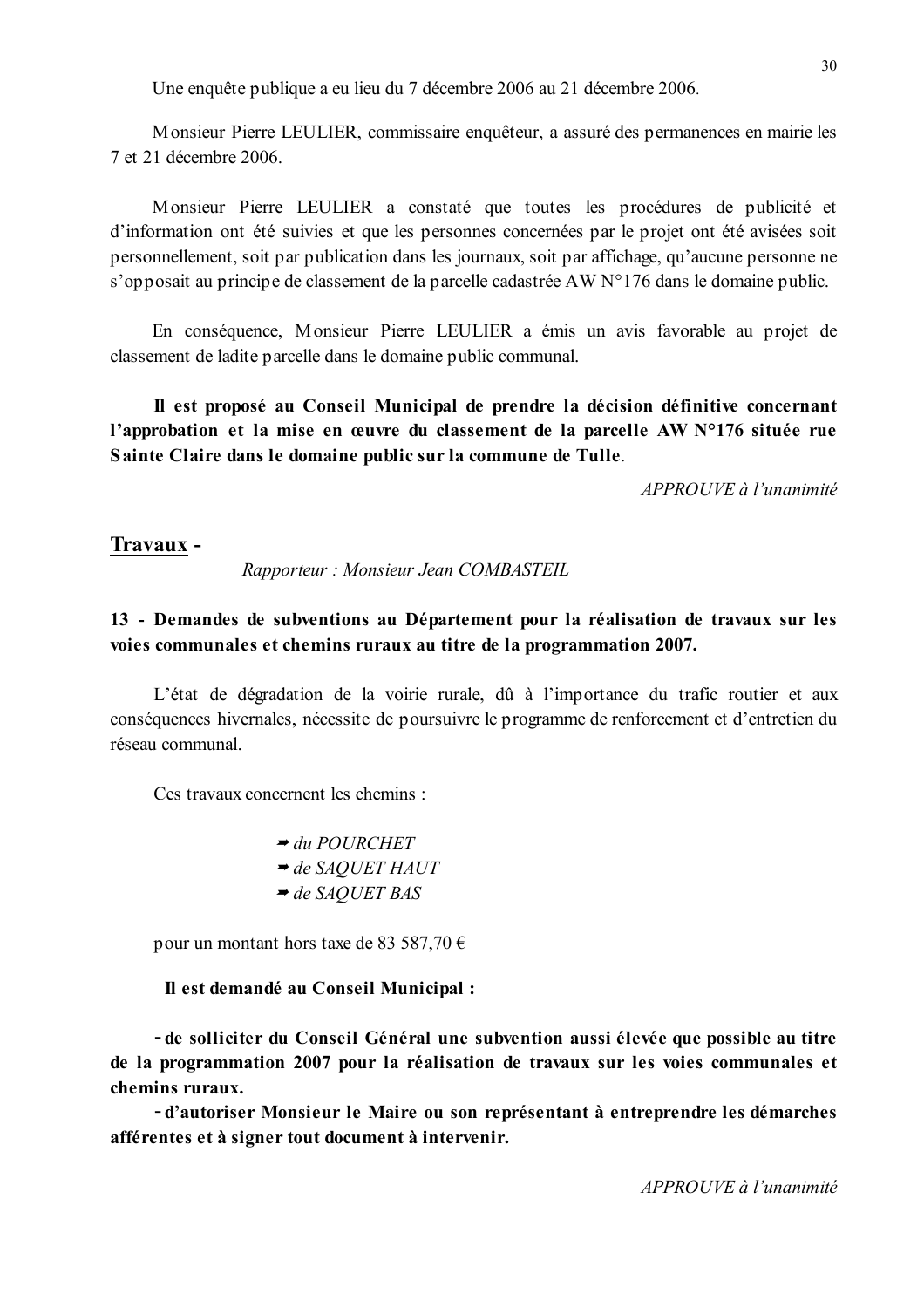Une enquête publique a eu lieu du 7 décembre 2006 au 21 décembre 2006.

Monsieur Pierre LEULIER, commissaire enquêteur, a assuré des permanences en mairie les 7 et 21 décembre 2006.

Monsieur Pierre LEULIER a constaté que toutes les procédures de publicité et d'information ont été suivies et que les personnes concernées par le projet ont été avisées soit personnellement, soit par publication dans les journaux, soit par affichage, qu'aucune personne ne s'opposait au principe de classement de la parcelle cadastrée AW N°176 dans le domaine public.

En conséquence, Monsieur Pierre LEULIER a émis un avis favorable au projet de classement de ladite parcelle dans le domaine public communal.

**Il est proposé au Conseil Municipal de prendre la décision définitive concernant l'approbation et la mise en œuvre du classement de la parcelle AW N°176 située rue Sainte Claire dans le domaine public sur la commune de Tulle**.

*APPROUVE à l'unanimité*

## Travaux -

*Rapporteur : Monsieur Jean COMBASTEIL*

### 13 - Demandes de subventions au Département pour la réalisation de travaux sur les voies communales et chemins ruraux au titre de la programmation 2007.

L'état de dégradation de la voirie rurale, dû à l'importance du trafic routier et aux conséquences hivernales, nécessite de poursuivre le programme de renforcement et d'entretien du réseau communal.

Ces travaux concernent les chemins :

- *du POURCHET*
- *de SAQUET HAUT*
- *de SAQUET BAS*

pour un montant hors taxe de 83 587,70 €

**Il est demandé au Conseil Municipal :**

**- de solliciter du Conseil Général une subvention aussi élevée que possible au titre de la programmation 2007 pour la réalisation de travaux sur les voies communales et chemins ruraux.**

**- d'autoriser Monsieur le Maire ou son représentant à entreprendre les démarches afférentes et à signer tout document à intervenir.**

*APPROUVE à l'unanimité*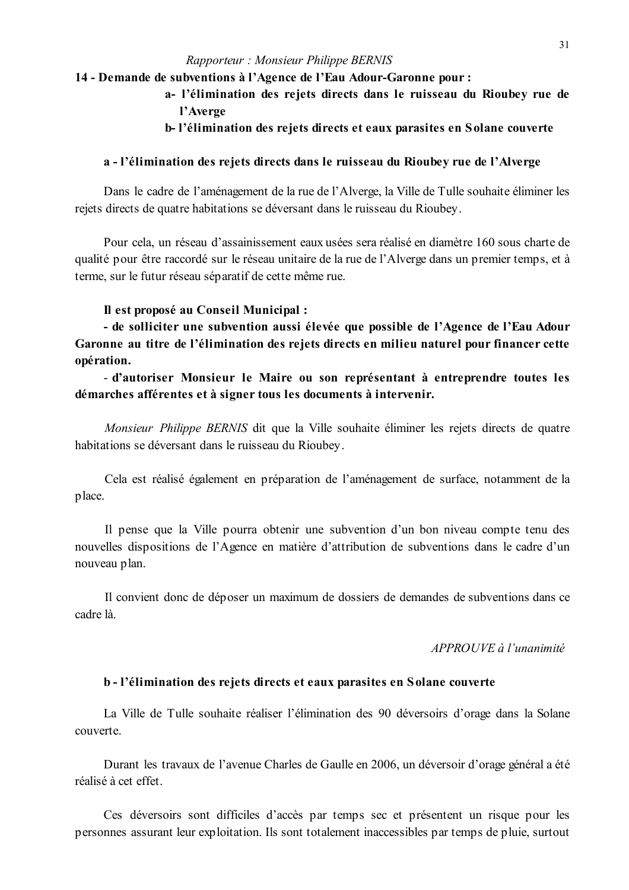*Rapporteur : Monsieur Philippe BERNIS*

**14 - Demande de subventions à l'Agence de l'Eau Adour-Garonne pour :**

**a- l'élimination des rejets directs dans le ruisseau du Rioubey rue de l'Averge**

**b- l'élimination des rejets directs et eaux parasites en Solane couverte**

**a - l'élimination des rejets directs dans le ruisseau du Rioubey rue de l'Alverge**

Dans le cadre de l'aménagement de la rue de l'Alverge, la Ville de Tulle souhaite éliminer les rejets directs de quatre habitations se déversant dans le ruisseau du Rioubey.

Pour cela, un réseau d'assainissement eaux usées sera réalisé en diamètre 160 sous charte de qualité pour être raccordé sur le réseau unitaire de la rue de l'Alverge dans un premier temps, et à terme, sur le futur réseau séparatif de cette même rue.

**Il est proposé au Conseil Municipal :**

**- de solliciter une subvention aussi élevée que possible de l'Agence de l'Eau Adour Garonne au titre de l'élimination des rejets directs en milieu naturel pour financer cette opération.**

**- d'autoriser Monsieur le Maire ou son représentant à entreprendre toutes les démarches afférentes et à signer tous les documents à intervenir.**

*Monsieur Philippe BERNIS* dit que la Ville souhaite éliminer les rejets directs de quatre habitations se déversant dans le ruisseau du Rioubey.

Cela est réalisé également en préparation de l'aménagement de surface, notamment de la place.

Il pense que la Ville pourra obtenir une subvention d'un bon niveau compte tenu des nouvelles dispositions de l'Agence en matière d'attribution de subventions dans le cadre d'un nouveau plan.

Il convient donc de déposer un maximum de dossiers de demandes de subventions dans ce cadre là.

*APPROUVE à l'unanimité*

**b - l'élimination des rejets directs et eaux parasites en Solane couverte**

La Ville de Tulle souhaite réaliser l'élimination des 90 déversoirs d'orage dans la Solane couverte.

Durant les travaux de l'avenue Charles de Gaulle en 2006, un déversoir d'orage général a été réalisé à cet effet.

Ces déversoirs sont difficiles d'accès par temps sec et présentent un risque pour les personnes assurant leur exploitation. Ils sont totalement inaccessibles par temps de pluie, surtout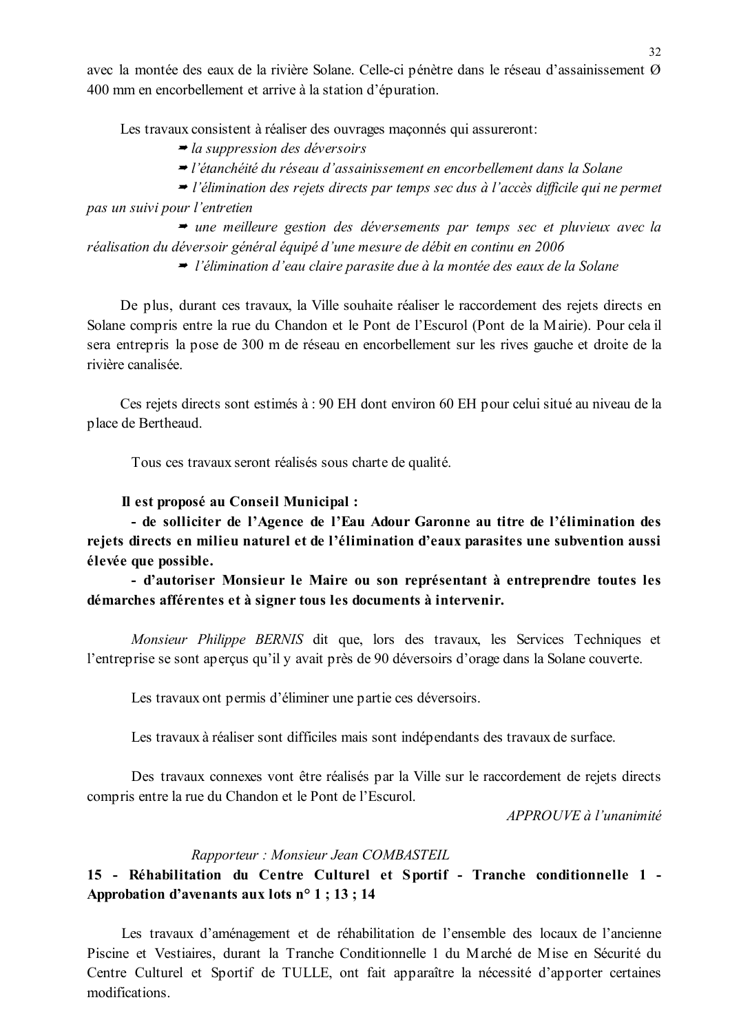avec la montée des eaux de la rivière Solane. Celle-ci pénètre dans le réseau d'assainissement Ø 400 mm en encorbellement et arrive à la station d'épuration.

Les travaux consistent à réaliser des ouvrages maçonnés qui assureront:

- *la suppression des déversoirs*
- *l'étanchéité du réseau d'assainissement en encorbellement dans la Solane*
- *l'élimination des rejets directs par temps sec dus à l'accès difficile qui ne permet pas un suivi pour l'entretien*
- *une meilleure gestion des déversements par temps sec et pluvieux avec la réalisation du déversoir général équipé d'une mesure de débit en continu en 2006*
- *l'élimination d'eau claire parasite due à la montée des eaux de la Solane*

De plus, durant ces travaux, la Ville souhaite réaliser le raccordement des rejets directs en Solane compris entre la rue du Chandon et le Pont de l'Escurol (Pont de la Mairie). Pour cela il sera entrepris la pose de 300 m de réseau en encorbellement sur les rives gauche et droite de la rivière canalisée.

Ces rejets directs sont estimés à : 90 EH dont environ 60 EH pour celui situé au niveau de la place de Bertheaud.

Tous ces travaux seront réalisés sous charte de qualité.

**Il est proposé au Conseil Municipal :**

**- de solliciter de l'Agence de l'Eau Adour Garonne au titre de l'élimination des rejets directs en milieu naturel et de l'élimination d'eaux parasites une subvention aussi élevée que possible.**

**- d'autoriser Monsieur le Maire ou son représentant à entreprendre toutes les démarches afférentes et à signer tous les documents à intervenir.**

*Monsieur Philippe BERNIS* dit que, lors des travaux, les Services Techniques et l'entreprise se sont aperçus qu'il y avait près de 90 déversoirs d'orage dans la Solane couverte.

Les travaux ont permis d'éliminer une partie ces déversoirs.

Les travaux à réaliser sont difficiles mais sont indépendants des travaux de surface.

Des travaux connexes vont être réalisés par la Ville sur le raccordement de rejets directs compris entre la rue du Chandon et le Pont de l'Escurol.

*APPROUVE à l'unanimité*

*Rapporteur : Monsieur Jean COMBASTEIL*

**15 - Réhabilitation du Centre Culturel et Sportif - Tranche conditionnelle 1 - Approbation d'avenants aux lots n° 1 ; 13 ; 14**

Les travaux d'aménagement et de réhabilitation de l'ensemble des locaux de l'ancienne Piscine et Vestiaires, durant la Tranche Conditionnelle 1 du Marché de Mise en Sécurité du Centre Culturel et Sportif de TULLE, ont fait apparaître la nécessité d'apporter certaines modifications.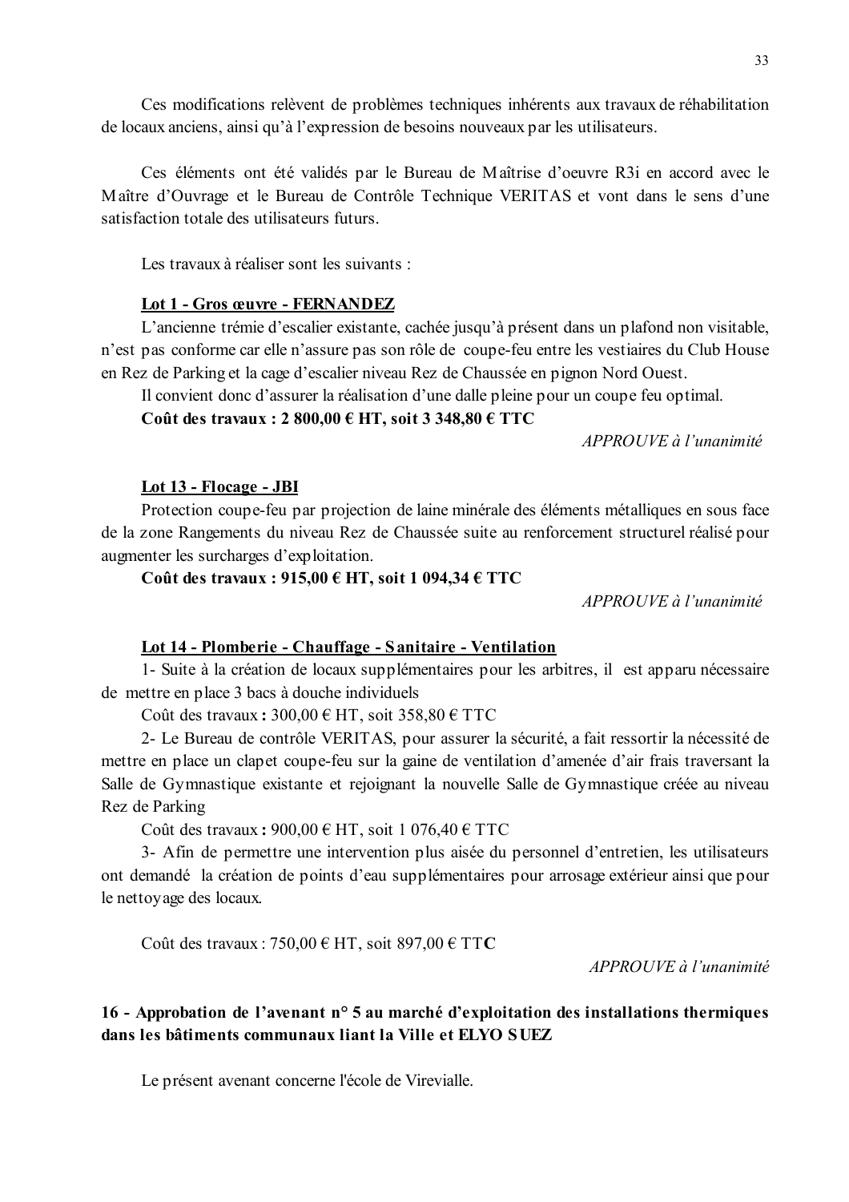Ces modifications relèvent de problèmes techniques inhérents aux travaux de réhabilitation de locaux anciens, ainsi qu'à l'expression de besoins nouveaux par les utilisateurs.

Ces éléments ont été validés par le Bureau de Maîtrise d'oeuvre R3i en accord avec le Maître d'Ouvrage et le Bureau de Contrôle Technique VERITAS et vont dans le sens d'une satisfaction totale des utilisateurs futurs.

Les travaux à réaliser sont les suivants :

**Lot 1 - Gros œuvre - FERNANDEZ**

L'ancienne trémie d'escalier existante, cachée jusqu'à présent dans un plafond non visitable, n'est pas conforme car elle n'assure pas son rôle de coupe-feu entre les vestiaires du Club House en Rez de Parking et la cage d'escalier niveau Rez de Chaussée en pignon Nord Ouest.

Il convient donc d'assurer la réalisation d'une dalle pleine pour un coupe feu optimal.

**Coût des travaux : 2 800,00 € HT, soit 3 348,80 € TTC**

*APPROUVE à l'unanimité*

**Lot 13 - Flocage - JBI**

Protection coupe-feu par projection de laine minérale des éléments métalliques en sous face de la zone Rangements du niveau Rez de Chaussée suite au renforcement structurel réalisé pour augmenter les surcharges d'exploitation.

**Coût des travaux : 915,00 € HT, soit 1 094,34 € TTC**

*APPROUVE à l'unanimité*

**Lot 14 - Plomberie - Chauffage - Sanitaire - Ventilation**

1- Suite à la création de locaux supplémentaires pour les arbitres, il est apparu nécessaire de mettre en place 3 bacs à douche individuels

Coût des travaux **:** 300,00 € HT, soit 358,80 € TTC

2- Le Bureau de contrôle VERITAS, pour assurer la sécurité, a fait ressortir la nécessité de mettre en place un clapet coupe-feu sur la gaine de ventilation d'amenée d'air frais traversant la Salle de Gymnastique existante et rejoignant la nouvelle Salle de Gymnastique créée au niveau Rez de Parking

Coût des travaux **:** 900,00 € HT, soit 1 076,40 € TTC

3- Afin de permettre une intervention plus aisée du personnel d'entretien, les utilisateurs ont demandé la création de points d'eau supplémentaires pour arrosage extérieur ainsi que pour le nettoyage des locaux.

Coût des travaux : 750,00 € HT, soit 897,00 € TT**C**

*APPROUVE à l'unanimité*

## 16 - Approbation de l'avenant n° 5 au marché d'exploitation des installations thermiques dans les bâtiments communaux liant la Ville et ELYO SUEZ

Le présent avenant concerne l'école de Virevialle.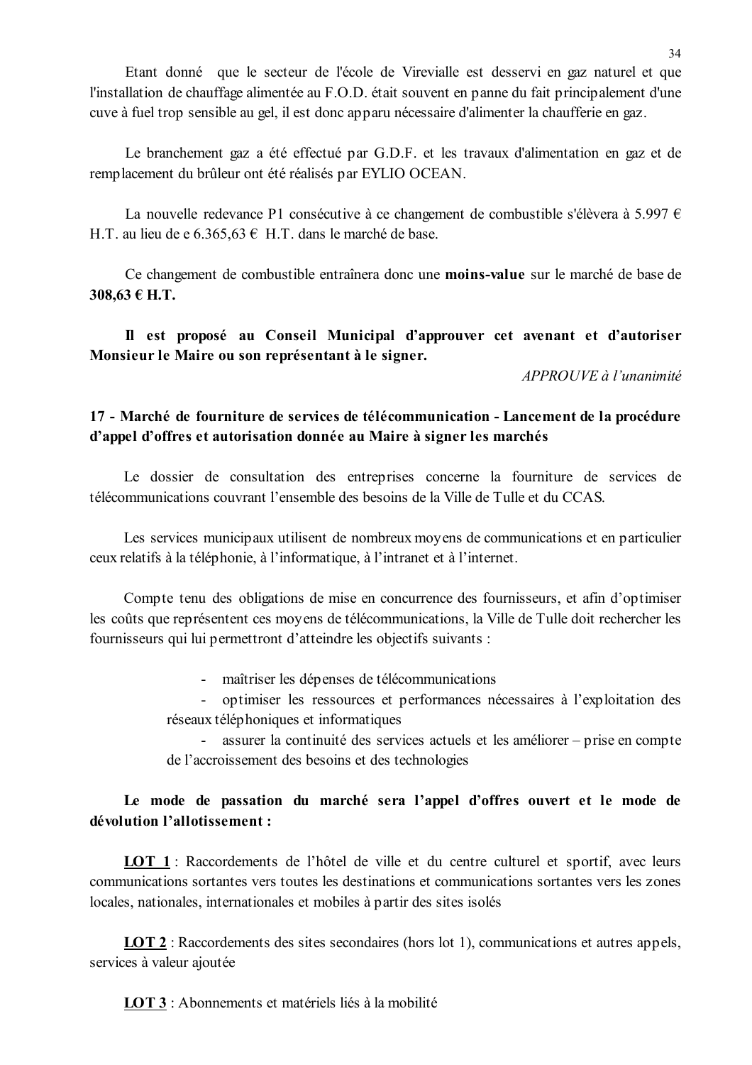Etant donné que le secteur de l'école de Virevialle est desservi en gaz naturel et que l'installation de chauffage alimentée au F.O.D. était souvent en panne du fait principalement d'une cuve à fuel trop sensible au gel, il est donc apparu nécessaire d'alimenter la chaufferie en gaz.

Le branchement gaz a été effectué par G.D.F. et les travaux d'alimentation en gaz et de remplacement du brûleur ont été réalisés par EYLIO OCEAN.

La nouvelle redevance P1 consécutive à ce changement de combustible s'élèvera à 5.997 € H.T. au lieu de e 6.365,63 € H.T. dans le marché de base.

Ce changement de combustible entraînera donc une **moins-value** sur le marché de base de **308,63 € H.T.**

**Il est proposé au Conseil Municipal d'approuver cet avenant et d'autoriser Monsieur le Maire ou son représentant à le signer.**

*APPROUVE à l'unanimité*

## 17 - Marché de fourniture de services de télécommunication - Lancement de la procédure d'appel d'offres et autorisation donnée au Maire à signer les marchés

Le dossier de consultation des entreprises concerne la fourniture de services de télécommunications couvrant l'ensemble des besoins de la Ville de Tulle et du CCAS.

Les services municipaux utilisent de nombreux moyens de communications et en particulier ceux relatifs à la téléphonie, à l'informatique, à l'intranet et à l'internet.

Compte tenu des obligations de mise en concurrence des fournisseurs, et afin d'optimiser les coûts que représentent ces moyens de télécommunications, la Ville de Tulle doit rechercher les fournisseurs qui lui permettront d'atteindre les objectifs suivants :

- maîtriser les dépenses de télécommunications
- optimiser les ressources et performances nécessaires à l'exploitation des réseaux téléphoniques et informatiques
- assurer la continuité des services actuels et les améliorer – prise en compte de l'accroissement des besoins et des technologies

**Le mode de passation du marché sera l'appel d'offres ouvert et le mode de dévolution l'allotissement :**

**LOT 1** : Raccordements de l'hôtel de ville et du centre culturel et sportif, avec leurs communications sortantes vers toutes les destinations et communications sortantes vers les zones locales, nationales, internationales et mobiles à partir des sites isolés

**LOT 2** : Raccordements des sites secondaires (hors lot 1), communications et autres appels, services à valeur ajoutée

**LOT 3** : Abonnements et matériels liés à la mobilité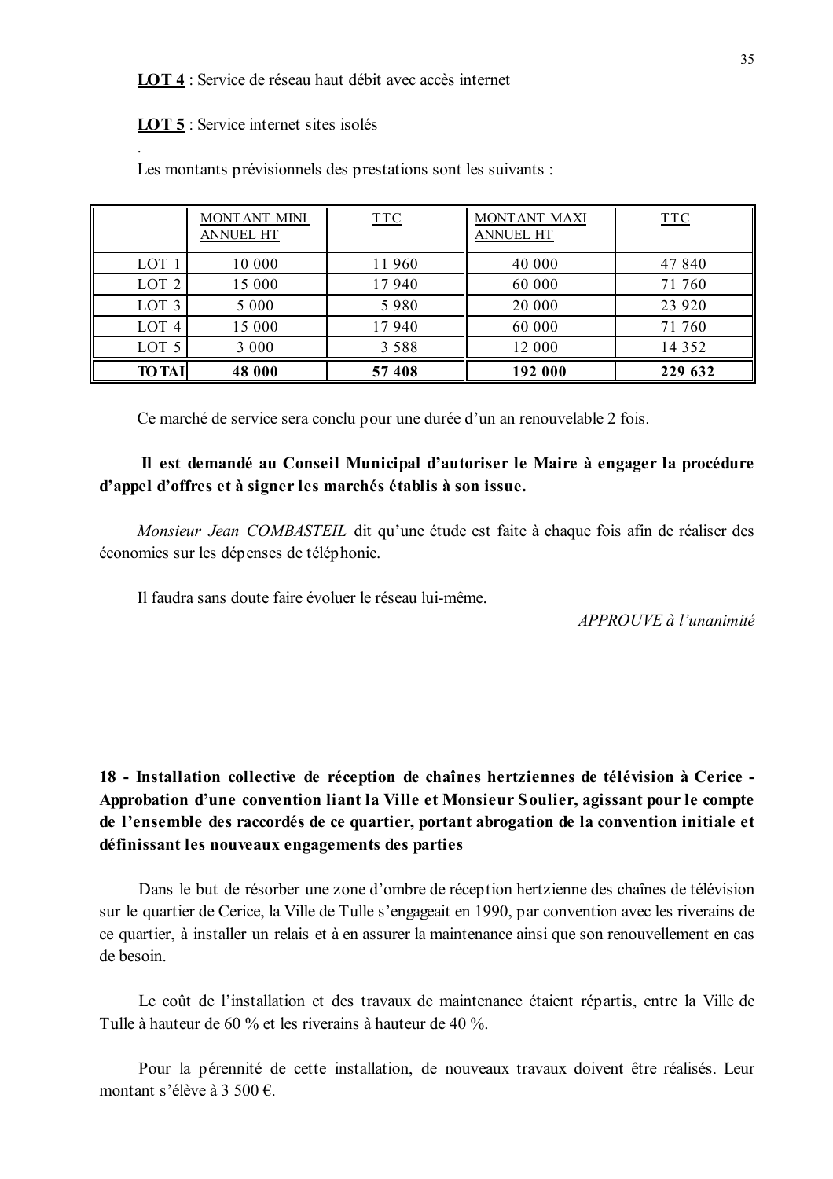**LOT 4** : Service de réseau haut débit avec accès internet

**LOT 5** : Service internet sites isolés

.

Les montants prévisionnels des prestations sont les suivants :

| | MONTANT MINI ANNUEL HT | TTC | MONTANT MAXI ANNUEL HT | TTC |
|---|---|---|---|---|
| LOT 1 | 10 000 | 11 960 | 40 000 | 47 840 |
| LOT 2 | 15 000 | 17 940 | 60 000 | 71 760 |
| LOT 3 | 5 000 | 5 980 | 20 000 | 23 920 |
| LOT 4 | 15 000 | 17 940 | 60 000 | 71 760 |
| LOT 5 | 3 000 | 3 588 | 12 000 | 14 352 |
| **TOTAL** | **48 000** | **57 408** | **192 000** | **229 632** |

Ce marché de service sera conclu pour une durée d'un an renouvelable 2 fois.

**Il est demandé au Conseil Municipal d'autoriser le Maire à engager la procédure d'appel d'offres et à signer les marchés établis à son issue.**

*Monsieur Jean COMBASTEIL* dit qu'une étude est faite à chaque fois afin de réaliser des économies sur les dépenses de téléphonie.

Il faudra sans doute faire évoluer le réseau lui-même.

*APPROUVE à l'unanimité*

## 18 - Installation collective de réception de chaînes hertziennes de télévision à Cerice - Approbation d'une convention liant la Ville et Monsieur Soulier, agissant pour le compte de l'ensemble des raccordés de ce quartier, portant abrogation de la convention initiale et définissant les nouveaux engagements des parties

Dans le but de résorber une zone d'ombre de réception hertzienne des chaînes de télévision sur le quartier de Cerice, la Ville de Tulle s'engageait en 1990, par convention avec les riverains de ce quartier, à installer un relais et à en assurer la maintenance ainsi que son renouvellement en cas de besoin.

Le coût de l'installation et des travaux de maintenance étaient répartis, entre la Ville de Tulle à hauteur de 60 % et les riverains à hauteur de 40 %.

Pour la pérennité de cette installation, de nouveaux travaux doivent être réalisés. Leur montant s'élève à 3 500 €.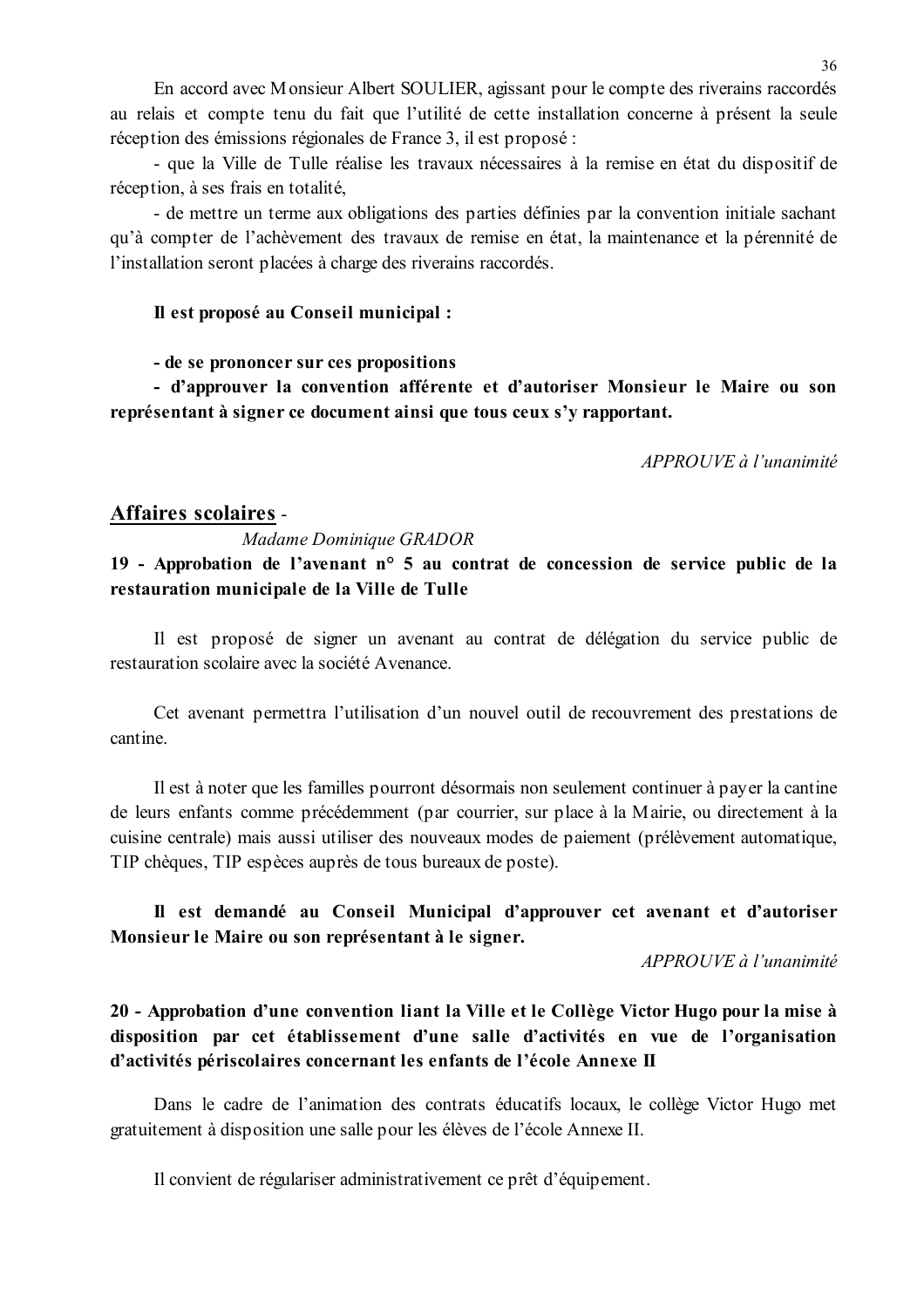En accord avec Monsieur Albert SOULIER, agissant pour le compte des riverains raccordés au relais et compte tenu du fait que l'utilité de cette installation concerne à présent la seule réception des émissions régionales de France 3, il est proposé :

- que la Ville de Tulle réalise les travaux nécessaires à la remise en état du dispositif de réception, à ses frais en totalité,
- de mettre un terme aux obligations des parties définies par la convention initiale sachant qu'à compter de l'achèvement des travaux de remise en état, la maintenance et la pérennité de l'installation seront placées à charge des riverains raccordés.

**Il est proposé au Conseil municipal :**

**- de se prononcer sur ces propositions**
**- d'approuver la convention afférente et d'autoriser Monsieur le Maire ou son représentant à signer ce document ainsi que tous ceux s'y rapportant.**

*APPROUVE à l'unanimité*

## Affaires scolaires -

*Madame Dominique GRADOR*

### 19 - Approbation de l'avenant n° 5 au contrat de concession de service public de la restauration municipale de la Ville de Tulle

Il est proposé de signer un avenant au contrat de délégation du service public de restauration scolaire avec la société Avenance.

Cet avenant permettra l'utilisation d'un nouvel outil de recouvrement des prestations de cantine.

Il est à noter que les familles pourront désormais non seulement continuer à payer la cantine de leurs enfants comme précédemment (par courrier, sur place à la Mairie, ou directement à la cuisine centrale) mais aussi utiliser des nouveaux modes de paiement (prélèvement automatique, TIP chèques, TIP espèces auprès de tous bureaux de poste).

**Il est demandé au Conseil Municipal d'approuver cet avenant et d'autoriser Monsieur le Maire ou son représentant à le signer.**

*APPROUVE à l'unanimité*

### 20 - Approbation d'une convention liant la Ville et le Collège Victor Hugo pour la mise à disposition par cet établissement d'une salle d'activités en vue de l'organisation d'activités périscolaires concernant les enfants de l'école Annexe II

Dans le cadre de l'animation des contrats éducatifs locaux, le collège Victor Hugo met gratuitement à disposition une salle pour les élèves de l'école Annexe II.

Il convient de régulariser administrativement ce prêt d'équipement.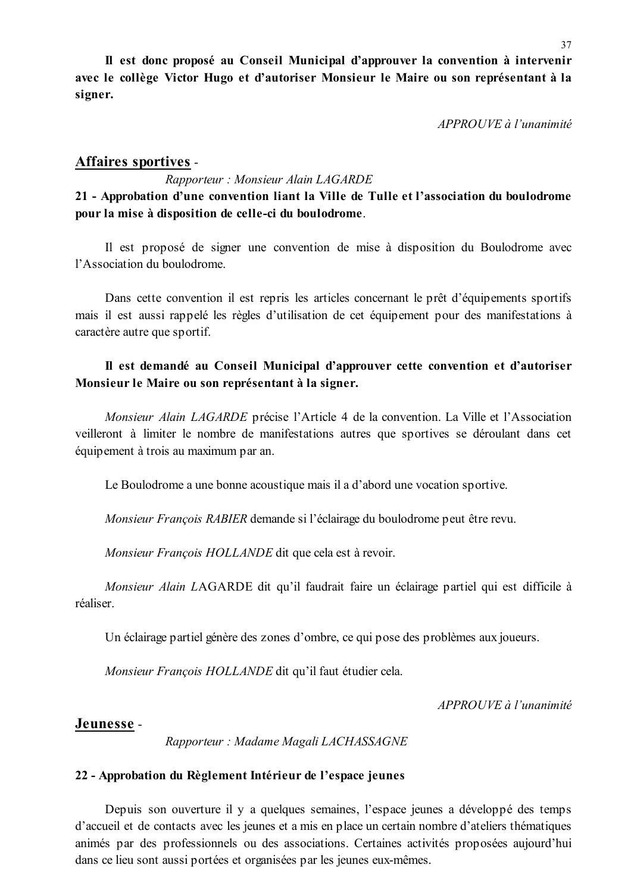**Il est donc proposé au Conseil Municipal d'approuver la convention à intervenir avec le collège Victor Hugo et d'autoriser Monsieur le Maire ou son représentant à la signer.**

*APPROUVE à l'unanimité*

## Affaires sportives -

*Rapporteur : Monsieur Alain LAGARDE*

**21 - Approbation d'une convention liant la Ville de Tulle et l'association du boulodrome pour la mise à disposition de celle-ci du boulodrome**.

Il est proposé de signer une convention de mise à disposition du Boulodrome avec l'Association du boulodrome.

Dans cette convention il est repris les articles concernant le prêt d'équipements sportifs mais il est aussi rappelé les règles d'utilisation de cet équipement pour des manifestations à caractère autre que sportif.

**Il est demandé au Conseil Municipal d'approuver cette convention et d'autoriser Monsieur le Maire ou son représentant à la signer.**

*Monsieur Alain LAGARDE* précise l'Article 4 de la convention. La Ville et l'Association veilleront à limiter le nombre de manifestations autres que sportives se déroulant dans cet équipement à trois au maximum par an.

Le Boulodrome a une bonne acoustique mais il a d'abord une vocation sportive.

*Monsieur François RABIER* demande si l'éclairage du boulodrome peut être revu.

*Monsieur François HOLLANDE* dit que cela est à revoir.

*Monsieur Alain L*AGARDE dit qu'il faudrait faire un éclairage partiel qui est difficile à réaliser.

Un éclairage partiel génère des zones d'ombre, ce qui pose des problèmes aux joueurs.

*Monsieur François HOLLANDE* dit qu'il faut étudier cela.

*APPROUVE à l'unanimité*

## Jeunesse -

*Rapporteur : Madame Magali LACHASSAGNE*

**22 - Approbation du Règlement Intérieur de l'espace jeunes**

Depuis son ouverture il y a quelques semaines, l'espace jeunes a développé des temps d'accueil et de contacts avec les jeunes et a mis en place un certain nombre d'ateliers thématiques animés par des professionnels ou des associations. Certaines activités proposées aujourd'hui dans ce lieu sont aussi portées et organisées par les jeunes eux-mêmes.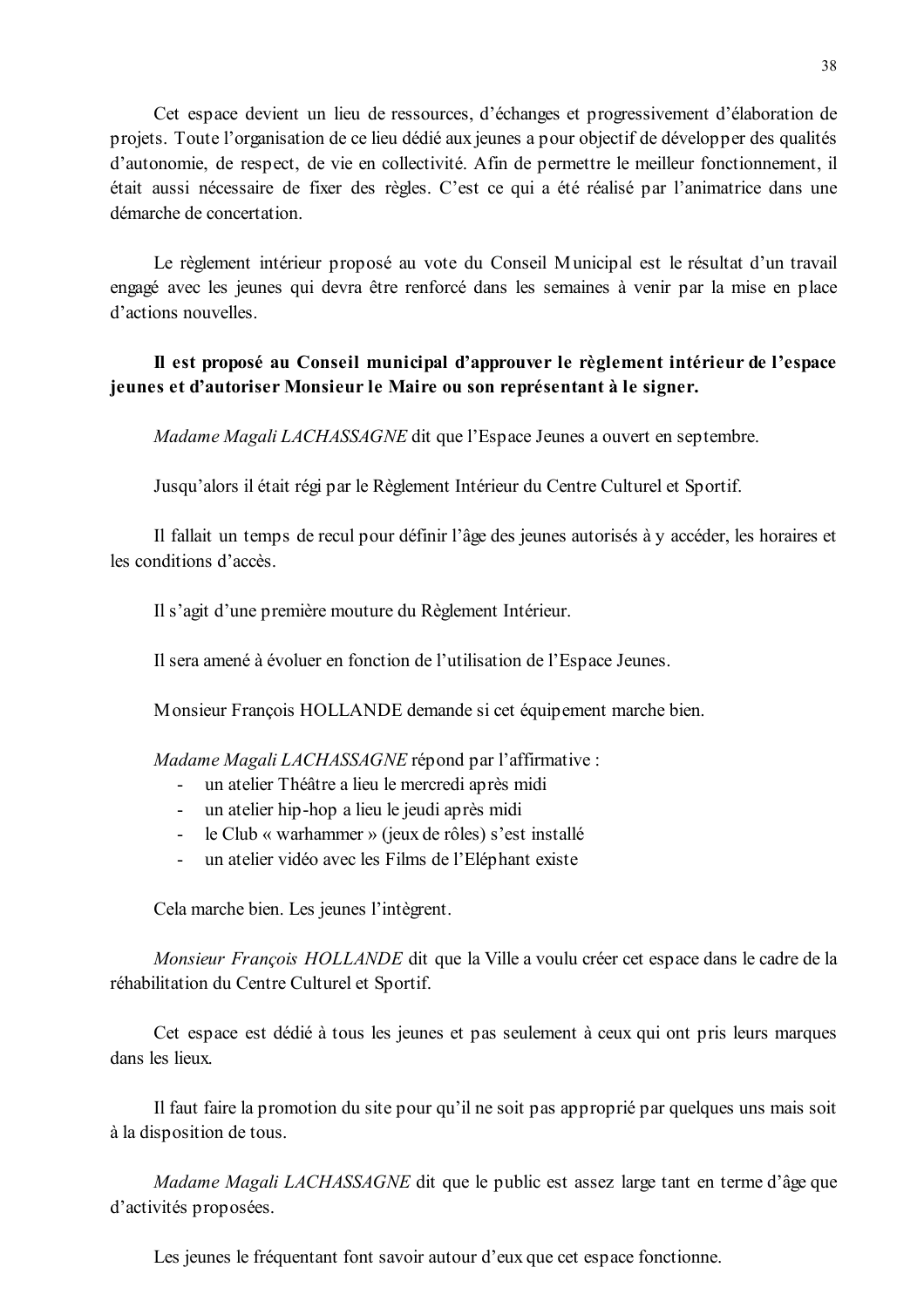Cet espace devient un lieu de ressources, d'échanges et progressivement d'élaboration de projets. Toute l'organisation de ce lieu dédié aux jeunes a pour objectif de développer des qualités d'autonomie, de respect, de vie en collectivité. Afin de permettre le meilleur fonctionnement, il était aussi nécessaire de fixer des règles. C'est ce qui a été réalisé par l'animatrice dans une démarche de concertation.

Le règlement intérieur proposé au vote du Conseil Municipal est le résultat d'un travail engagé avec les jeunes qui devra être renforcé dans les semaines à venir par la mise en place d'actions nouvelles.

**Il est proposé au Conseil municipal d'approuver le règlement intérieur de l'espace jeunes et d'autoriser Monsieur le Maire ou son représentant à le signer.**

*Madame Magali LACHASSAGNE* dit que l'Espace Jeunes a ouvert en septembre.

Jusqu'alors il était régi par le Règlement Intérieur du Centre Culturel et Sportif.

Il fallait un temps de recul pour définir l'âge des jeunes autorisés à y accéder, les horaires et les conditions d'accès.

Il s'agit d'une première mouture du Règlement Intérieur.

Il sera amené à évoluer en fonction de l'utilisation de l'Espace Jeunes.

Monsieur François HOLLANDE demande si cet équipement marche bien.

*Madame Magali LACHASSAGNE* répond par l'affirmative :

- un atelier Théâtre a lieu le mercredi après midi
- un atelier hip-hop a lieu le jeudi après midi
- le Club « warhammer » (jeux de rôles) s'est installé
- un atelier vidéo avec les Films de l'Eléphant existe

Cela marche bien. Les jeunes l'intègrent.

*Monsieur François HOLLANDE* dit que la Ville a voulu créer cet espace dans le cadre de la réhabilitation du Centre Culturel et Sportif.

Cet espace est dédié à tous les jeunes et pas seulement à ceux qui ont pris leurs marques dans les lieux.

Il faut faire la promotion du site pour qu'il ne soit pas approprié par quelques uns mais soit à la disposition de tous.

*Madame Magali LACHASSAGNE* dit que le public est assez large tant en terme d'âge que d'activités proposées.

Les jeunes le fréquentant font savoir autour d'eux que cet espace fonctionne.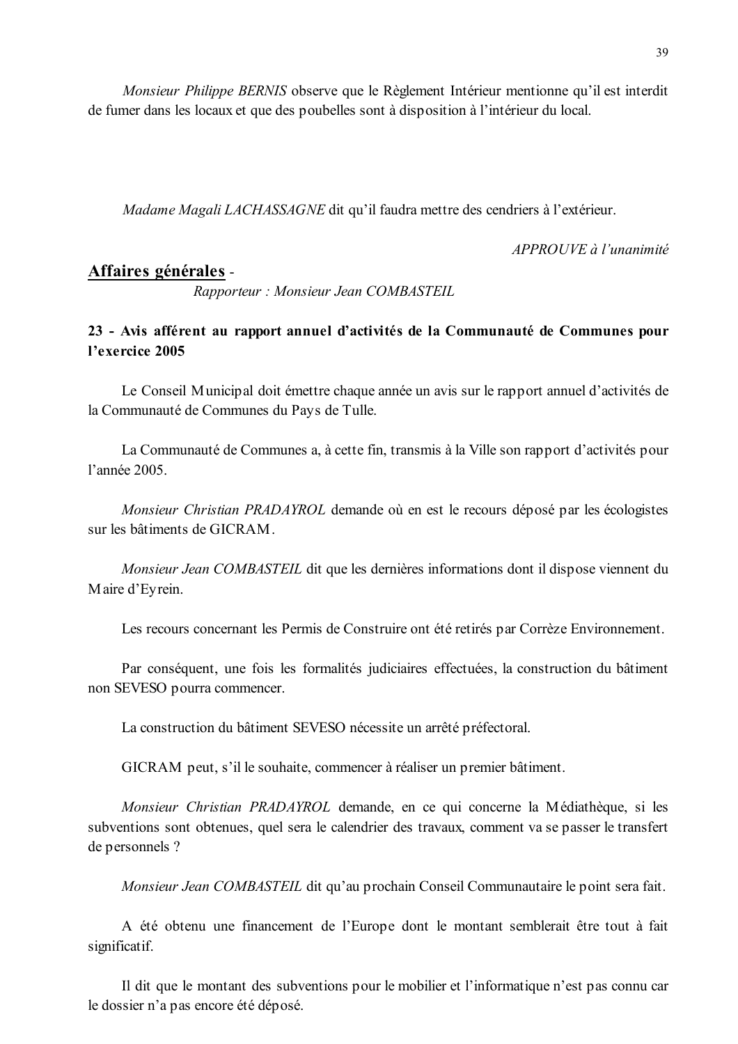*Monsieur Philippe BERNIS* observe que le Règlement Intérieur mentionne qu'il est interdit de fumer dans les locaux et que des poubelles sont à disposition à l'intérieur du local.

*Madame Magali LACHASSAGNE* dit qu'il faudra mettre des cendriers à l'extérieur.

*APPROUVE à l'unanimité*

## Affaires générales -

*Rapporteur : Monsieur Jean COMBASTEIL*

### 23 - Avis afférent au rapport annuel d'activités de la Communauté de Communes pour l'exercice 2005

Le Conseil Municipal doit émettre chaque année un avis sur le rapport annuel d'activités de la Communauté de Communes du Pays de Tulle.

La Communauté de Communes a, à cette fin, transmis à la Ville son rapport d'activités pour l'année 2005.

*Monsieur Christian PRADAYROL* demande où en est le recours déposé par les écologistes sur les bâtiments de GICRAM.

*Monsieur Jean COMBASTEIL* dit que les dernières informations dont il dispose viennent du Maire d'Eyrein.

Les recours concernant les Permis de Construire ont été retirés par Corrèze Environnement.

Par conséquent, une fois les formalités judiciaires effectuées, la construction du bâtiment non SEVESO pourra commencer.

La construction du bâtiment SEVESO nécessite un arrêté préfectoral.

GICRAM peut, s'il le souhaite, commencer à réaliser un premier bâtiment.

*Monsieur Christian PRADAYROL* demande, en ce qui concerne la Médiathèque, si les subventions sont obtenues, quel sera le calendrier des travaux, comment va se passer le transfert de personnels ?

*Monsieur Jean COMBASTEIL* dit qu'au prochain Conseil Communautaire le point sera fait.

A été obtenu une financement de l'Europe dont le montant semblerait être tout à fait significatif.

Il dit que le montant des subventions pour le mobilier et l'informatique n'est pas connu car le dossier n'a pas encore été déposé.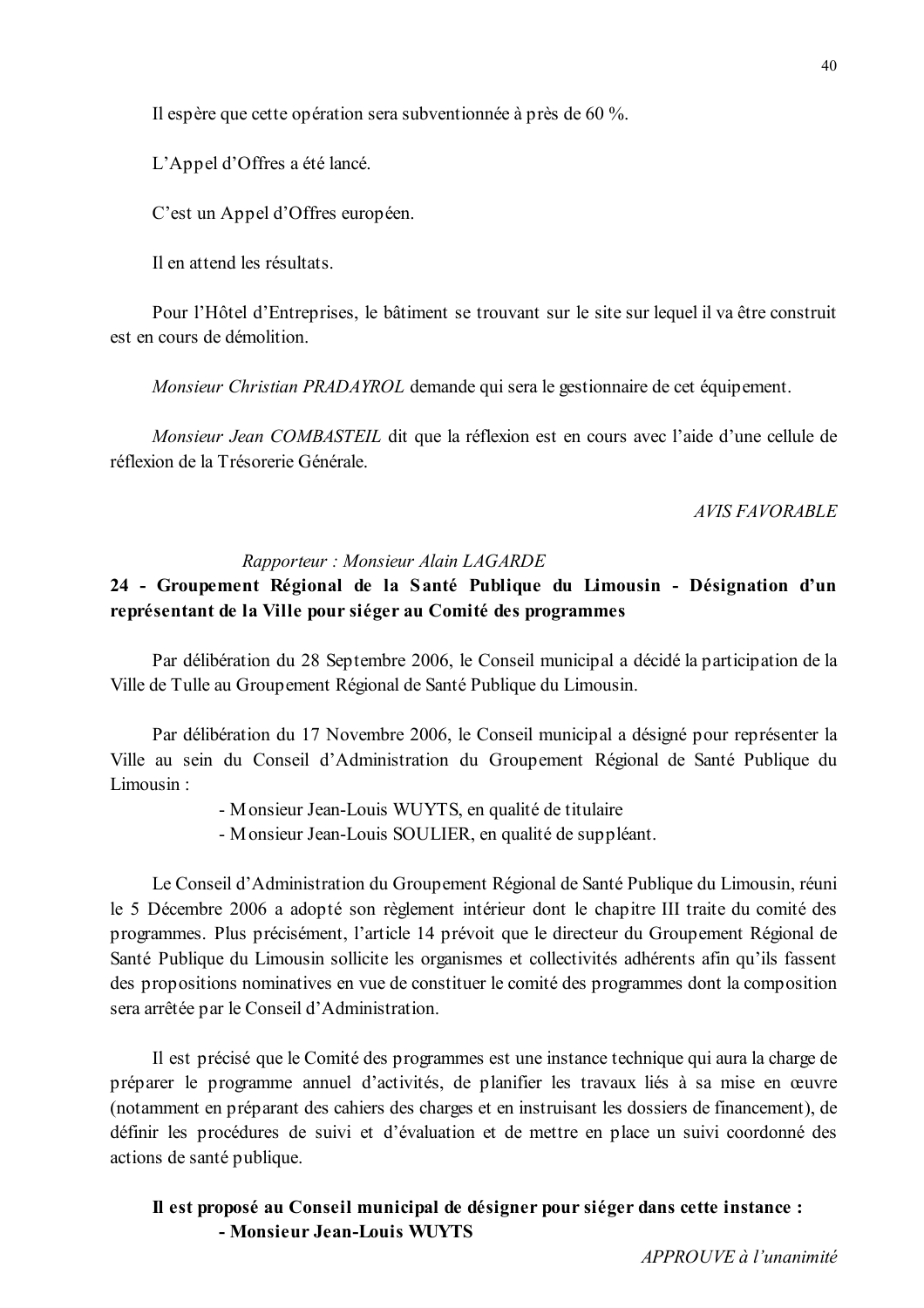Il espère que cette opération sera subventionnée à près de 60 %.

L'Appel d'Offres a été lancé.

C'est un Appel d'Offres européen.

Il en attend les résultats.

Pour l'Hôtel d'Entreprises, le bâtiment se trouvant sur le site sur lequel il va être construit est en cours de démolition.

*Monsieur Christian PRADAYROL* demande qui sera le gestionnaire de cet équipement.

*Monsieur Jean COMBASTEIL* dit que la réflexion est en cours avec l'aide d'une cellule de réflexion de la Trésorerie Générale.

*AVIS FAVORABLE*

*Rapporteur : Monsieur Alain LAGARDE*

**24 - Groupement Régional de la Santé Publique du Limousin - Désignation d'un représentant de la Ville pour siéger au Comité des programmes**

Par délibération du 28 Septembre 2006, le Conseil municipal a décidé la participation de la Ville de Tulle au Groupement Régional de Santé Publique du Limousin.

Par délibération du 17 Novembre 2006, le Conseil municipal a désigné pour représenter la Ville au sein du Conseil d'Administration du Groupement Régional de Santé Publique du Limousin :

- Monsieur Jean-Louis WUYTS, en qualité de titulaire
- Monsieur Jean-Louis SOULIER, en qualité de suppléant.

Le Conseil d'Administration du Groupement Régional de Santé Publique du Limousin, réuni le 5 Décembre 2006 a adopté son règlement intérieur dont le chapitre III traite du comité des programmes. Plus précisément, l'article 14 prévoit que le directeur du Groupement Régional de Santé Publique du Limousin sollicite les organismes et collectivités adhérents afin qu'ils fassent des propositions nominatives en vue de constituer le comité des programmes dont la composition sera arrêtée par le Conseil d'Administration.

Il est précisé que le Comité des programmes est une instance technique qui aura la charge de préparer le programme annuel d'activités, de planifier les travaux liés à sa mise en œuvre (notamment en préparant des cahiers des charges et en instruisant les dossiers de financement), de définir les procédures de suivi et d'évaluation et de mettre en place un suivi coordonné des actions de santé publique.

**Il est proposé au Conseil municipal de désigner pour siéger dans cette instance :**
**- Monsieur Jean-Louis WUYTS**

*APPROUVE à l'unanimité*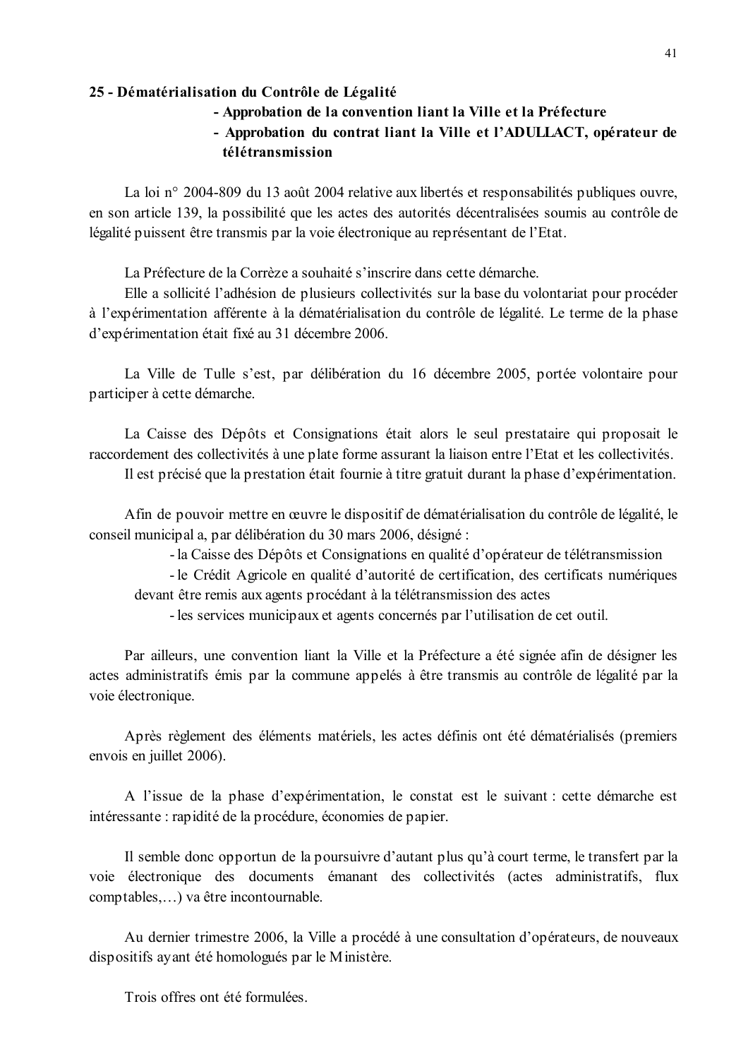**25 - Dématérialisation du Contrôle de Légalité**

**- Approbation de la convention liant la Ville et la Préfecture**

**- Approbation du contrat liant la Ville et l'ADULLACT, opérateur de télétransmission**

La loi n° 2004-809 du 13 août 2004 relative aux libertés et responsabilités publiques ouvre, en son article 139, la possibilité que les actes des autorités décentralisées soumis au contrôle de légalité puissent être transmis par la voie électronique au représentant de l'Etat.

La Préfecture de la Corrèze a souhaité s'inscrire dans cette démarche.

Elle a sollicité l'adhésion de plusieurs collectivités sur la base du volontariat pour procéder à l'expérimentation afférente à la dématérialisation du contrôle de légalité. Le terme de la phase d'expérimentation était fixé au 31 décembre 2006.

La Ville de Tulle s'est, par délibération du 16 décembre 2005, portée volontaire pour participer à cette démarche.

La Caisse des Dépôts et Consignations était alors le seul prestataire qui proposait le raccordement des collectivités à une plate forme assurant la liaison entre l'Etat et les collectivités.

Il est précisé que la prestation était fournie à titre gratuit durant la phase d'expérimentation.

Afin de pouvoir mettre en œuvre le dispositif de dématérialisation du contrôle de légalité, le conseil municipal a, par délibération du 30 mars 2006, désigné :

- la Caisse des Dépôts et Consignations en qualité d'opérateur de télétransmission
- le Crédit Agricole en qualité d'autorité de certification, des certificats numériques devant être remis aux agents procédant à la télétransmission des actes
- les services municipaux et agents concernés par l'utilisation de cet outil.

Par ailleurs, une convention liant la Ville et la Préfecture a été signée afin de désigner les actes administratifs émis par la commune appelés à être transmis au contrôle de légalité par la voie électronique.

Après règlement des éléments matériels, les actes définis ont été dématérialisés (premiers envois en juillet 2006).

A l'issue de la phase d'expérimentation, le constat est le suivant : cette démarche est intéressante : rapidité de la procédure, économies de papier.

Il semble donc opportun de la poursuivre d'autant plus qu'à court terme, le transfert par la voie électronique des documents émanant des collectivités (actes administratifs, flux comptables,…) va être incontournable.

Au dernier trimestre 2006, la Ville a procédé à une consultation d'opérateurs, de nouveaux dispositifs ayant été homologués par le Ministère.

Trois offres ont été formulées.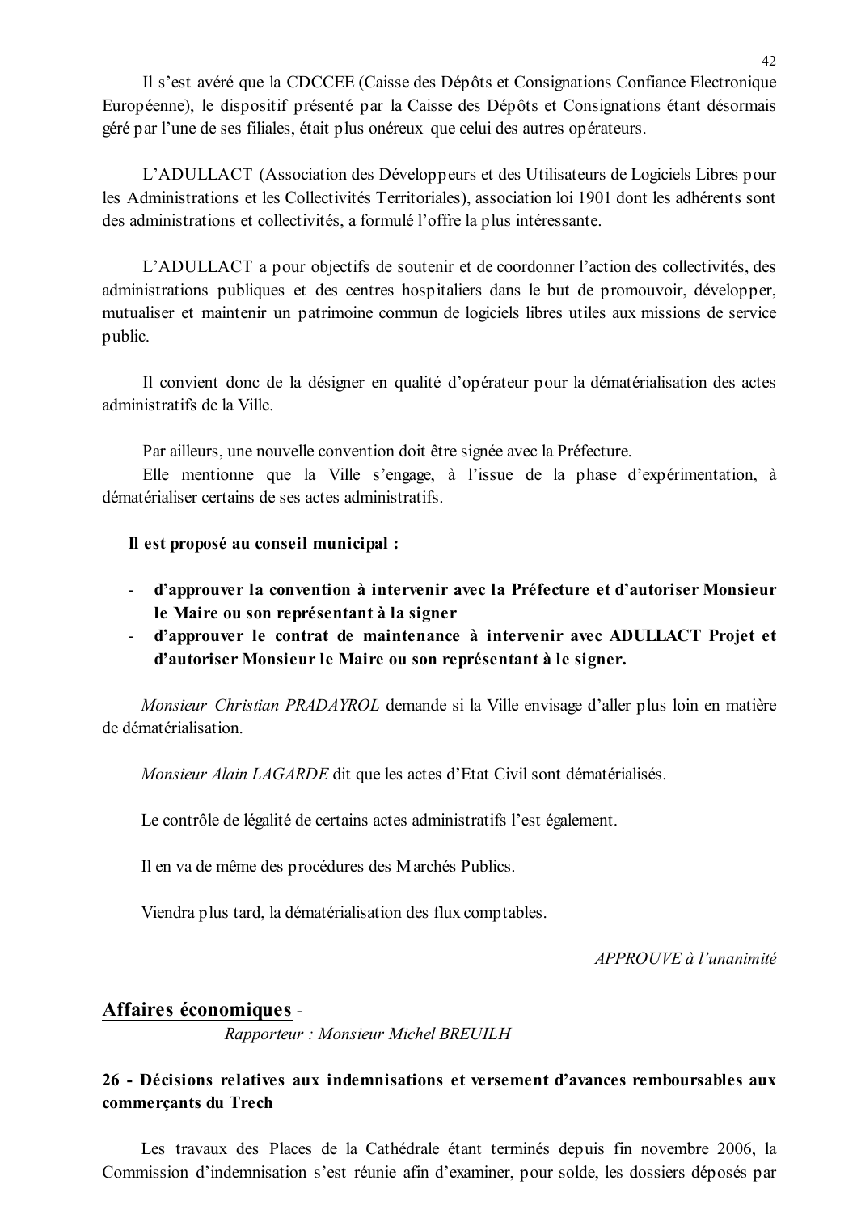Il s'est avéré que la CDCCEE (Caisse des Dépôts et Consignations Confiance Electronique Européenne), le dispositif présenté par la Caisse des Dépôts et Consignations étant désormais géré par l'une de ses filiales, était plus onéreux que celui des autres opérateurs.

L'ADULLACT (Association des Développeurs et des Utilisateurs de Logiciels Libres pour les Administrations et les Collectivités Territoriales), association loi 1901 dont les adhérents sont des administrations et collectivités, a formulé l'offre la plus intéressante.

L'ADULLACT a pour objectifs de soutenir et de coordonner l'action des collectivités, des administrations publiques et des centres hospitaliers dans le but de promouvoir, développer, mutualiser et maintenir un patrimoine commun de logiciels libres utiles aux missions de service public.

Il convient donc de la désigner en qualité d'opérateur pour la dématérialisation des actes administratifs de la Ville.

Par ailleurs, une nouvelle convention doit être signée avec la Préfecture.
Elle mentionne que la Ville s'engage, à l'issue de la phase d'expérimentation, à dématérialiser certains de ses actes administratifs.

**Il est proposé au conseil municipal :**

- **d'approuver la convention à intervenir avec la Préfecture et d'autoriser Monsieur le Maire ou son représentant à la signer**
- **d'approuver le contrat de maintenance à intervenir avec ADULLACT Projet et d'autoriser Monsieur le Maire ou son représentant à le signer.**

*Monsieur Christian PRADAYROL* demande si la Ville envisage d'aller plus loin en matière de dématérialisation.

*Monsieur Alain LAGARDE* dit que les actes d'Etat Civil sont dématérialisés.

Le contrôle de légalité de certains actes administratifs l'est également.

Il en va de même des procédures des Marchés Publics.

Viendra plus tard, la dématérialisation des flux comptables.

*APPROUVE à l'unanimité*

## Affaires économiques -

*Rapporteur : Monsieur Michel BREUILH*

### 26 - Décisions relatives aux indemnisations et versement d'avances remboursables aux commerçants du Trech

Les travaux des Places de la Cathédrale étant terminés depuis fin novembre 2006, la Commission d'indemnisation s'est réunie afin d'examiner, pour solde, les dossiers déposés par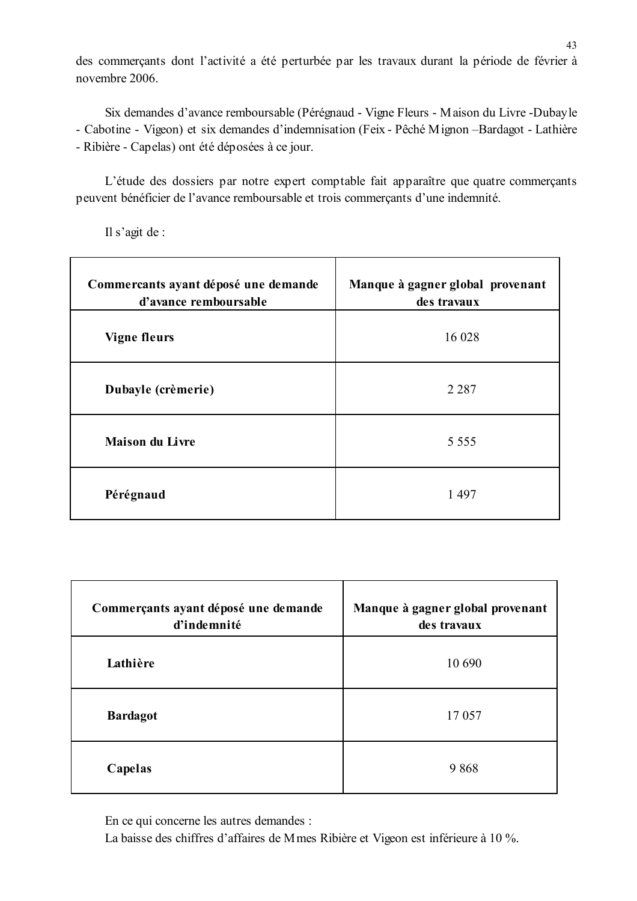des commerçants dont l'activité a été perturbée par les travaux durant la période de février à novembre 2006.

Six demandes d'avance remboursable (Pérégnaud - Vigne Fleurs - Maison du Livre -Dubayle - Cabotine - Vigeon) et six demandes d'indemnisation (Feix - Pêché Mignon –Bardagot - Lathière - Ribière - Capelas) ont été déposées à ce jour.

L'étude des dossiers par notre expert comptable fait apparaître que quatre commerçants peuvent bénéficier de l'avance remboursable et trois commerçants d'une indemnité.

Il s'agit de :

| Commercants ayant déposé une demande d'avance remboursable | Manque à gagner global provenant des travaux |
|---|---|
| Vigne fleurs | 16 028 |
| Dubayle (crèmerie) | 2 287 |
| Maison du Livre | 5 555 |
| Pérégnaud | 1 497 |

| Commerçants ayant déposé une demande d'indemnité | Manque à gagner global provenant des travaux |
|---|---|
| Lathière | 10 690 |
| Bardagot | 17 057 |
| Capelas | 9 868 |

En ce qui concerne les autres demandes :
La baisse des chiffres d'affaires de Mmes Ribière et Vigeon est inférieure à 10 %.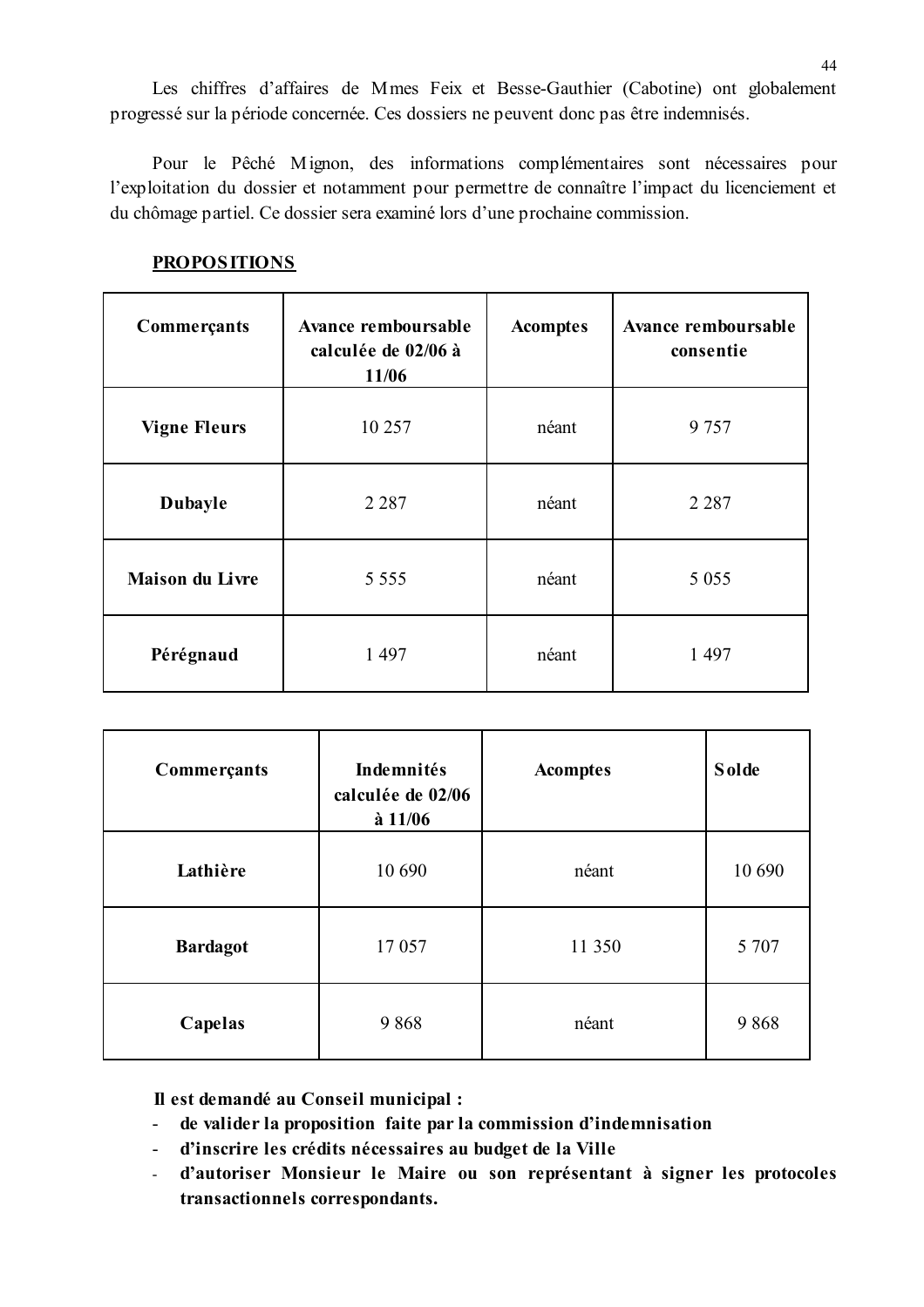Les chiffres d'affaires de Mmes Feix et Besse-Gauthier (Cabotine) ont globalement progressé sur la période concernée. Ces dossiers ne peuvent donc pas être indemnisés.

Pour le Pêché Mignon, des informations complémentaires sont nécessaires pour l'exploitation du dossier et notamment pour permettre de connaître l'impact du licenciement et du chômage partiel. Ce dossier sera examiné lors d'une prochaine commission.

**PROPOSITIONS**

| Commerçants | Avance remboursable calculée de 02/06 à 11/06 | Acomptes | Avance remboursable consentie |
|---|---|---|---|
| **Vigne Fleurs** | 10 257 | néant | 9 757 |
| **Dubayle** | 2 287 | néant | 2 287 |
| **Maison du Livre** | 5 555 | néant | 5 055 |
| **Pérégnaud** | 1 497 | néant | 1 497 |

| Commerçants | Indemnités calculée de 02/06 à 11/06 | Acomptes | Solde |
|---|---|---|---|
| **Lathière** | 10 690 | néant | 10 690 |
| **Bardagot** | 17 057 | 11 350 | 5 707 |
| **Capelas** | 9 868 | néant | 9 868 |

**Il est demandé au Conseil municipal :**

- **de valider la proposition faite par la commission d'indemnisation**
- **d'inscrire les crédits nécessaires au budget de la Ville**
- **d'autoriser Monsieur le Maire ou son représentant à signer les protocoles transactionnels correspondants.**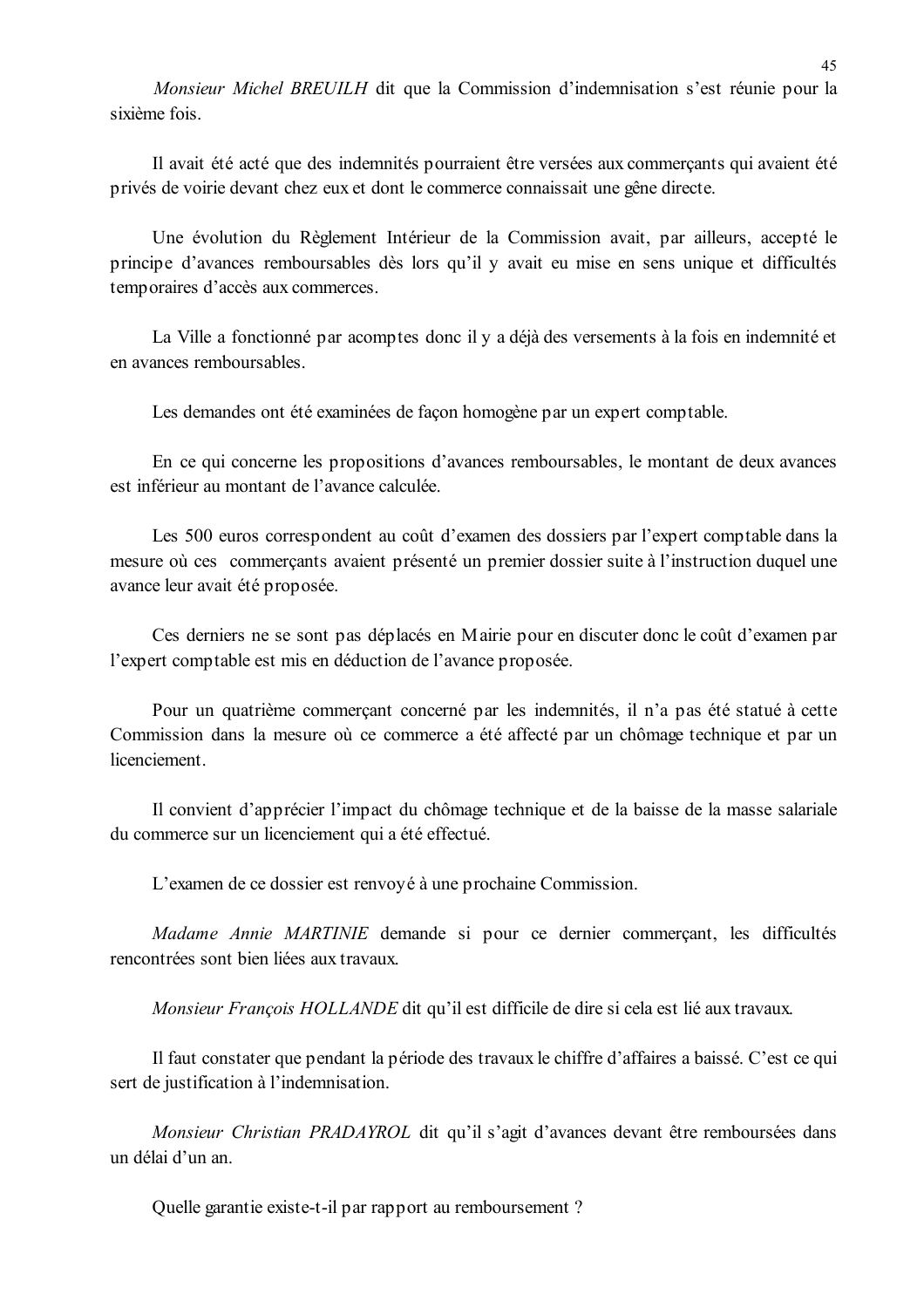*Monsieur Michel BREUILH* dit que la Commission d'indemnisation s'est réunie pour la sixième fois.

Il avait été acté que des indemnités pourraient être versées aux commerçants qui avaient été privés de voirie devant chez eux et dont le commerce connaissait une gêne directe.

Une évolution du Règlement Intérieur de la Commission avait, par ailleurs, accepté le principe d'avances remboursables dès lors qu'il y avait eu mise en sens unique et difficultés temporaires d'accès aux commerces.

La Ville a fonctionné par acomptes donc il y a déjà des versements à la fois en indemnité et en avances remboursables.

Les demandes ont été examinées de façon homogène par un expert comptable.

En ce qui concerne les propositions d'avances remboursables, le montant de deux avances est inférieur au montant de l'avance calculée.

Les 500 euros correspondent au coût d'examen des dossiers par l'expert comptable dans la mesure où ces commerçants avaient présenté un premier dossier suite à l'instruction duquel une avance leur avait été proposée.

Ces derniers ne se sont pas déplacés en Mairie pour en discuter donc le coût d'examen par l'expert comptable est mis en déduction de l'avance proposée.

Pour un quatrième commerçant concerné par les indemnités, il n'a pas été statué à cette Commission dans la mesure où ce commerce a été affecté par un chômage technique et par un licenciement.

Il convient d'apprécier l'impact du chômage technique et de la baisse de la masse salariale du commerce sur un licenciement qui a été effectué.

L'examen de ce dossier est renvoyé à une prochaine Commission.

*Madame Annie MARTINIE* demande si pour ce dernier commerçant, les difficultés rencontrées sont bien liées aux travaux.

*Monsieur François HOLLANDE* dit qu'il est difficile de dire si cela est lié aux travaux.

Il faut constater que pendant la période des travaux le chiffre d'affaires a baissé. C'est ce qui sert de justification à l'indemnisation.

*Monsieur Christian PRADAYROL* dit qu'il s'agit d'avances devant être remboursées dans un délai d'un an.

Quelle garantie existe-t-il par rapport au remboursement ?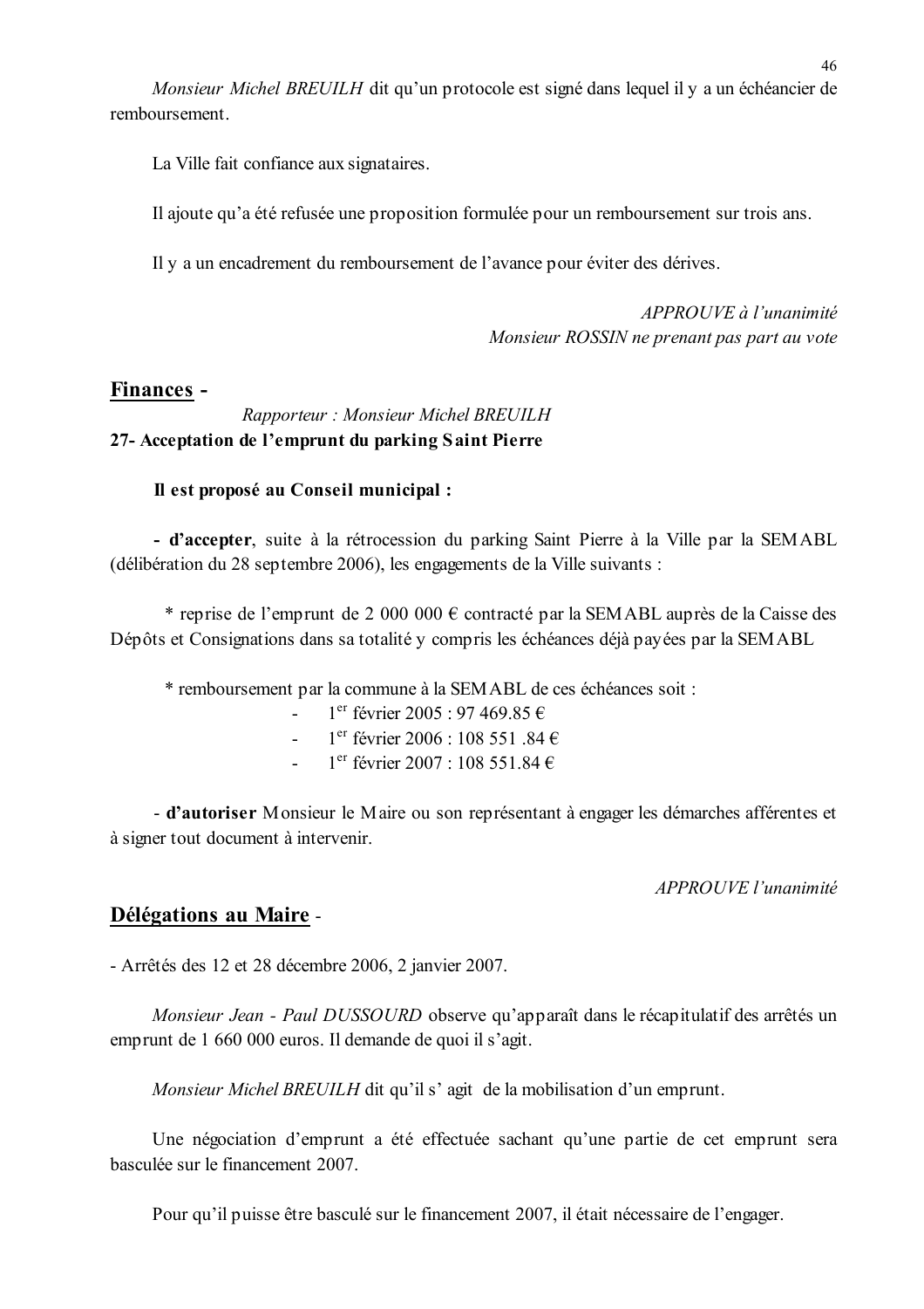*Monsieur Michel BREUILH* dit qu'un protocole est signé dans lequel il y a un échéancier de remboursement.

La Ville fait confiance aux signataires.

Il ajoute qu'a été refusée une proposition formulée pour un remboursement sur trois ans.

Il y a un encadrement du remboursement de l'avance pour éviter des dérives.

*APPROUVE à l'unanimité*
*Monsieur ROSSIN ne prenant pas part au vote*

## Finances -

*Rapporteur : Monsieur Michel BREUILH*

**27- Acceptation de l'emprunt du parking Saint Pierre**

**Il est proposé au Conseil municipal :**

**- d'accepter**, suite à la rétrocession du parking Saint Pierre à la Ville par la SEMABL (délibération du 28 septembre 2006), les engagements de la Ville suivants :

\* reprise de l'emprunt de 2 000 000 € contracté par la SEMABL auprès de la Caisse des Dépôts et Consignations dans sa totalité y compris les échéances déjà payées par la SEMABL

\* remboursement par la commune à la SEMABL de ces échéances soit :

- 1er février 2005 : 97 469.85 €
- 1er février 2006 : 108 551 .84 €
- 1er février 2007 : 108 551.84 €

- **d'autoriser** Monsieur le Maire ou son représentant à engager les démarches afférentes et à signer tout document à intervenir.

*APPROUVE l'unanimité*

## Délégations au Maire -

- Arrêtés des 12 et 28 décembre 2006, 2 janvier 2007.

*Monsieur Jean - Paul DUSSOURD* observe qu'apparaît dans le récapitulatif des arrêtés un emprunt de 1 660 000 euros. Il demande de quoi il s'agit.

*Monsieur Michel BREUILH* dit qu'il s' agit de la mobilisation d'un emprunt.

Une négociation d'emprunt a été effectuée sachant qu'une partie de cet emprunt sera basculée sur le financement 2007.

Pour qu'il puisse être basculé sur le financement 2007, il était nécessaire de l'engager.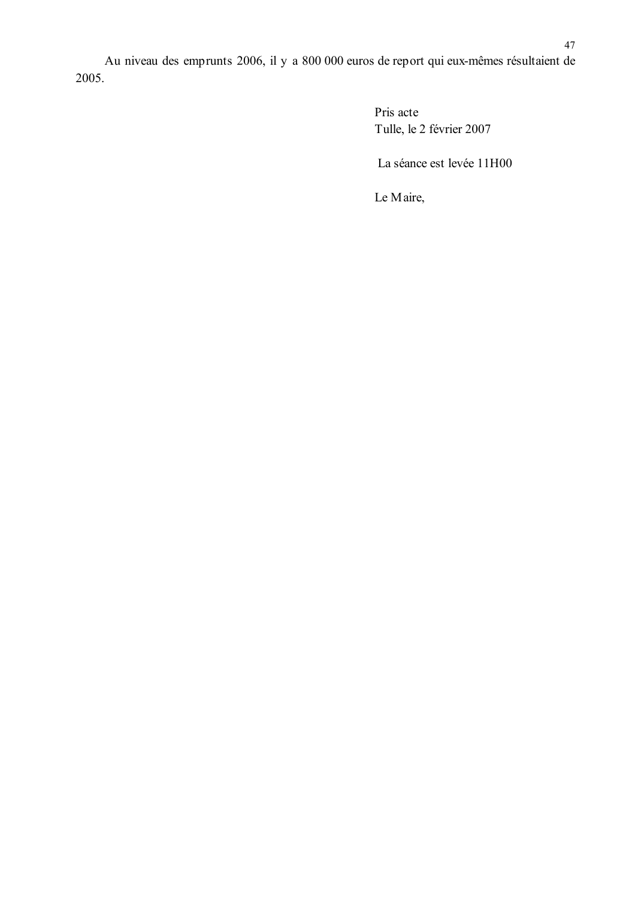Au niveau des emprunts 2006, il y a 800 000 euros de report qui eux-mêmes résultaient de 2005.

Pris acte
Tulle, le 2 février 2007

La séance est levée 11H00

Le Maire,